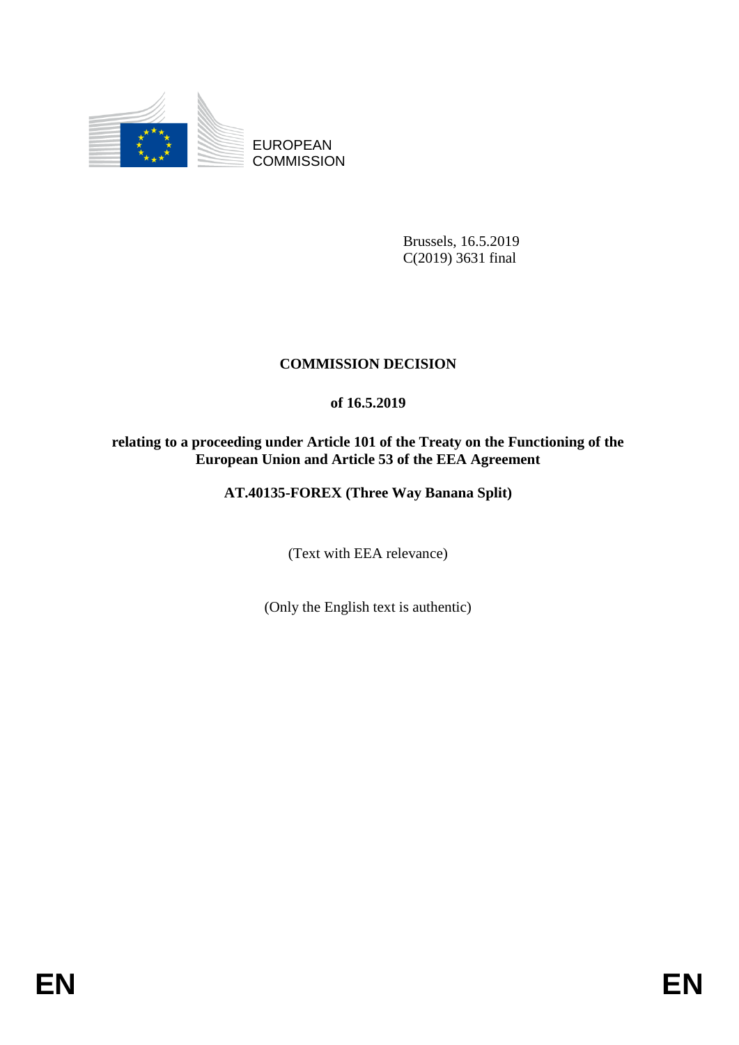EUROPEAN
COMMISSION

Brussels, 16.5.2019
C(2019) 3631 final

**COMMISSION DECISION**

**of 16.5.2019**

**relating to a proceeding under Article 101 of the Treaty on the Functioning of the European Union and Article 53 of the EEA Agreement**

**AT.40135-FOREX (Three Way Banana Split)**

(Text with EEA relevance)

(Only the English text is authentic)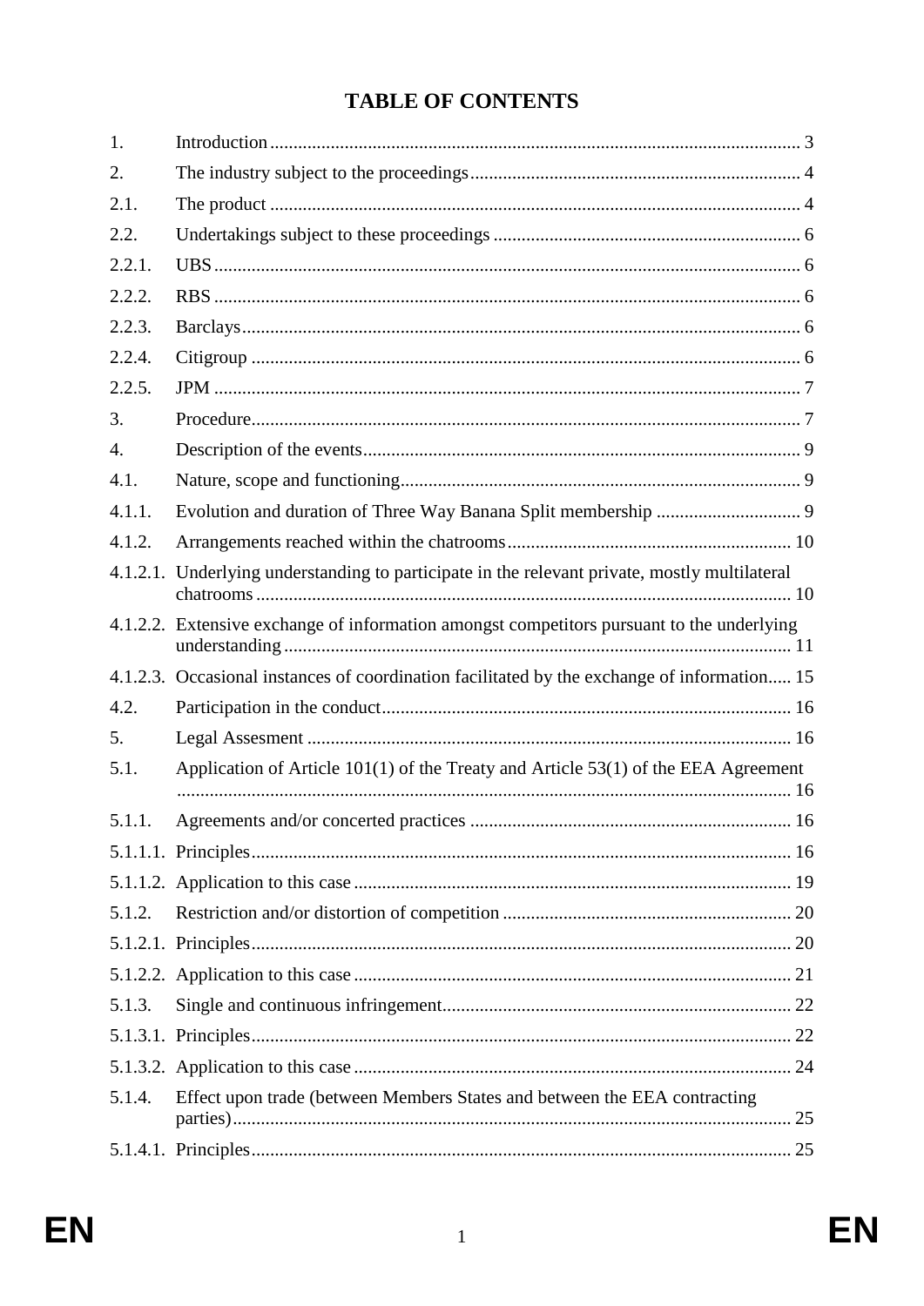# TABLE OF CONTENTS

| | | |
|---|---|---|
| 1. | Introduction | 3 |
| 2. | The industry subject to the proceedings | 4 |
| 2.1. | The product | 4 |
| 2.2. | Undertakings subject to these proceedings | 6 |
| 2.2.1. | UBS | 6 |
| 2.2.2. | RBS | 6 |
| 2.2.3. | Barclays | 6 |
| 2.2.4. | Citigroup | 6 |
| 2.2.5. | JPM | 7 |
| 3. | Procedure | 7 |
| 4. | Description of the events | 9 |
| 4.1. | Nature, scope and functioning | 9 |
| 4.1.1. | Evolution and duration of Three Way Banana Split membership | 9 |
| 4.1.2. | Arrangements reached within the chatrooms | 10 |
| 4.1.2.1. | Underlying understanding to participate in the relevant private, mostly multilateral chatrooms | 10 |
| 4.1.2.2. | Extensive exchange of information amongst competitors pursuant to the underlying understanding | 11 |
| 4.1.2.3. | Occasional instances of coordination facilitated by the exchange of information | 15 |
| 4.2. | Participation in the conduct | 16 |
| 5. | Legal Assesment | 16 |
| 5.1. | Application of Article 101(1) of the Treaty and Article 53(1) of the EEA Agreement | 16 |
| 5.1.1. | Agreements and/or concerted practices | 16 |
| 5.1.1.1. | Principles | 16 |
| 5.1.1.2. | Application to this case | 19 |
| 5.1.2. | Restriction and/or distortion of competition | 20 |
| 5.1.2.1. | Principles | 20 |
| 5.1.2.2. | Application to this case | 21 |
| 5.1.3. | Single and continuous infringement | 22 |
| 5.1.3.1. | Principles | 22 |
| 5.1.3.2. | Application to this case | 24 |
| 5.1.4. | Effect upon trade (between Members States and between the EEA contracting parties) | 25 |
| 5.1.4.1. | Principles | 25 |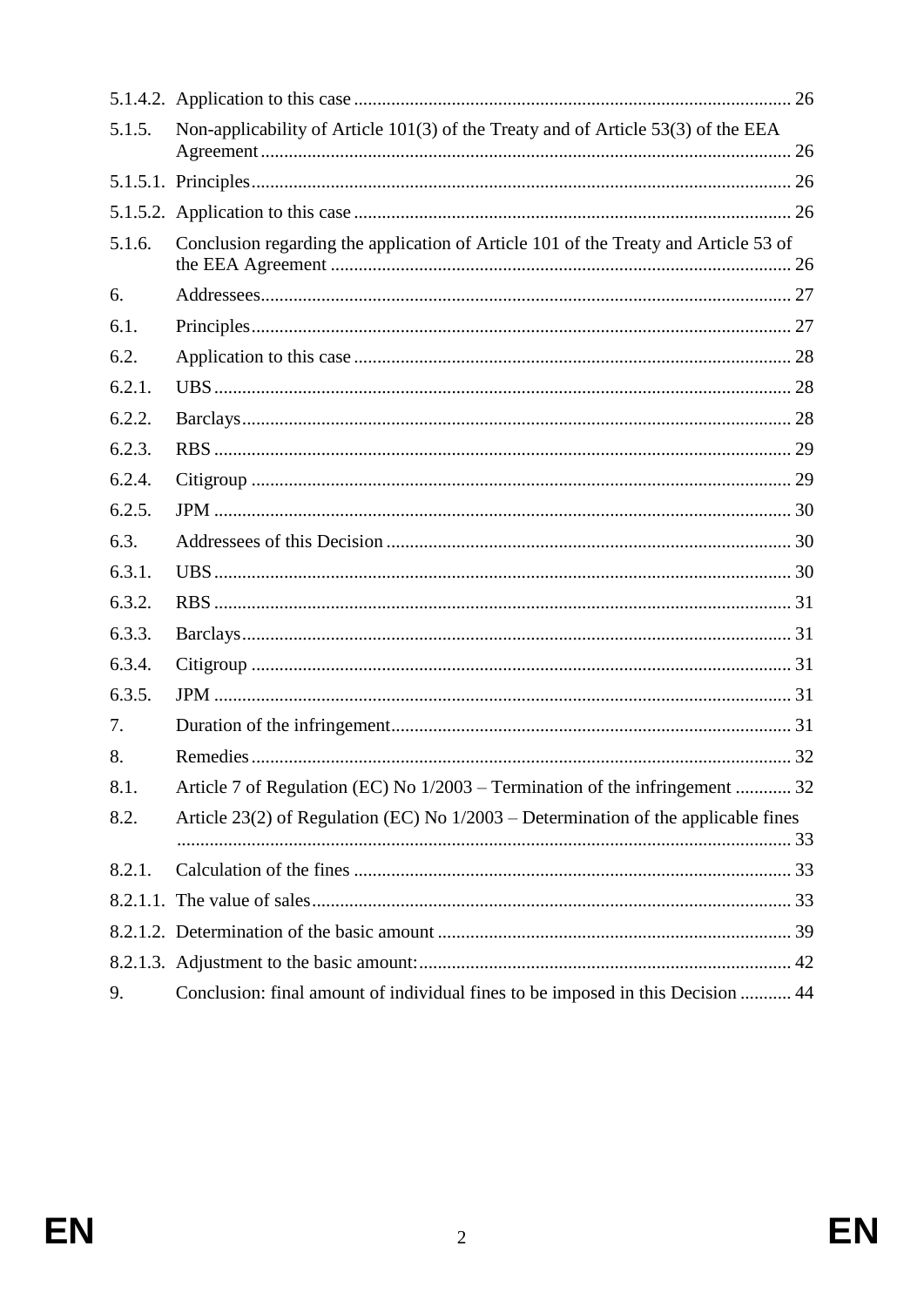5.1.4.2. Application to this case ............................................................................................ 26

5.1.5. Non-applicability of Article 101(3) of the Treaty and of Article 53(3) of the EEA Agreement ................................................................................................................ 26

5.1.5.1. Principles .................................................................................................................. 26

5.1.5.2. Application to this case ............................................................................................ 26

5.1.6. Conclusion regarding the application of Article 101 of the Treaty and Article 53 of the EEA Agreement .................................................................................................. 26

6. Addressees ................................................................................................................ 27

6.1. Principles .................................................................................................................. 27

6.2. Application to this case ............................................................................................ 28

6.2.1. UBS .......................................................................................................................... 28

6.2.2. Barclays .................................................................................................................... 28

6.2.3. RBS .......................................................................................................................... 29

6.2.4. Citigroup .................................................................................................................. 29

6.2.5. JPM .......................................................................................................................... 30

6.3. Addressees of this Decision ...................................................................................... 30

6.3.1. UBS .......................................................................................................................... 30

6.3.2. RBS .......................................................................................................................... 31

6.3.3. Barclays .................................................................................................................... 31

6.3.4. Citigroup .................................................................................................................. 31

6.3.5. JPM .......................................................................................................................... 31

7. Duration of the infringement ..................................................................................... 31

8. Remedies .................................................................................................................. 32

8.1. Article 7 of Regulation (EC) No 1/2003 – Termination of the infringement ............ 32

8.2. Article 23(2) of Regulation (EC) No 1/2003 – Determination of the applicable fines .................................................................................................................................. 33

8.2.1. Calculation of the fines ............................................................................................. 33

8.2.1.1. The value of sales ..................................................................................................... 33

8.2.1.2. Determination of the basic amount ........................................................................... 39

8.2.1.3. Adjustment to the basic amount: ............................................................................... 42

9. Conclusion: final amount of individual fines to be imposed in this Decision ........... 44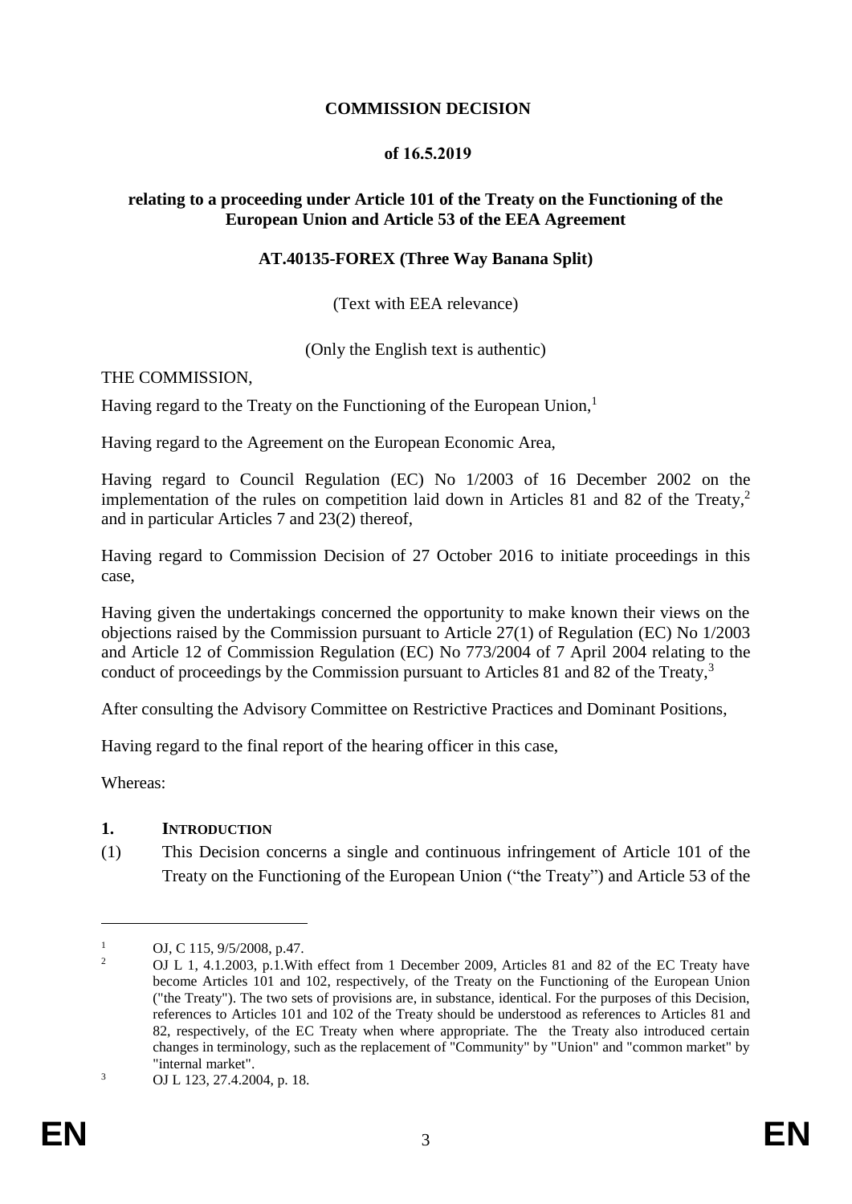**COMMISSION DECISION**

**of 16.5.2019**

**relating to a proceeding under Article 101 of the Treaty on the Functioning of the European Union and Article 53 of the EEA Agreement**

**AT.40135-FOREX (Three Way Banana Split)**

(Text with EEA relevance)

(Only the English text is authentic)

THE COMMISSION,

Having regard to the Treaty on the Functioning of the European Union,[1]

Having regard to the Agreement on the European Economic Area,

Having regard to Council Regulation (EC) No 1/2003 of 16 December 2002 on the implementation of the rules on competition laid down in Articles 81 and 82 of the Treaty,[2] and in particular Articles 7 and 23(2) thereof,

Having regard to Commission Decision of 27 October 2016 to initiate proceedings in this case,

Having given the undertakings concerned the opportunity to make known their views on the objections raised by the Commission pursuant to Article 27(1) of Regulation (EC) No 1/2003 and Article 12 of Commission Regulation (EC) No 773/2004 of 7 April 2004 relating to the conduct of proceedings by the Commission pursuant to Articles 81 and 82 of the Treaty,[3]

After consulting the Advisory Committee on Restrictive Practices and Dominant Positions,

Having regard to the final report of the hearing officer in this case,

Whereas:

## 1. INTRODUCTION

(1) This Decision concerns a single and continuous infringement of Article 101 of the Treaty on the Functioning of the European Union ("the Treaty") and Article 53 of the

---

[1] OJ, C 115, 9/5/2008, p.47.

[2] OJ L 1, 4.1.2003, p.1.With effect from 1 December 2009, Articles 81 and 82 of the EC Treaty have become Articles 101 and 102, respectively, of the Treaty on the Functioning of the European Union ("the Treaty"). The two sets of provisions are, in substance, identical. For the purposes of this Decision, references to Articles 101 and 102 of the Treaty should be understood as references to Articles 81 and 82, respectively, of the EC Treaty when where appropriate. The the Treaty also introduced certain changes in terminology, such as the replacement of "Community" by "Union" and "common market" by "internal market".

[3] OJ L 123, 27.4.2004, p. 18.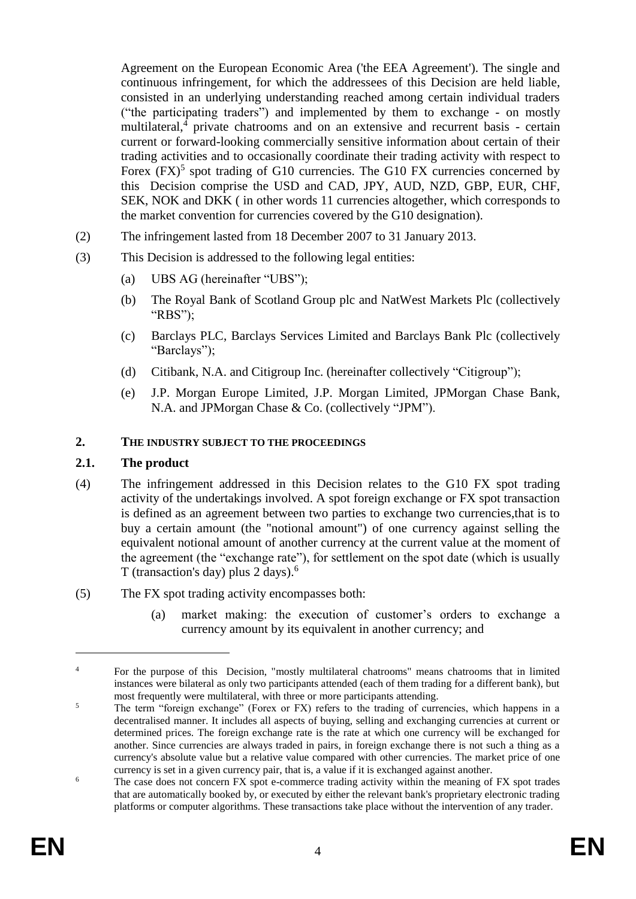Agreement on the European Economic Area ('the EEA Agreement'). The single and continuous infringement, for which the addressees of this Decision are held liable, consisted in an underlying understanding reached among certain individual traders ("the participating traders") and implemented by them to exchange - on mostly multilateral,[4] private chatrooms and on an extensive and recurrent basis - certain current or forward-looking commercially sensitive information about certain of their trading activities and to occasionally coordinate their trading activity with respect to Forex (FX)[5] spot trading of G10 currencies. The G10 FX currencies concerned by this Decision comprise the USD and CAD, JPY, AUD, NZD, GBP, EUR, CHF, SEK, NOK and DKK ( in other words 11 currencies altogether, which corresponds to the market convention for currencies covered by the G10 designation).

(2) The infringement lasted from 18 December 2007 to 31 January 2013.

(3) This Decision is addressed to the following legal entities:

(a) UBS AG (hereinafter "UBS");

(b) The Royal Bank of Scotland Group plc and NatWest Markets Plc (collectively "RBS");

(c) Barclays PLC, Barclays Services Limited and Barclays Bank Plc (collectively "Barclays");

(d) Citibank, N.A. and Citigroup Inc. (hereinafter collectively "Citigroup");

(e) J.P. Morgan Europe Limited, J.P. Morgan Limited, JPMorgan Chase Bank, N.A. and JPMorgan Chase & Co. (collectively "JPM").

## 2. THE INDUSTRY SUBJECT TO THE PROCEEDINGS

### 2.1. The product

(4) The infringement addressed in this Decision relates to the G10 FX spot trading activity of the undertakings involved. A spot foreign exchange or FX spot transaction is defined as an agreement between two parties to exchange two currencies,that is to buy a certain amount (the "notional amount") of one currency against selling the equivalent notional amount of another currency at the current value at the moment of the agreement (the "exchange rate"), for settlement on the spot date (which is usually T (transaction's day) plus 2 days).[6]

(5) The FX spot trading activity encompasses both:

(a) market making: the execution of customer's orders to exchange a currency amount by its equivalent in another currency; and

---

[4] For the purpose of this Decision, "mostly multilateral chatrooms" means chatrooms that in limited instances were bilateral as only two participants attended (each of them trading for a different bank), but most frequently were multilateral, with three or more participants attending.

[5] The term "foreign exchange" (Forex or FX) refers to the trading of currencies, which happens in a decentralised manner. It includes all aspects of buying, selling and exchanging currencies at current or determined prices. The foreign exchange rate is the rate at which one currency will be exchanged for another. Since currencies are always traded in pairs, in foreign exchange there is not such a thing as a currency's absolute value but a relative value compared with other currencies. The market price of one currency is set in a given currency pair, that is, a value if it is exchanged against another.

[6] The case does not concern FX spot e-commerce trading activity within the meaning of FX spot trades that are automatically booked by, or executed by either the relevant bank's proprietary electronic trading platforms or computer algorithms. These transactions take place without the intervention of any trader.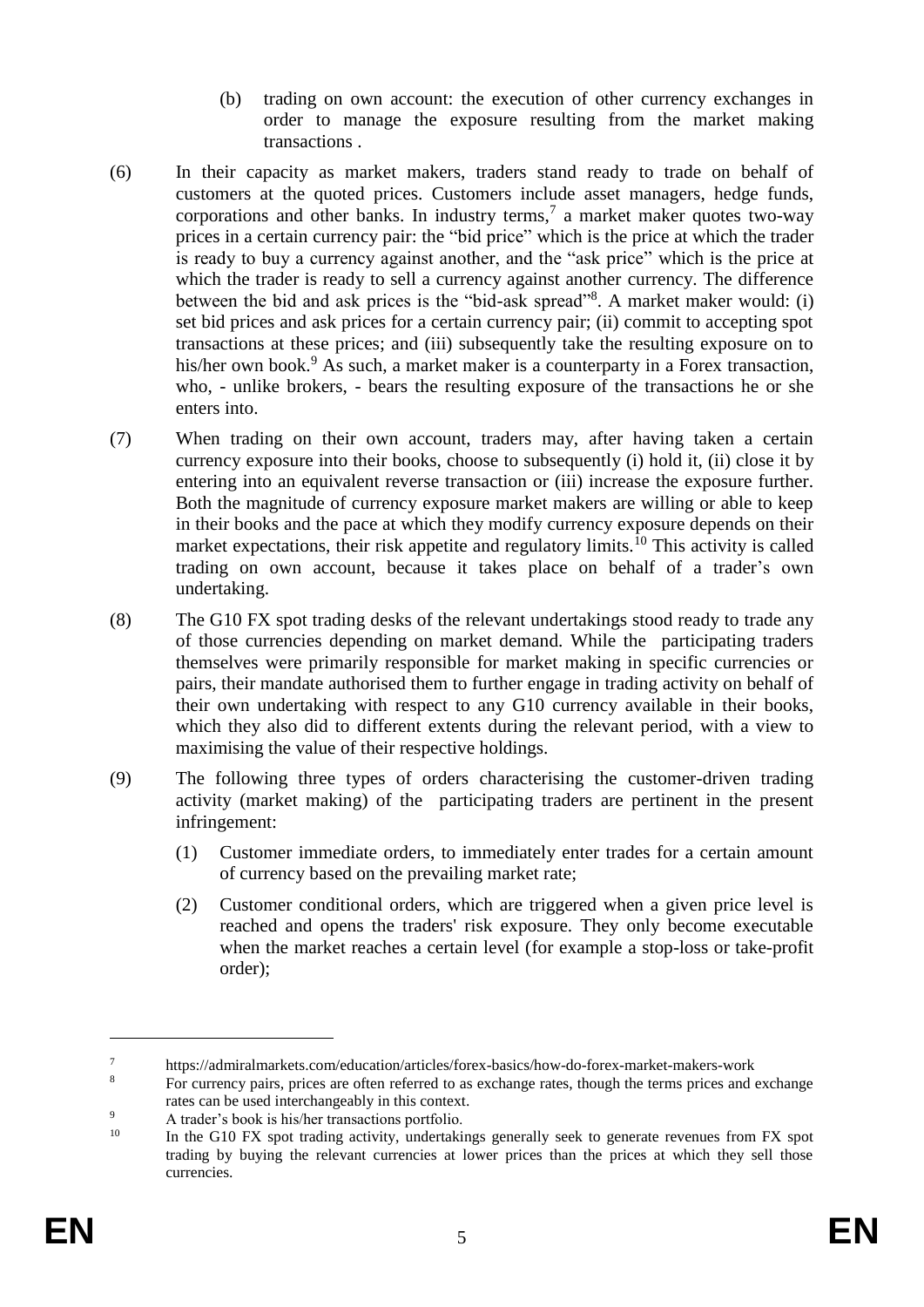(b) trading on own account: the execution of other currency exchanges in order to manage the exposure resulting from the market making transactions .

(6) In their capacity as market makers, traders stand ready to trade on behalf of customers at the quoted prices. Customers include asset managers, hedge funds, corporations and other banks. In industry terms,[7] a market maker quotes two-way prices in a certain currency pair: the "bid price" which is the price at which the trader is ready to buy a currency against another, and the "ask price" which is the price at which the trader is ready to sell a currency against another currency. The difference between the bid and ask prices is the "bid-ask spread"[8]. A market maker would: (i) set bid prices and ask prices for a certain currency pair; (ii) commit to accepting spot transactions at these prices; and (iii) subsequently take the resulting exposure on to his/her own book.[9] As such, a market maker is a counterparty in a Forex transaction, who, - unlike brokers, - bears the resulting exposure of the transactions he or she enters into.

(7) When trading on their own account, traders may, after having taken a certain currency exposure into their books, choose to subsequently (i) hold it, (ii) close it by entering into an equivalent reverse transaction or (iii) increase the exposure further. Both the magnitude of currency exposure market makers are willing or able to keep in their books and the pace at which they modify currency exposure depends on their market expectations, their risk appetite and regulatory limits.[10] This activity is called trading on own account, because it takes place on behalf of a trader's own undertaking.

(8) The G10 FX spot trading desks of the relevant undertakings stood ready to trade any of those currencies depending on market demand. While the participating traders themselves were primarily responsible for market making in specific currencies or pairs, their mandate authorised them to further engage in trading activity on behalf of their own undertaking with respect to any G10 currency available in their books, which they also did to different extents during the relevant period, with a view to maximising the value of their respective holdings.

(9) The following three types of orders characterising the customer-driven trading activity (market making) of the participating traders are pertinent in the present infringement:

(1) Customer immediate orders, to immediately enter trades for a certain amount of currency based on the prevailing market rate;

(2) Customer conditional orders, which are triggered when a given price level is reached and opens the traders' risk exposure. They only become executable when the market reaches a certain level (for example a stop-loss or take-profit order);

---

[7] https://admiralmarkets.com/education/articles/forex-basics/how-do-forex-market-makers-work

[8] For currency pairs, prices are often referred to as exchange rates, though the terms prices and exchange rates can be used interchangeably in this context.

[9] A trader's book is his/her transactions portfolio.

[10] In the G10 FX spot trading activity, undertakings generally seek to generate revenues from FX spot trading by buying the relevant currencies at lower prices than the prices at which they sell those currencies.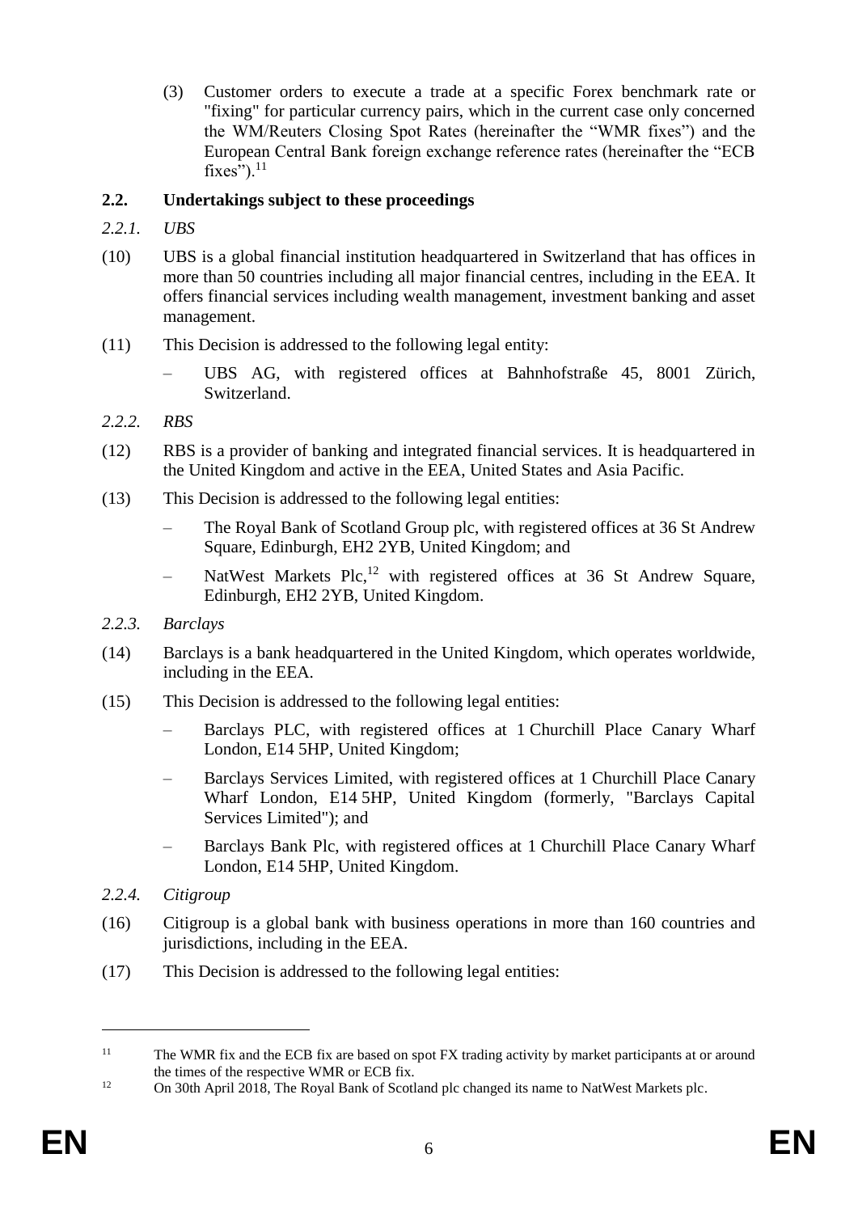(3) Customer orders to execute a trade at a specific Forex benchmark rate or "fixing" for particular currency pairs, which in the current case only concerned the WM/Reuters Closing Spot Rates (hereinafter the "WMR fixes") and the European Central Bank foreign exchange reference rates (hereinafter the "ECB fixes").[11]

## 2.2. Undertakings subject to these proceedings

### *2.2.1. UBS*

(10) UBS is a global financial institution headquartered in Switzerland that has offices in more than 50 countries including all major financial centres, including in the EEA. It offers financial services including wealth management, investment banking and asset management.

(11) This Decision is addressed to the following legal entity:

– UBS AG, with registered offices at Bahnhofstraße 45, 8001 Zürich, Switzerland.

### *2.2.2. RBS*

(12) RBS is a provider of banking and integrated financial services. It is headquartered in the United Kingdom and active in the EEA, United States and Asia Pacific.

(13) This Decision is addressed to the following legal entities:

– The Royal Bank of Scotland Group plc, with registered offices at 36 St Andrew Square, Edinburgh, EH2 2YB, United Kingdom; and

– NatWest Markets Plc,[12] with registered offices at 36 St Andrew Square, Edinburgh, EH2 2YB, United Kingdom.

### *2.2.3. Barclays*

(14) Barclays is a bank headquartered in the United Kingdom, which operates worldwide, including in the EEA.

(15) This Decision is addressed to the following legal entities:

– Barclays PLC, with registered offices at 1 Churchill Place Canary Wharf London, E14 5HP, United Kingdom;

– Barclays Services Limited, with registered offices at 1 Churchill Place Canary Wharf London, E14 5HP, United Kingdom (formerly, "Barclays Capital Services Limited"); and

– Barclays Bank Plc, with registered offices at 1 Churchill Place Canary Wharf London, E14 5HP, United Kingdom.

### *2.2.4. Citigroup*

(16) Citigroup is a global bank with business operations in more than 160 countries and jurisdictions, including in the EEA.

(17) This Decision is addressed to the following legal entities:

---

[11] The WMR fix and the ECB fix are based on spot FX trading activity by market participants at or around the times of the respective WMR or ECB fix.

[12] On 30th April 2018, The Royal Bank of Scotland plc changed its name to NatWest Markets plc.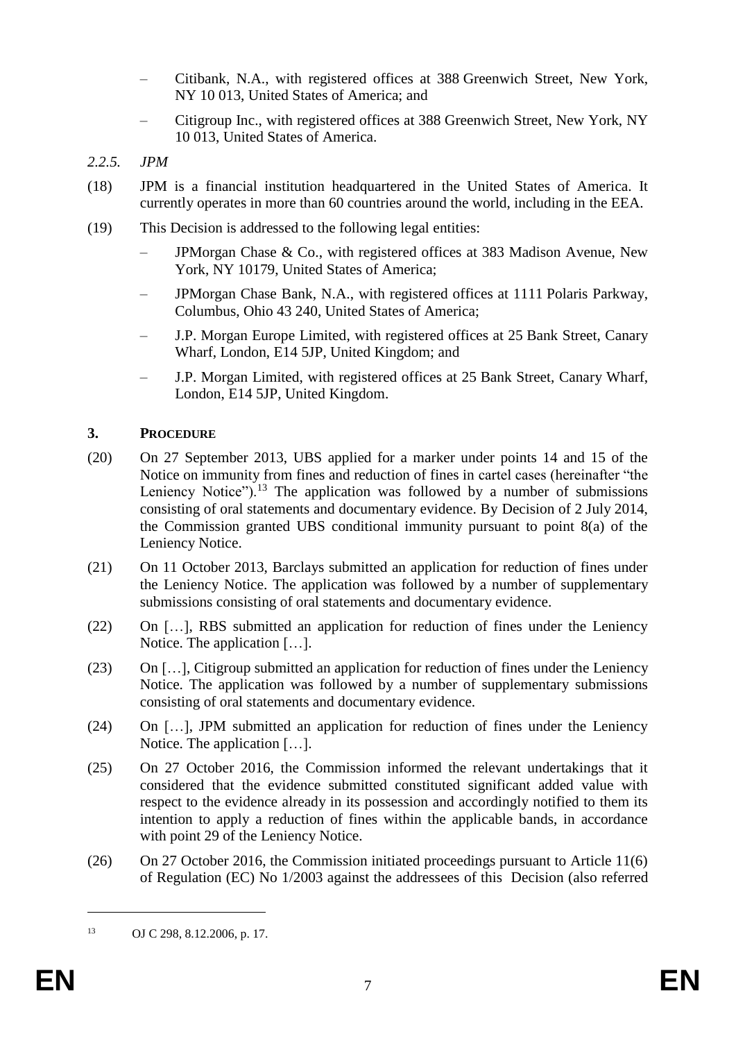– Citibank, N.A., with registered offices at 388 Greenwich Street, New York, NY 10 013, United States of America; and

– Citigroup Inc., with registered offices at 388 Greenwich Street, New York, NY 10 013, United States of America.

*2.2.5. JPM*

(18) JPM is a financial institution headquartered in the United States of America. It currently operates in more than 60 countries around the world, including in the EEA.

(19) This Decision is addressed to the following legal entities:

– JPMorgan Chase & Co., with registered offices at 383 Madison Avenue, New York, NY 10179, United States of America;

– JPMorgan Chase Bank, N.A., with registered offices at 1111 Polaris Parkway, Columbus, Ohio 43 240, United States of America;

– J.P. Morgan Europe Limited, with registered offices at 25 Bank Street, Canary Wharf, London, E14 5JP, United Kingdom; and

– J.P. Morgan Limited, with registered offices at 25 Bank Street, Canary Wharf, London, E14 5JP, United Kingdom.

## 3. PROCEDURE

(20) On 27 September 2013, UBS applied for a marker under points 14 and 15 of the Notice on immunity from fines and reduction of fines in cartel cases (hereinafter "the Leniency Notice").[13] The application was followed by a number of submissions consisting of oral statements and documentary evidence. By Decision of 2 July 2014, the Commission granted UBS conditional immunity pursuant to point 8(a) of the Leniency Notice.

(21) On 11 October 2013, Barclays submitted an application for reduction of fines under the Leniency Notice. The application was followed by a number of supplementary submissions consisting of oral statements and documentary evidence.

(22) On […], RBS submitted an application for reduction of fines under the Leniency Notice. The application […].

(23) On […], Citigroup submitted an application for reduction of fines under the Leniency Notice. The application was followed by a number of supplementary submissions consisting of oral statements and documentary evidence.

(24) On […], JPM submitted an application for reduction of fines under the Leniency Notice. The application […].

(25) On 27 October 2016, the Commission informed the relevant undertakings that it considered that the evidence submitted constituted significant added value with respect to the evidence already in its possession and accordingly notified to them its intention to apply a reduction of fines within the applicable bands, in accordance with point 29 of the Leniency Notice.

(26) On 27 October 2016, the Commission initiated proceedings pursuant to Article 11(6) of Regulation (EC) No 1/2003 against the addressees of this Decision (also referred

[13] OJ C 298, 8.12.2006, p. 17.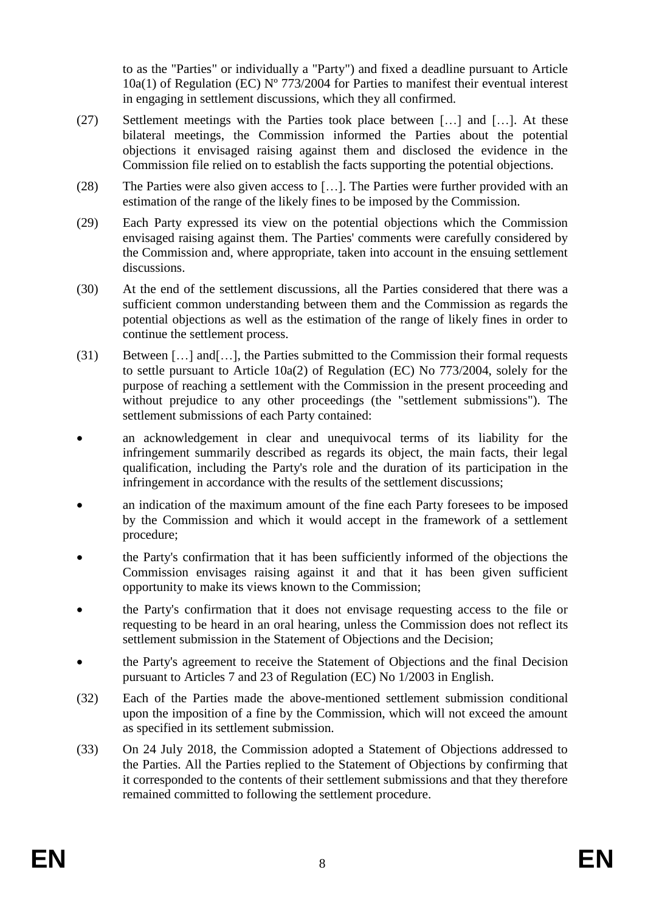to as the "Parties" or individually a "Party") and fixed a deadline pursuant to Article 10a(1) of Regulation (EC) Nº 773/2004 for Parties to manifest their eventual interest in engaging in settlement discussions, which they all confirmed.

(27) Settlement meetings with the Parties took place between […] and […]. At these bilateral meetings, the Commission informed the Parties about the potential objections it envisaged raising against them and disclosed the evidence in the Commission file relied on to establish the facts supporting the potential objections.

(28) The Parties were also given access to […]. The Parties were further provided with an estimation of the range of the likely fines to be imposed by the Commission.

(29) Each Party expressed its view on the potential objections which the Commission envisaged raising against them. The Parties' comments were carefully considered by the Commission and, where appropriate, taken into account in the ensuing settlement discussions.

(30) At the end of the settlement discussions, all the Parties considered that there was a sufficient common understanding between them and the Commission as regards the potential objections as well as the estimation of the range of likely fines in order to continue the settlement process.

(31) Between […] and[…], the Parties submitted to the Commission their formal requests to settle pursuant to Article 10a(2) of Regulation (EC) No 773/2004, solely for the purpose of reaching a settlement with the Commission in the present proceeding and without prejudice to any other proceedings (the "settlement submissions"). The settlement submissions of each Party contained:

- an acknowledgement in clear and unequivocal terms of its liability for the infringement summarily described as regards its object, the main facts, their legal qualification, including the Party's role and the duration of its participation in the infringement in accordance with the results of the settlement discussions;
- an indication of the maximum amount of the fine each Party foresees to be imposed by the Commission and which it would accept in the framework of a settlement procedure;
- the Party's confirmation that it has been sufficiently informed of the objections the Commission envisages raising against it and that it has been given sufficient opportunity to make its views known to the Commission;
- the Party's confirmation that it does not envisage requesting access to the file or requesting to be heard in an oral hearing, unless the Commission does not reflect its settlement submission in the Statement of Objections and the Decision;
- the Party's agreement to receive the Statement of Objections and the final Decision pursuant to Articles 7 and 23 of Regulation (EC) No 1/2003 in English.

(32) Each of the Parties made the above-mentioned settlement submission conditional upon the imposition of a fine by the Commission, which will not exceed the amount as specified in its settlement submission.

(33) On 24 July 2018, the Commission adopted a Statement of Objections addressed to the Parties. All the Parties replied to the Statement of Objections by confirming that it corresponded to the contents of their settlement submissions and that they therefore remained committed to following the settlement procedure.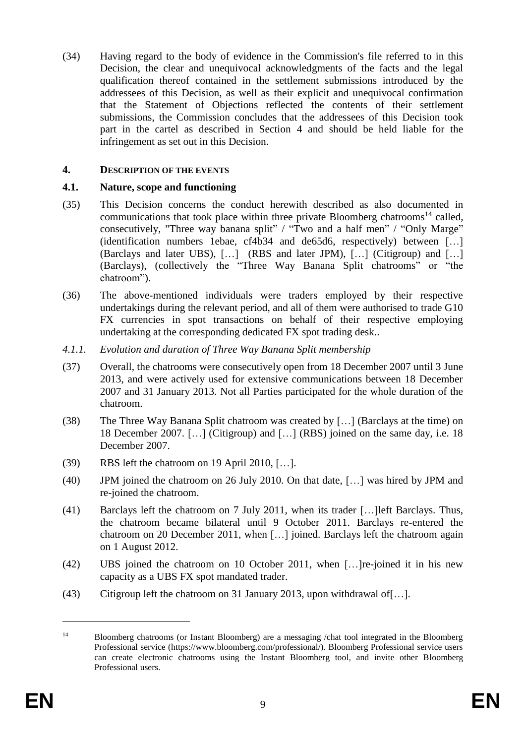(34) Having regard to the body of evidence in the Commission's file referred to in this Decision, the clear and unequivocal acknowledgments of the facts and the legal qualification thereof contained in the settlement submissions introduced by the addressees of this Decision, as well as their explicit and unequivocal confirmation that the Statement of Objections reflected the contents of their settlement submissions, the Commission concludes that the addressees of this Decision took part in the cartel as described in Section 4 and should be held liable for the infringement as set out in this Decision.

## 4. DESCRIPTION OF THE EVENTS

### 4.1. Nature, scope and functioning

(35) This Decision concerns the conduct herewith described as also documented in communications that took place within three private Bloomberg chatrooms[14] called, consecutively, "Three way banana split" / "Two and a half men" / "Only Marge" (identification numbers 1ebae, cf4b34 and de65d6, respectively) between […] (Barclays and later UBS), […] (RBS and later JPM), […] (Citigroup) and […] (Barclays), (collectively the "Three Way Banana Split chatrooms" or "the chatroom").

(36) The above-mentioned individuals were traders employed by their respective undertakings during the relevant period, and all of them were authorised to trade G10 FX currencies in spot transactions on behalf of their respective employing undertaking at the corresponding dedicated FX spot trading desk..

#### *4.1.1. Evolution and duration of Three Way Banana Split membership*

(37) Overall, the chatrooms were consecutively open from 18 December 2007 until 3 June 2013, and were actively used for extensive communications between 18 December 2007 and 31 January 2013. Not all Parties participated for the whole duration of the chatroom.

(38) The Three Way Banana Split chatroom was created by […] (Barclays at the time) on 18 December 2007. […] (Citigroup) and […] (RBS) joined on the same day, i.e. 18 December 2007.

(39) RBS left the chatroom on 19 April 2010, […].

(40) JPM joined the chatroom on 26 July 2010. On that date, […] was hired by JPM and re-joined the chatroom.

(41) Barclays left the chatroom on 7 July 2011, when its trader […]left Barclays. Thus, the chatroom became bilateral until 9 October 2011. Barclays re-entered the chatroom on 20 December 2011, when […] joined. Barclays left the chatroom again on 1 August 2012.

(42) UBS joined the chatroom on 10 October 2011, when […]re-joined it in his new capacity as a UBS FX spot mandated trader.

(43) Citigroup left the chatroom on 31 January 2013, upon withdrawal of[…].

---

[14] Bloomberg chatrooms (or Instant Bloomberg) are a messaging /chat tool integrated in the Bloomberg Professional service (https://www.bloomberg.com/professional/). Bloomberg Professional service users can create electronic chatrooms using the Instant Bloomberg tool, and invite other Bloomberg Professional users.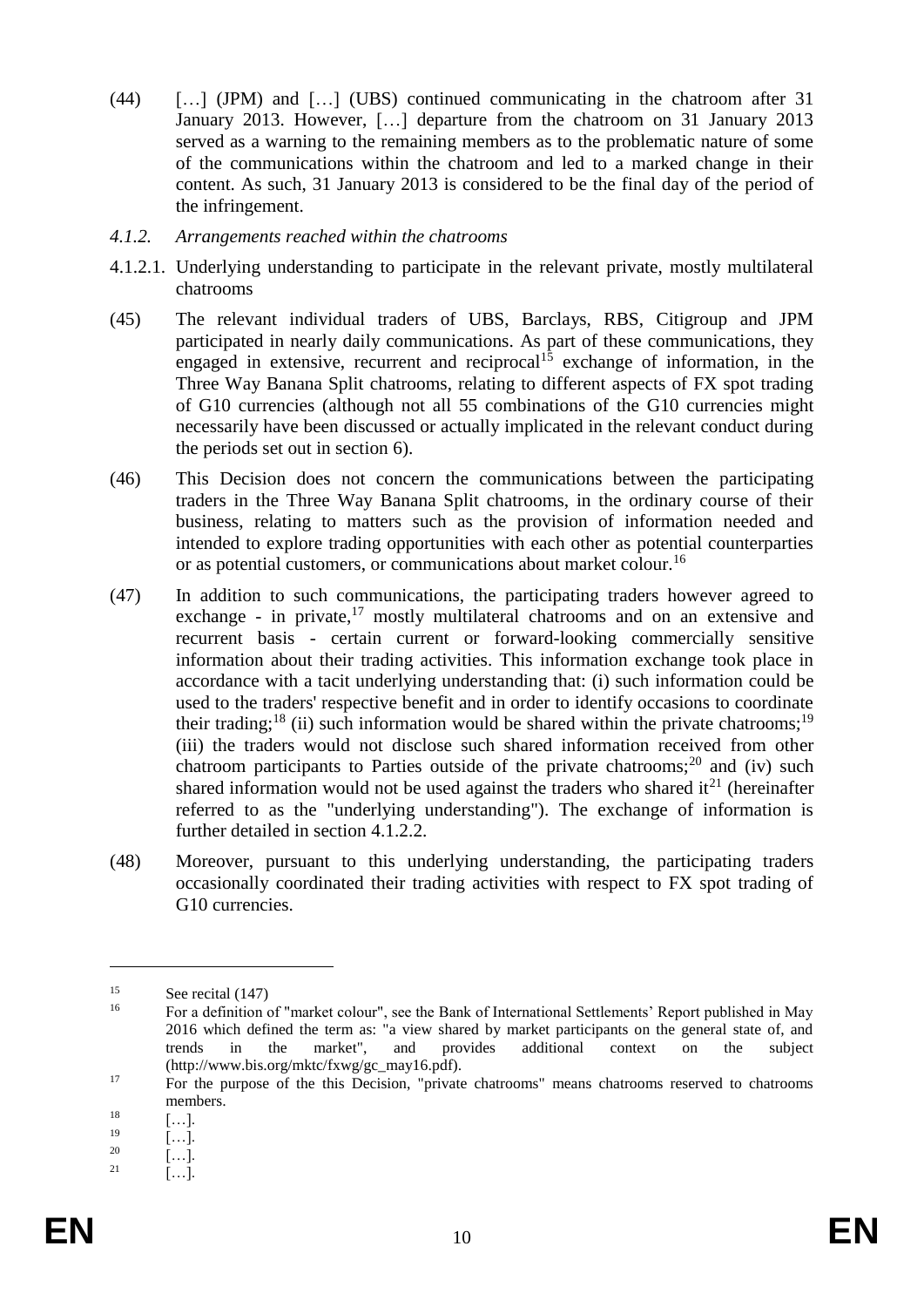(44) […] (JPM) and […] (UBS) continued communicating in the chatroom after 31 January 2013. However, […] departure from the chatroom on 31 January 2013 served as a warning to the remaining members as to the problematic nature of some of the communications within the chatroom and led to a marked change in their content. As such, 31 January 2013 is considered to be the final day of the period of the infringement.

### *4.1.2. Arrangements reached within the chatrooms*

#### 4.1.2.1. Underlying understanding to participate in the relevant private, mostly multilateral chatrooms

(45) The relevant individual traders of UBS, Barclays, RBS, Citigroup and JPM participated in nearly daily communications. As part of these communications, they engaged in extensive, recurrent and reciprocal[15] exchange of information, in the Three Way Banana Split chatrooms, relating to different aspects of FX spot trading of G10 currencies (although not all 55 combinations of the G10 currencies might necessarily have been discussed or actually implicated in the relevant conduct during the periods set out in section 6).

(46) This Decision does not concern the communications between the participating traders in the Three Way Banana Split chatrooms, in the ordinary course of their business, relating to matters such as the provision of information needed and intended to explore trading opportunities with each other as potential counterparties or as potential customers, or communications about market colour.[16]

(47) In addition to such communications, the participating traders however agreed to exchange - in private,[17] mostly multilateral chatrooms and on an extensive and recurrent basis - certain current or forward-looking commercially sensitive information about their trading activities. This information exchange took place in accordance with a tacit underlying understanding that: (i) such information could be used to the traders' respective benefit and in order to identify occasions to coordinate their trading;[18] (ii) such information would be shared within the private chatrooms;[19] (iii) the traders would not disclose such shared information received from other chatroom participants to Parties outside of the private chatrooms;[20] and (iv) such shared information would not be used against the traders who shared it[21] (hereinafter referred to as the "underlying understanding"). The exchange of information is further detailed in section 4.1.2.2.

(48) Moreover, pursuant to this underlying understanding, the participating traders occasionally coordinated their trading activities with respect to FX spot trading of G10 currencies.

---

[15] See recital (147)

[16] For a definition of "market colour", see the Bank of International Settlements' Report published in May 2016 which defined the term as: "a view shared by market participants on the general state of, and trends in the market", and provides additional context on the subject (http://www.bis.org/mktc/fxwg/gc_may16.pdf).

[17] For the purpose of the this Decision, "private chatrooms" means chatrooms reserved to chatrooms members.

[18] […].

[19] […].

[20] […].

[21] […].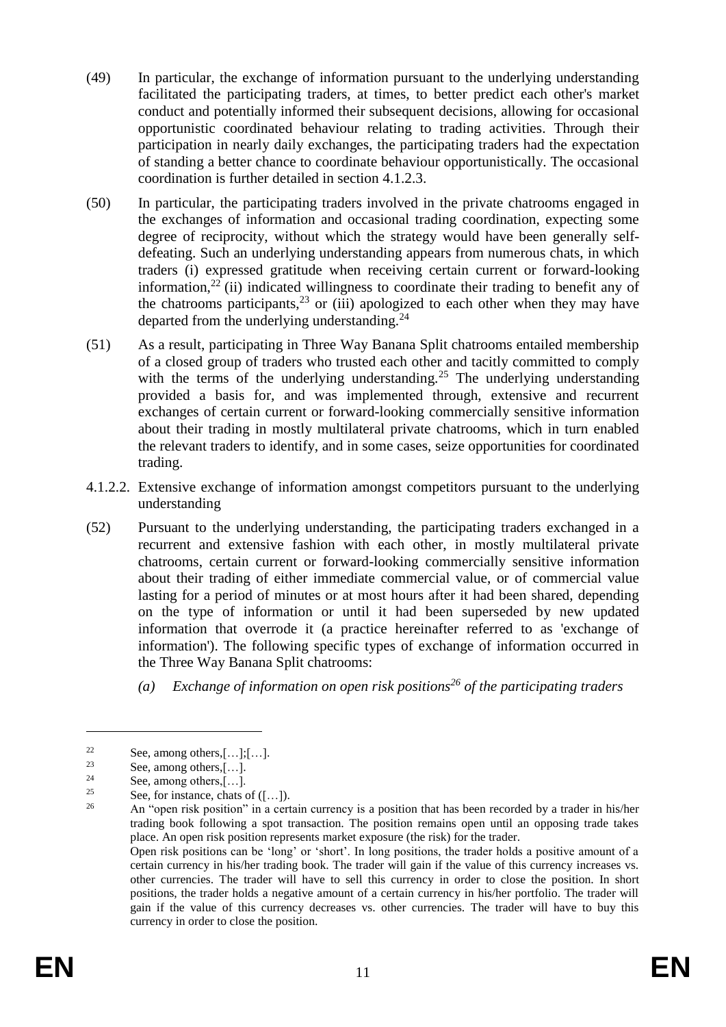(49) In particular, the exchange of information pursuant to the underlying understanding facilitated the participating traders, at times, to better predict each other's market conduct and potentially informed their subsequent decisions, allowing for occasional opportunistic coordinated behaviour relating to trading activities. Through their participation in nearly daily exchanges, the participating traders had the expectation of standing a better chance to coordinate behaviour opportunistically. The occasional coordination is further detailed in section 4.1.2.3.

(50) In particular, the participating traders involved in the private chatrooms engaged in the exchanges of information and occasional trading coordination, expecting some degree of reciprocity, without which the strategy would have been generally self-defeating. Such an underlying understanding appears from numerous chats, in which traders (i) expressed gratitude when receiving certain current or forward-looking information,[22] (ii) indicated willingness to coordinate their trading to benefit any of the chatrooms participants,[23] or (iii) apologized to each other when they may have departed from the underlying understanding.[24]

(51) As a result, participating in Three Way Banana Split chatrooms entailed membership of a closed group of traders who trusted each other and tacitly committed to comply with the terms of the underlying understanding.[25] The underlying understanding provided a basis for, and was implemented through, extensive and recurrent exchanges of certain current or forward-looking commercially sensitive information about their trading in mostly multilateral private chatrooms, which in turn enabled the relevant traders to identify, and in some cases, seize opportunities for coordinated trading.

4.1.2.2. Extensive exchange of information amongst competitors pursuant to the underlying understanding

(52) Pursuant to the underlying understanding, the participating traders exchanged in a recurrent and extensive fashion with each other, in mostly multilateral private chatrooms, certain current or forward-looking commercially sensitive information about their trading of either immediate commercial value, or of commercial value lasting for a period of minutes or at most hours after it had been shared, depending on the type of information or until it had been superseded by new updated information that overrode it (a practice hereinafter referred to as 'exchange of information'). The following specific types of exchange of information occurred in the Three Way Banana Split chatrooms:

*(a) Exchange of information on open risk positions[26] of the participating traders*

---

[22] See, among others,[…];[…].

[23] See, among others,[…].

[24] See, among others,[…].

[25] See, for instance, chats of ([…]).

[26] An "open risk position" in a certain currency is a position that has been recorded by a trader in his/her trading book following a spot transaction. The position remains open until an opposing trade takes place. An open risk position represents market exposure (the risk) for the trader.
Open risk positions can be 'long' or 'short'. In long positions, the trader holds a positive amount of a certain currency in his/her trading book. The trader will gain if the value of this currency increases vs. other currencies. The trader will have to sell this currency in order to close the position. In short positions, the trader holds a negative amount of a certain currency in his/her portfolio. The trader will gain if the value of this currency decreases vs. other currencies. The trader will have to buy this currency in order to close the position.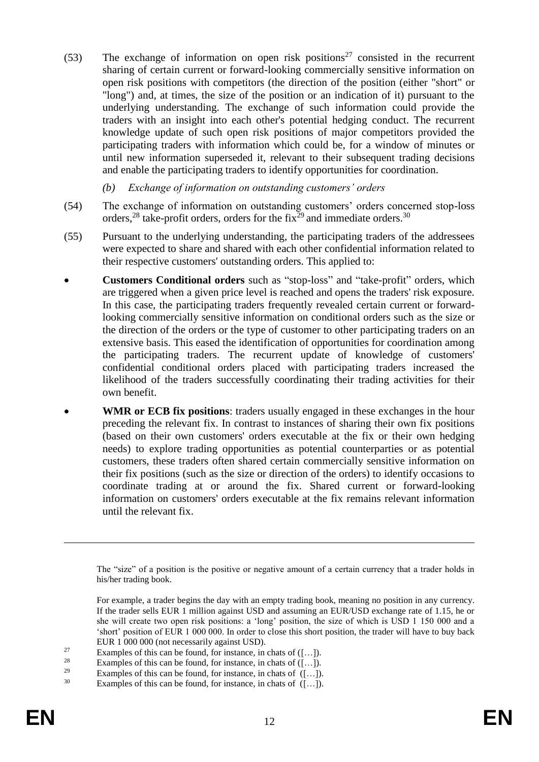(53) The exchange of information on open risk positions[27] consisted in the recurrent sharing of certain current or forward-looking commercially sensitive information on open risk positions with competitors (the direction of the position (either "short" or "long") and, at times, the size of the position or an indication of it) pursuant to the underlying understanding. The exchange of such information could provide the traders with an insight into each other's potential hedging conduct. The recurrent knowledge update of such open risk positions of major competitors provided the participating traders with information which could be, for a window of minutes or until new information superseded it, relevant to their subsequent trading decisions and enable the participating traders to identify opportunities for coordination.

*(b) Exchange of information on outstanding customers' orders*

(54) The exchange of information on outstanding customers' orders concerned stop-loss orders,[28] take-profit orders, orders for the fix[29] and immediate orders.[30]

(55) Pursuant to the underlying understanding, the participating traders of the addressees were expected to share and shared with each other confidential information related to their respective customers' outstanding orders. This applied to:

- **Customers Conditional orders** such as "stop-loss" and "take-profit" orders, which are triggered when a given price level is reached and opens the traders' risk exposure. In this case, the participating traders frequently revealed certain current or forward-looking commercially sensitive information on conditional orders such as the size or the direction of the orders or the type of customer to other participating traders on an extensive basis. This eased the identification of opportunities for coordination among the participating traders. The recurrent update of knowledge of customers' confidential conditional orders placed with participating traders increased the likelihood of the traders successfully coordinating their trading activities for their own benefit.
- **WMR or ECB fix positions**: traders usually engaged in these exchanges in the hour preceding the relevant fix. In contrast to instances of sharing their own fix positions (based on their own customers' orders executable at the fix or their own hedging needs) to explore trading opportunities as potential counterparties or as potential customers, these traders often shared certain commercially sensitive information on their fix positions (such as the size or direction of the orders) to identify occasions to coordinate trading at or around the fix. Shared current or forward-looking information on customers' orders executable at the fix remains relevant information until the relevant fix.

---

The "size" of a position is the positive or negative amount of a certain currency that a trader holds in his/her trading book.

For example, a trader begins the day with an empty trading book, meaning no position in any currency. If the trader sells EUR 1 million against USD and assuming an EUR/USD exchange rate of 1.15, he or she will create two open risk positions: a 'long' position, the size of which is USD 1 150 000 and a 'short' position of EUR 1 000 000. In order to close this short position, the trader will have to buy back EUR 1 000 000 (not necessarily against USD).

[27] Examples of this can be found, for instance, in chats of ([…]).

[28] Examples of this can be found, for instance, in chats of ([…]).

[29] Examples of this can be found, for instance, in chats of ([…]).

[30] Examples of this can be found, for instance, in chats of ([…]).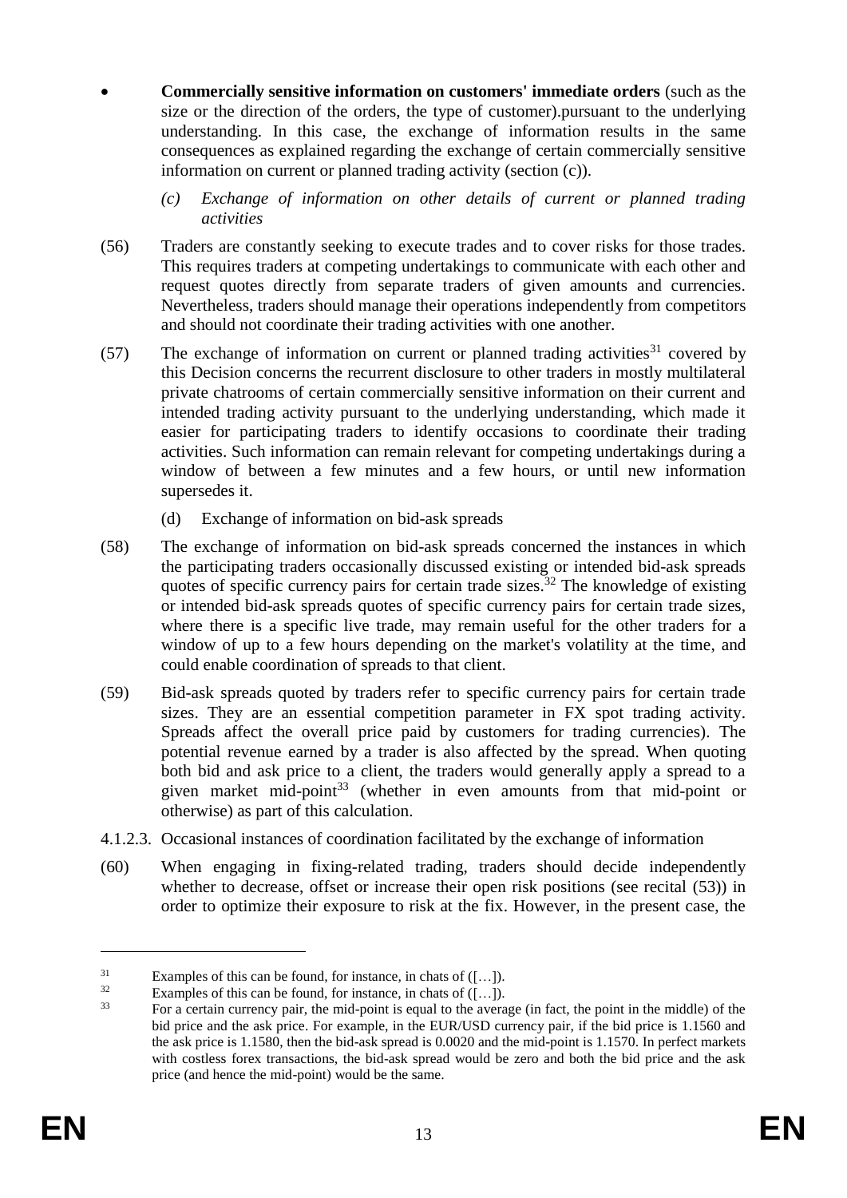- **Commercially sensitive information on customers' immediate orders** (such as the size or the direction of the orders, the type of customer).pursuant to the underlying understanding. In this case, the exchange of information results in the same consequences as explained regarding the exchange of certain commercially sensitive information on current or planned trading activity (section (c)).

*(c) Exchange of information on other details of current or planned trading activities*

(56) Traders are constantly seeking to execute trades and to cover risks for those trades. This requires traders at competing undertakings to communicate with each other and request quotes directly from separate traders of given amounts and currencies. Nevertheless, traders should manage their operations independently from competitors and should not coordinate their trading activities with one another.

(57) The exchange of information on current or planned trading activities[31] covered by this Decision concerns the recurrent disclosure to other traders in mostly multilateral private chatrooms of certain commercially sensitive information on their current and intended trading activity pursuant to the underlying understanding, which made it easier for participating traders to identify occasions to coordinate their trading activities. Such information can remain relevant for competing undertakings during a window of between a few minutes and a few hours, or until new information supersedes it.

(d) Exchange of information on bid-ask spreads

(58) The exchange of information on bid-ask spreads concerned the instances in which the participating traders occasionally discussed existing or intended bid-ask spreads quotes of specific currency pairs for certain trade sizes.[32] The knowledge of existing or intended bid-ask spreads quotes of specific currency pairs for certain trade sizes, where there is a specific live trade, may remain useful for the other traders for a window of up to a few hours depending on the market's volatility at the time, and could enable coordination of spreads to that client.

(59) Bid-ask spreads quoted by traders refer to specific currency pairs for certain trade sizes. They are an essential competition parameter in FX spot trading activity. Spreads affect the overall price paid by customers for trading currencies). The potential revenue earned by a trader is also affected by the spread. When quoting both bid and ask price to a client, the traders would generally apply a spread to a given market mid-point[33] (whether in even amounts from that mid-point or otherwise) as part of this calculation.

4.1.2.3. Occasional instances of coordination facilitated by the exchange of information

(60) When engaging in fixing-related trading, traders should decide independently whether to decrease, offset or increase their open risk positions (see recital (53)) in order to optimize their exposure to risk at the fix. However, in the present case, the

---

[31] Examples of this can be found, for instance, in chats of ([…]).

[32] Examples of this can be found, for instance, in chats of ([…]).

[33] For a certain currency pair, the mid-point is equal to the average (in fact, the point in the middle) of the bid price and the ask price. For example, in the EUR/USD currency pair, if the bid price is 1.1560 and the ask price is 1.1580, then the bid-ask spread is 0.0020 and the mid-point is 1.1570. In perfect markets with costless forex transactions, the bid-ask spread would be zero and both the bid price and the ask price (and hence the mid-point) would be the same.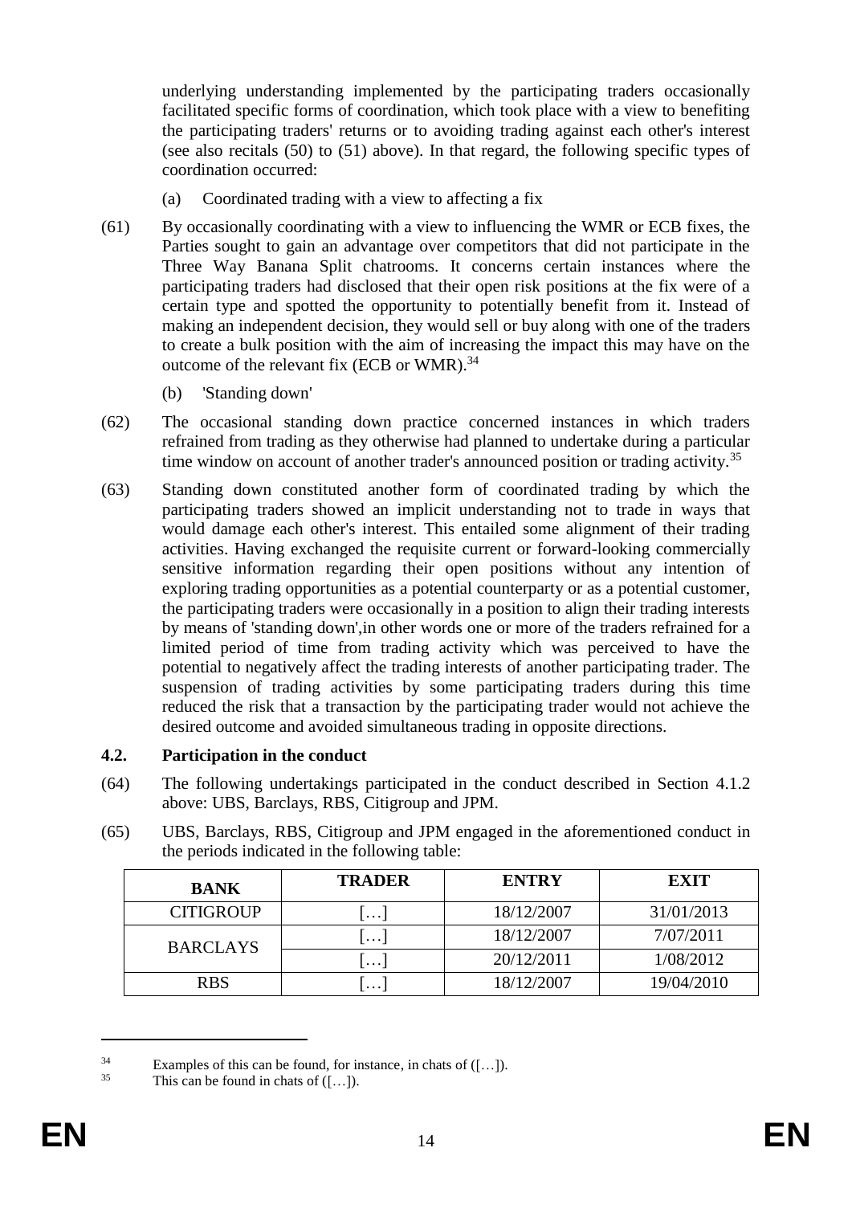underlying understanding implemented by the participating traders occasionally facilitated specific forms of coordination, which took place with a view to benefiting the participating traders' returns or to avoiding trading against each other's interest (see also recitals (50) to (51) above). In that regard, the following specific types of coordination occurred:

(a) Coordinated trading with a view to affecting a fix

(61) By occasionally coordinating with a view to influencing the WMR or ECB fixes, the Parties sought to gain an advantage over competitors that did not participate in the Three Way Banana Split chatrooms. It concerns certain instances where the participating traders had disclosed that their open risk positions at the fix were of a certain type and spotted the opportunity to potentially benefit from it. Instead of making an independent decision, they would sell or buy along with one of the traders to create a bulk position with the aim of increasing the impact this may have on the outcome of the relevant fix (ECB or WMR).[34]

(b) 'Standing down'

(62) The occasional standing down practice concerned instances in which traders refrained from trading as they otherwise had planned to undertake during a particular time window on account of another trader's announced position or trading activity.[35]

(63) Standing down constituted another form of coordinated trading by which the participating traders showed an implicit understanding not to trade in ways that would damage each other's interest. This entailed some alignment of their trading activities. Having exchanged the requisite current or forward-looking commercially sensitive information regarding their open positions without any intention of exploring trading opportunities as a potential counterparty or as a potential customer, the participating traders were occasionally in a position to align their trading interests by means of 'standing down',in other words one or more of the traders refrained for a limited period of time from trading activity which was perceived to have the potential to negatively affect the trading interests of another participating trader. The suspension of trading activities by some participating traders during this time reduced the risk that a transaction by the participating trader would not achieve the desired outcome and avoided simultaneous trading in opposite directions.

### 4.2. Participation in the conduct

(64) The following undertakings participated in the conduct described in Section 4.1.2 above: UBS, Barclays, RBS, Citigroup and JPM.

(65) UBS, Barclays, RBS, Citigroup and JPM engaged in the aforementioned conduct in the periods indicated in the following table:

| BANK | TRADER | ENTRY | EXIT |
|---|---|---|---|
| CITIGROUP | […] | 18/12/2007 | 31/01/2013 |
| BARCLAYS | […] | 18/12/2007 | 7/07/2011 |
| | […] | 20/12/2011 | 1/08/2012 |
| RBS | […] | 18/12/2007 | 19/04/2010 |

[34] Examples of this can be found, for instance, in chats of ([…]).

[35] This can be found in chats of ([…]).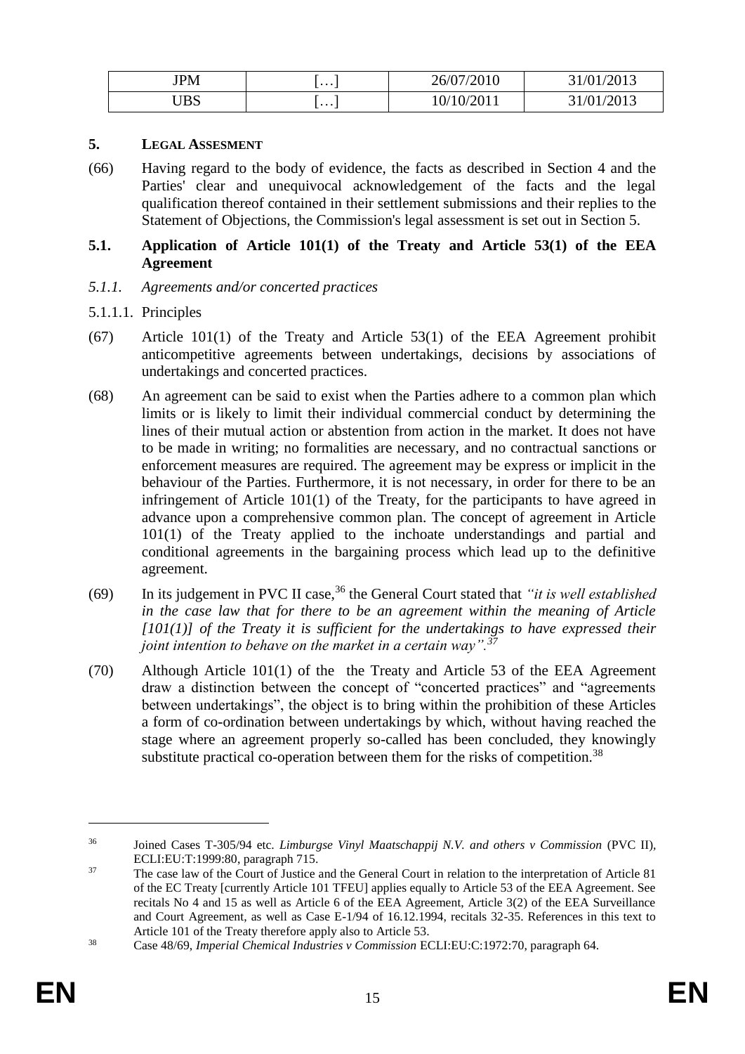| JPM | [...] | 26/07/2010 | 31/01/2013 |
|---|---|---|---|
| UBS | [...] | 10/10/2011 | 31/01/2013 |

## 5. LEGAL ASSESMENT

(66) Having regard to the body of evidence, the facts as described in Section 4 and the Parties' clear and unequivocal acknowledgement of the facts and the legal qualification thereof contained in their settlement submissions and their replies to the Statement of Objections, the Commission's legal assessment is set out in Section 5.

### 5.1. Application of Article 101(1) of the Treaty and Article 53(1) of the EEA Agreement

#### *5.1.1. Agreements and/or concerted practices*

##### 5.1.1.1. Principles

(67) Article 101(1) of the Treaty and Article 53(1) of the EEA Agreement prohibit anticompetitive agreements between undertakings, decisions by associations of undertakings and concerted practices.

(68) An agreement can be said to exist when the Parties adhere to a common plan which limits or is likely to limit their individual commercial conduct by determining the lines of their mutual action or abstention from action in the market. It does not have to be made in writing; no formalities are necessary, and no contractual sanctions or enforcement measures are required. The agreement may be express or implicit in the behaviour of the Parties. Furthermore, it is not necessary, in order for there to be an infringement of Article 101(1) of the Treaty, for the participants to have agreed in advance upon a comprehensive common plan. The concept of agreement in Article 101(1) of the Treaty applied to the inchoate understandings and partial and conditional agreements in the bargaining process which lead up to the definitive agreement.

(69) In its judgement in PVC II case,[36] the General Court stated that *"it is well established in the case law that for there to be an agreement within the meaning of Article [101(1)] of the Treaty it is sufficient for the undertakings to have expressed their joint intention to behave on the market in a certain way".*[37]

(70) Although Article 101(1) of the the Treaty and Article 53 of the EEA Agreement draw a distinction between the concept of "concerted practices" and "agreements between undertakings", the object is to bring within the prohibition of these Articles a form of co-ordination between undertakings by which, without having reached the stage where an agreement properly so-called has been concluded, they knowingly substitute practical co-operation between them for the risks of competition.[38]

---

[36] Joined Cases T-305/94 etc. *Limburgse Vinyl Maatschappij N.V. and others v Commission* (PVC II), ECLI:EU:T:1999:80, paragraph 715.

[37] The case law of the Court of Justice and the General Court in relation to the interpretation of Article 81 of the EC Treaty [currently Article 101 TFEU] applies equally to Article 53 of the EEA Agreement. See recitals No 4 and 15 as well as Article 6 of the EEA Agreement, Article 3(2) of the EEA Surveillance and Court Agreement, as well as Case E-1/94 of 16.12.1994, recitals 32-35. References in this text to Article 101 of the Treaty therefore apply also to Article 53.

[38] Case 48/69, *Imperial Chemical Industries v Commission* ECLI:EU:C:1972:70, paragraph 64.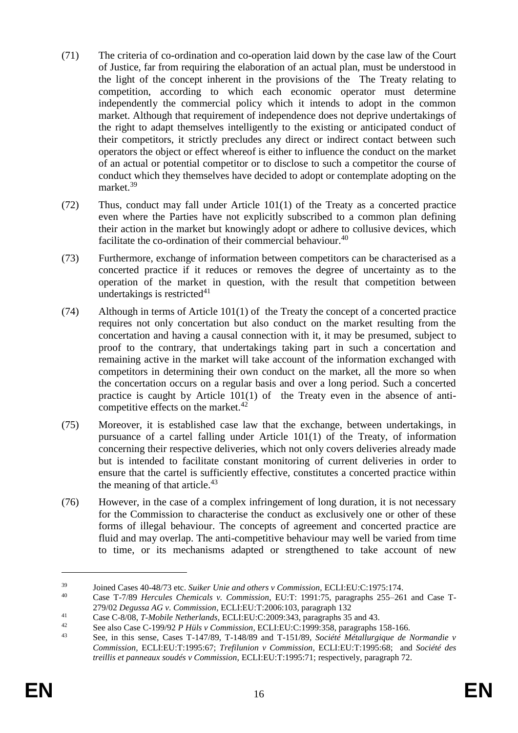(71) The criteria of co-ordination and co-operation laid down by the case law of the Court of Justice, far from requiring the elaboration of an actual plan, must be understood in the light of the concept inherent in the provisions of the The Treaty relating to competition, according to which each economic operator must determine independently the commercial policy which it intends to adopt in the common market. Although that requirement of independence does not deprive undertakings of the right to adapt themselves intelligently to the existing or anticipated conduct of their competitors, it strictly precludes any direct or indirect contact between such operators the object or effect whereof is either to influence the conduct on the market of an actual or potential competitor or to disclose to such a competitor the course of conduct which they themselves have decided to adopt or contemplate adopting on the market.[39]

(72) Thus, conduct may fall under Article 101(1) of the Treaty as a concerted practice even where the Parties have not explicitly subscribed to a common plan defining their action in the market but knowingly adopt or adhere to collusive devices, which facilitate the co-ordination of their commercial behaviour.[40]

(73) Furthermore, exchange of information between competitors can be characterised as a concerted practice if it reduces or removes the degree of uncertainty as to the operation of the market in question, with the result that competition between undertakings is restricted[41]

(74) Although in terms of Article 101(1) of the Treaty the concept of a concerted practice requires not only concertation but also conduct on the market resulting from the concertation and having a causal connection with it, it may be presumed, subject to proof to the contrary, that undertakings taking part in such a concertation and remaining active in the market will take account of the information exchanged with competitors in determining their own conduct on the market, all the more so when the concertation occurs on a regular basis and over a long period. Such a concerted practice is caught by Article 101(1) of the Treaty even in the absence of anti-competitive effects on the market.[42]

(75) Moreover, it is established case law that the exchange, between undertakings, in pursuance of a cartel falling under Article 101(1) of the Treaty, of information concerning their respective deliveries, which not only covers deliveries already made but is intended to facilitate constant monitoring of current deliveries in order to ensure that the cartel is sufficiently effective, constitutes a concerted practice within the meaning of that article.[43]

(76) However, in the case of a complex infringement of long duration, it is not necessary for the Commission to characterise the conduct as exclusively one or other of these forms of illegal behaviour. The concepts of agreement and concerted practice are fluid and may overlap. The anti-competitive behaviour may well be varied from time to time, or its mechanisms adapted or strengthened to take account of new

---

[39] Joined Cases 40-48/73 etc. *Suiker Unie and others v Commission*, ECLI:EU:C:1975:174.

[40] Case T-7/89 *Hercules Chemicals v. Commission*, EU:T: 1991:75, paragraphs 255–261 and Case T-279/02 *Degussa AG v. Commission*, ECLI:EU:T:2006:103, paragraph 132

[41] Case C-8/08, *T-Mobile Netherlands*, ECLI:EU:C:2009:343, paragraphs 35 and 43.

[42] See also Case C-199/92 *P Hüls v Commission*, ECLI:EU:C:1999:358, paragraphs 158-166.

[43] See, in this sense, Cases T-147/89, T-148/89 and T-151/89, *Société Métallurgique de Normandie v Commission*, ECLI:EU:T:1995:67; *Trefilunion v Commission*, ECLI:EU:T:1995:68; and *Société des treillis et panneaux soudés v Commission*, ECLI:EU:T:1995:71; respectively, paragraph 72.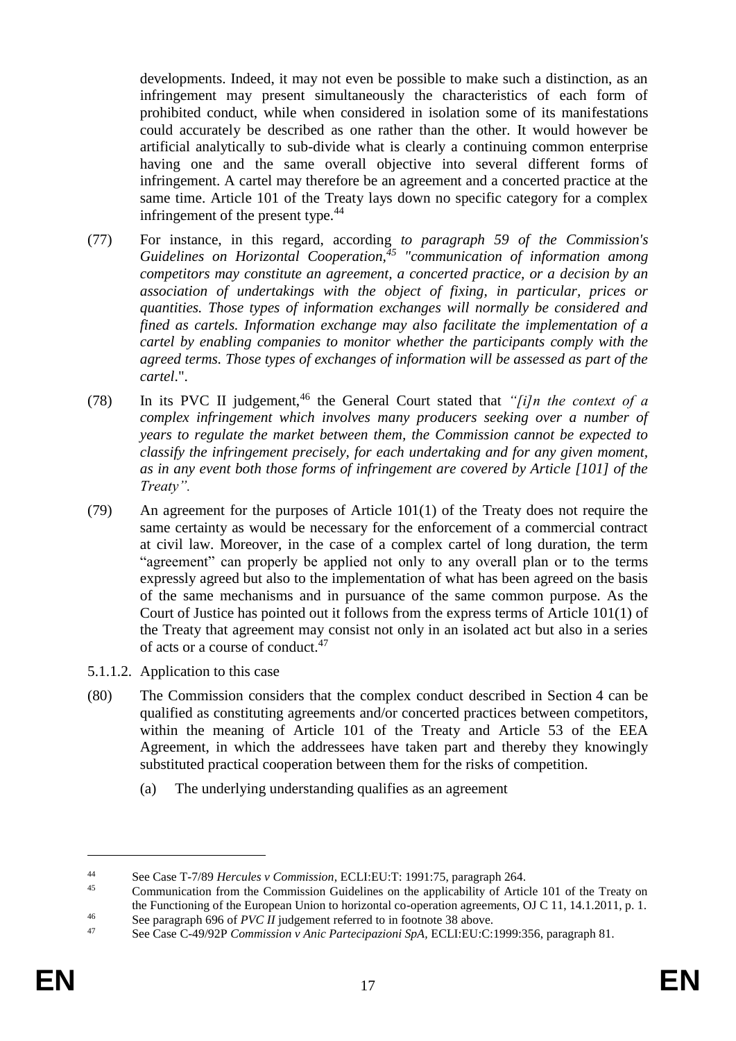developments. Indeed, it may not even be possible to make such a distinction, as an infringement may present simultaneously the characteristics of each form of prohibited conduct, while when considered in isolation some of its manifestations could accurately be described as one rather than the other. It would however be artificial analytically to sub-divide what is clearly a continuing common enterprise having one and the same overall objective into several different forms of infringement. A cartel may therefore be an agreement and a concerted practice at the same time. Article 101 of the Treaty lays down no specific category for a complex infringement of the present type.[44]

(77) For instance, in this regard, according *to paragraph 59 of the Commission's Guidelines on Horizontal Cooperation,*[45] *"communication of information among competitors may constitute an agreement, a concerted practice, or a decision by an association of undertakings with the object of fixing, in particular, prices or quantities. Those types of information exchanges will normally be considered and fined as cartels. Information exchange may also facilitate the implementation of a cartel by enabling companies to monitor whether the participants comply with the agreed terms. Those types of exchanges of information will be assessed as part of the cartel*.".

(78) In its PVC II judgement,[46] the General Court stated that *"[i]n the context of a complex infringement which involves many producers seeking over a number of years to regulate the market between them, the Commission cannot be expected to classify the infringement precisely, for each undertaking and for any given moment, as in any event both those forms of infringement are covered by Article [101] of the Treaty".*

(79) An agreement for the purposes of Article 101(1) of the Treaty does not require the same certainty as would be necessary for the enforcement of a commercial contract at civil law. Moreover, in the case of a complex cartel of long duration, the term "agreement" can properly be applied not only to any overall plan or to the terms expressly agreed but also to the implementation of what has been agreed on the basis of the same mechanisms and in pursuance of the same common purpose. As the Court of Justice has pointed out it follows from the express terms of Article 101(1) of the Treaty that agreement may consist not only in an isolated act but also in a series of acts or a course of conduct.[47]

5.1.1.2. Application to this case

(80) The Commission considers that the complex conduct described in Section 4 can be qualified as constituting agreements and/or concerted practices between competitors, within the meaning of Article 101 of the Treaty and Article 53 of the EEA Agreement, in which the addressees have taken part and thereby they knowingly substituted practical cooperation between them for the risks of competition.

(a) The underlying understanding qualifies as an agreement

---

[44] See Case T-7/89 *Hercules v Commission*, ECLI:EU:T: 1991:75, paragraph 264.

[45] Communication from the Commission Guidelines on the applicability of Article 101 of the Treaty on the Functioning of the European Union to horizontal co-operation agreements, OJ C 11, 14.1.2011, p. 1.

[46] See paragraph 696 of *PVC II* judgement referred to in footnote 38 above.

[47] See Case C-49/92P *Commission v Anic Partecipazioni SpA,* ECLI:EU:C:1999:356, paragraph 81.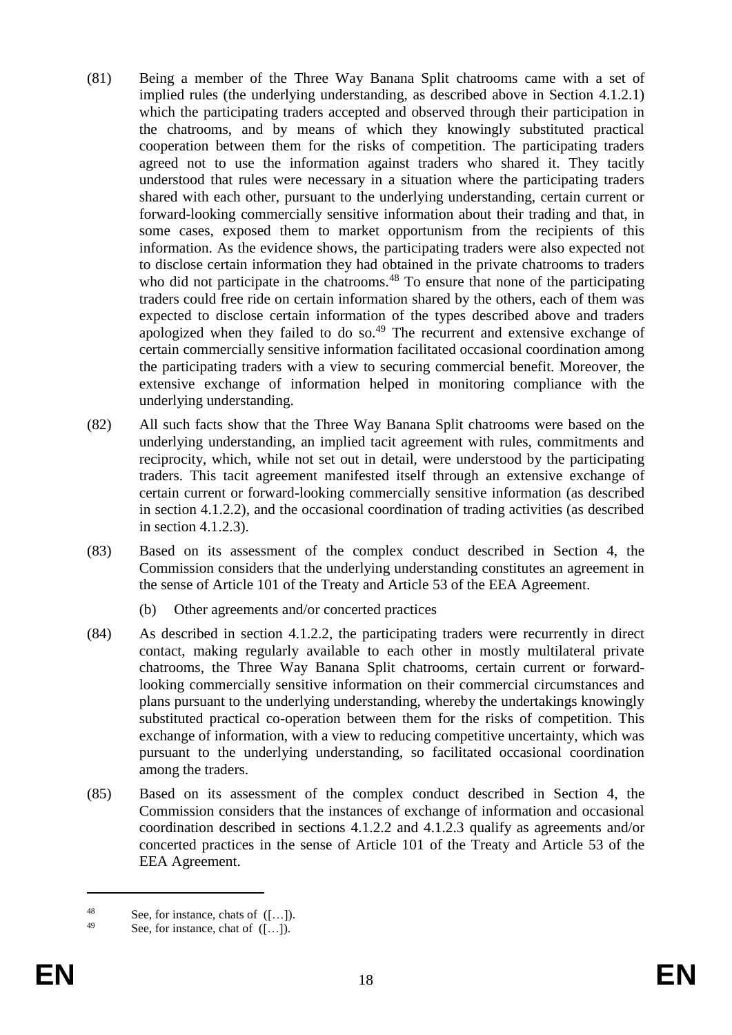(81) Being a member of the Three Way Banana Split chatrooms came with a set of implied rules (the underlying understanding, as described above in Section 4.1.2.1) which the participating traders accepted and observed through their participation in the chatrooms, and by means of which they knowingly substituted practical cooperation between them for the risks of competition. The participating traders agreed not to use the information against traders who shared it. They tacitly understood that rules were necessary in a situation where the participating traders shared with each other, pursuant to the underlying understanding, certain current or forward-looking commercially sensitive information about their trading and that, in some cases, exposed them to market opportunism from the recipients of this information. As the evidence shows, the participating traders were also expected not to disclose certain information they had obtained in the private chatrooms to traders who did not participate in the chatrooms.[48] To ensure that none of the participating traders could free ride on certain information shared by the others, each of them was expected to disclose certain information of the types described above and traders apologized when they failed to do so.[49] The recurrent and extensive exchange of certain commercially sensitive information facilitated occasional coordination among the participating traders with a view to securing commercial benefit. Moreover, the extensive exchange of information helped in monitoring compliance with the underlying understanding.

(82) All such facts show that the Three Way Banana Split chatrooms were based on the underlying understanding, an implied tacit agreement with rules, commitments and reciprocity, which, while not set out in detail, were understood by the participating traders. This tacit agreement manifested itself through an extensive exchange of certain current or forward-looking commercially sensitive information (as described in section 4.1.2.2), and the occasional coordination of trading activities (as described in section 4.1.2.3).

(83) Based on its assessment of the complex conduct described in Section 4, the Commission considers that the underlying understanding constitutes an agreement in the sense of Article 101 of the Treaty and Article 53 of the EEA Agreement.

(b) Other agreements and/or concerted practices

(84) As described in section 4.1.2.2, the participating traders were recurrently in direct contact, making regularly available to each other in mostly multilateral private chatrooms, the Three Way Banana Split chatrooms, certain current or forward-looking commercially sensitive information on their commercial circumstances and plans pursuant to the underlying understanding, whereby the undertakings knowingly substituted practical co-operation between them for the risks of competition. This exchange of information, with a view to reducing competitive uncertainty, which was pursuant to the underlying understanding, so facilitated occasional coordination among the traders.

(85) Based on its assessment of the complex conduct described in Section 4, the Commission considers that the instances of exchange of information and occasional coordination described in sections 4.1.2.2 and 4.1.2.3 qualify as agreements and/or concerted practices in the sense of Article 101 of the Treaty and Article 53 of the EEA Agreement.

---

[48] See, for instance, chats of ([…]).

[49] See, for instance, chat of ([…]).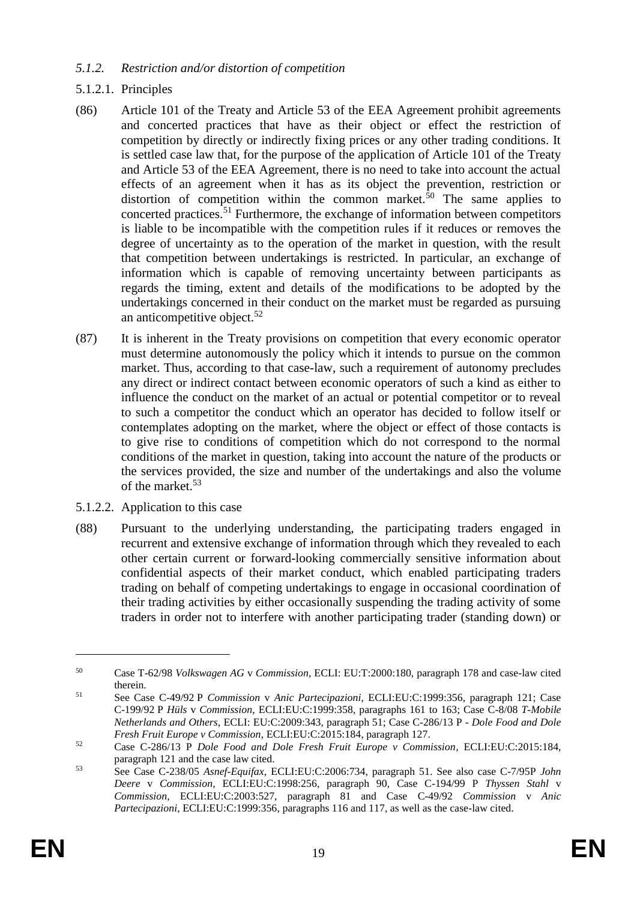### *5.1.2. Restriction and/or distortion of competition*

5.1.2.1. Principles

(86) Article 101 of the Treaty and Article 53 of the EEA Agreement prohibit agreements and concerted practices that have as their object or effect the restriction of competition by directly or indirectly fixing prices or any other trading conditions. It is settled case law that, for the purpose of the application of Article 101 of the Treaty and Article 53 of the EEA Agreement, there is no need to take into account the actual effects of an agreement when it has as its object the prevention, restriction or distortion of competition within the common market.[50] The same applies to concerted practices.[51] Furthermore, the exchange of information between competitors is liable to be incompatible with the competition rules if it reduces or removes the degree of uncertainty as to the operation of the market in question, with the result that competition between undertakings is restricted. In particular, an exchange of information which is capable of removing uncertainty between participants as regards the timing, extent and details of the modifications to be adopted by the undertakings concerned in their conduct on the market must be regarded as pursuing an anticompetitive object.[52]

(87) It is inherent in the Treaty provisions on competition that every economic operator must determine autonomously the policy which it intends to pursue on the common market. Thus, according to that case-law, such a requirement of autonomy precludes any direct or indirect contact between economic operators of such a kind as either to influence the conduct on the market of an actual or potential competitor or to reveal to such a competitor the conduct which an operator has decided to follow itself or contemplates adopting on the market, where the object or effect of those contacts is to give rise to conditions of competition which do not correspond to the normal conditions of the market in question, taking into account the nature of the products or the services provided, the size and number of the undertakings and also the volume of the market.[53]

5.1.2.2. Application to this case

(88) Pursuant to the underlying understanding, the participating traders engaged in recurrent and extensive exchange of information through which they revealed to each other certain current or forward-looking commercially sensitive information about confidential aspects of their market conduct, which enabled participating traders trading on behalf of competing undertakings to engage in occasional coordination of their trading activities by either occasionally suspending the trading activity of some traders in order not to interfere with another participating trader (standing down) or

---

[50] Case T-62/98 *Volkswagen AG* v *Commission*, ECLI: EU:T:2000:180, paragraph 178 and case-law cited therein.

[51] See Case C-49/92 P *Commission* v *Anic Partecipazioni*, ECLI:EU:C:1999:356, paragraph 121; Case C-199/92 P *Hüls* v *Commission*, ECLI:EU:C:1999:358, paragraphs 161 to 163; Case C-8/08 *T-Mobile Netherlands and Others*, ECLI: EU:C:2009:343, paragraph 51; Case C-286/13 P - *Dole Food and Dole Fresh Fruit Europe v Commission*, ECLI:EU:C:2015:184, paragraph 127.

[52] Case C-286/13 P *Dole Food and Dole Fresh Fruit Europe v Commission*, ECLI:EU:C:2015:184, paragraph 121 and the case law cited.

[53] See Case C-238/05 *Asnef-Equifax*, ECLI:EU:C:2006:734, paragraph 51. See also case C-7/95P *John Deere* v *Commission*, ECLI:EU:C:1998:256, paragraph 90, Case C-194/99 P *Thyssen Stahl* v *Commission*, ECLI:EU:C:2003:527, paragraph 81 and Case C-49/92 *Commission* v *Anic Partecipazioni*, ECLI:EU:C:1999:356, paragraphs 116 and 117, as well as the case-law cited.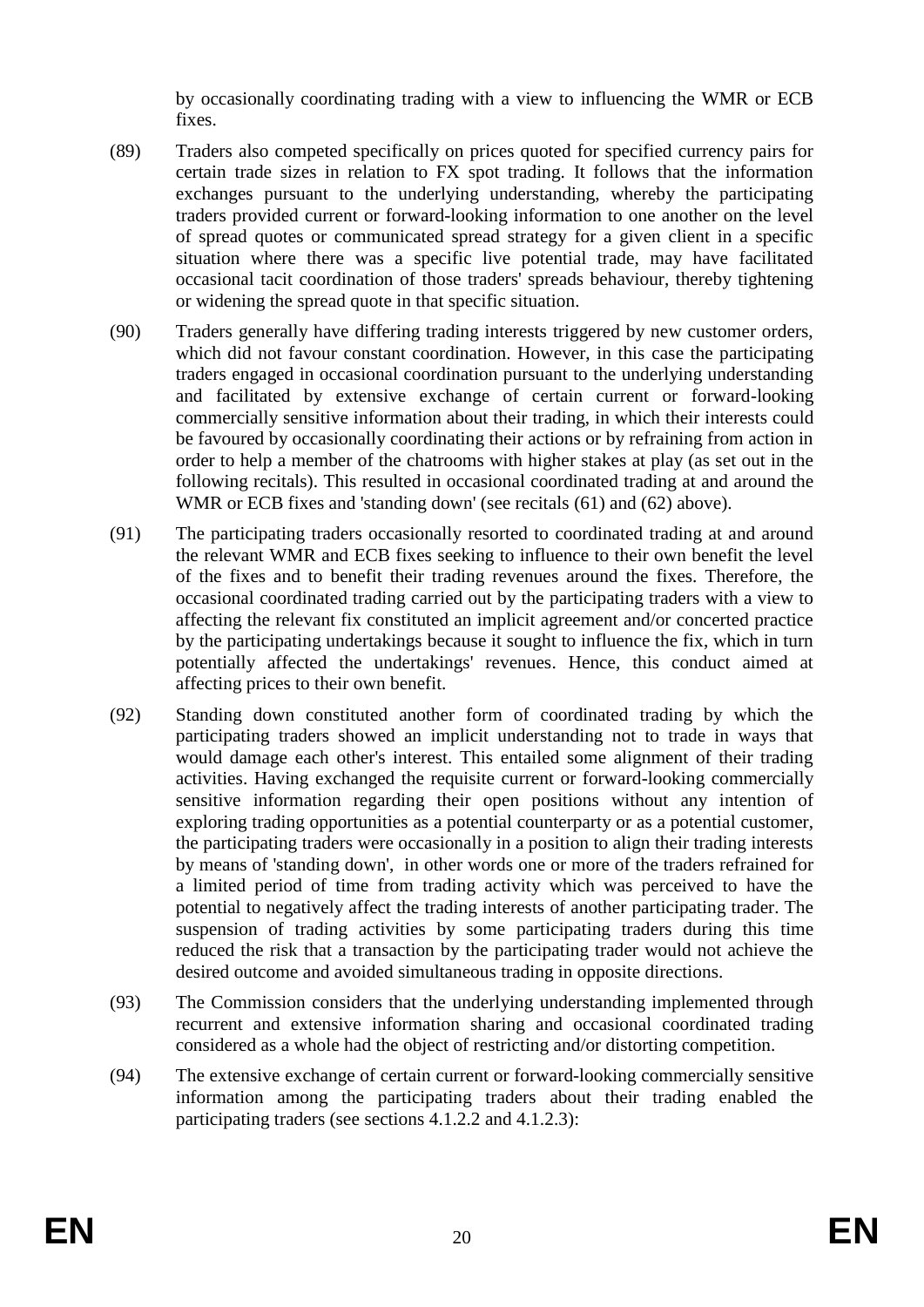by occasionally coordinating trading with a view to influencing the WMR or ECB fixes.

(89) Traders also competed specifically on prices quoted for specified currency pairs for certain trade sizes in relation to FX spot trading. It follows that the information exchanges pursuant to the underlying understanding, whereby the participating traders provided current or forward-looking information to one another on the level of spread quotes or communicated spread strategy for a given client in a specific situation where there was a specific live potential trade, may have facilitated occasional tacit coordination of those traders' spreads behaviour, thereby tightening or widening the spread quote in that specific situation.

(90) Traders generally have differing trading interests triggered by new customer orders, which did not favour constant coordination. However, in this case the participating traders engaged in occasional coordination pursuant to the underlying understanding and facilitated by extensive exchange of certain current or forward-looking commercially sensitive information about their trading, in which their interests could be favoured by occasionally coordinating their actions or by refraining from action in order to help a member of the chatrooms with higher stakes at play (as set out in the following recitals). This resulted in occasional coordinated trading at and around the WMR or ECB fixes and 'standing down' (see recitals (61) and (62) above).

(91) The participating traders occasionally resorted to coordinated trading at and around the relevant WMR and ECB fixes seeking to influence to their own benefit the level of the fixes and to benefit their trading revenues around the fixes. Therefore, the occasional coordinated trading carried out by the participating traders with a view to affecting the relevant fix constituted an implicit agreement and/or concerted practice by the participating undertakings because it sought to influence the fix, which in turn potentially affected the undertakings' revenues. Hence, this conduct aimed at affecting prices to their own benefit.

(92) Standing down constituted another form of coordinated trading by which the participating traders showed an implicit understanding not to trade in ways that would damage each other's interest. This entailed some alignment of their trading activities. Having exchanged the requisite current or forward-looking commercially sensitive information regarding their open positions without any intention of exploring trading opportunities as a potential counterparty or as a potential customer, the participating traders were occasionally in a position to align their trading interests by means of 'standing down', in other words one or more of the traders refrained for a limited period of time from trading activity which was perceived to have the potential to negatively affect the trading interests of another participating trader. The suspension of trading activities by some participating traders during this time reduced the risk that a transaction by the participating trader would not achieve the desired outcome and avoided simultaneous trading in opposite directions.

(93) The Commission considers that the underlying understanding implemented through recurrent and extensive information sharing and occasional coordinated trading considered as a whole had the object of restricting and/or distorting competition.

(94) The extensive exchange of certain current or forward-looking commercially sensitive information among the participating traders about their trading enabled the participating traders (see sections 4.1.2.2 and 4.1.2.3):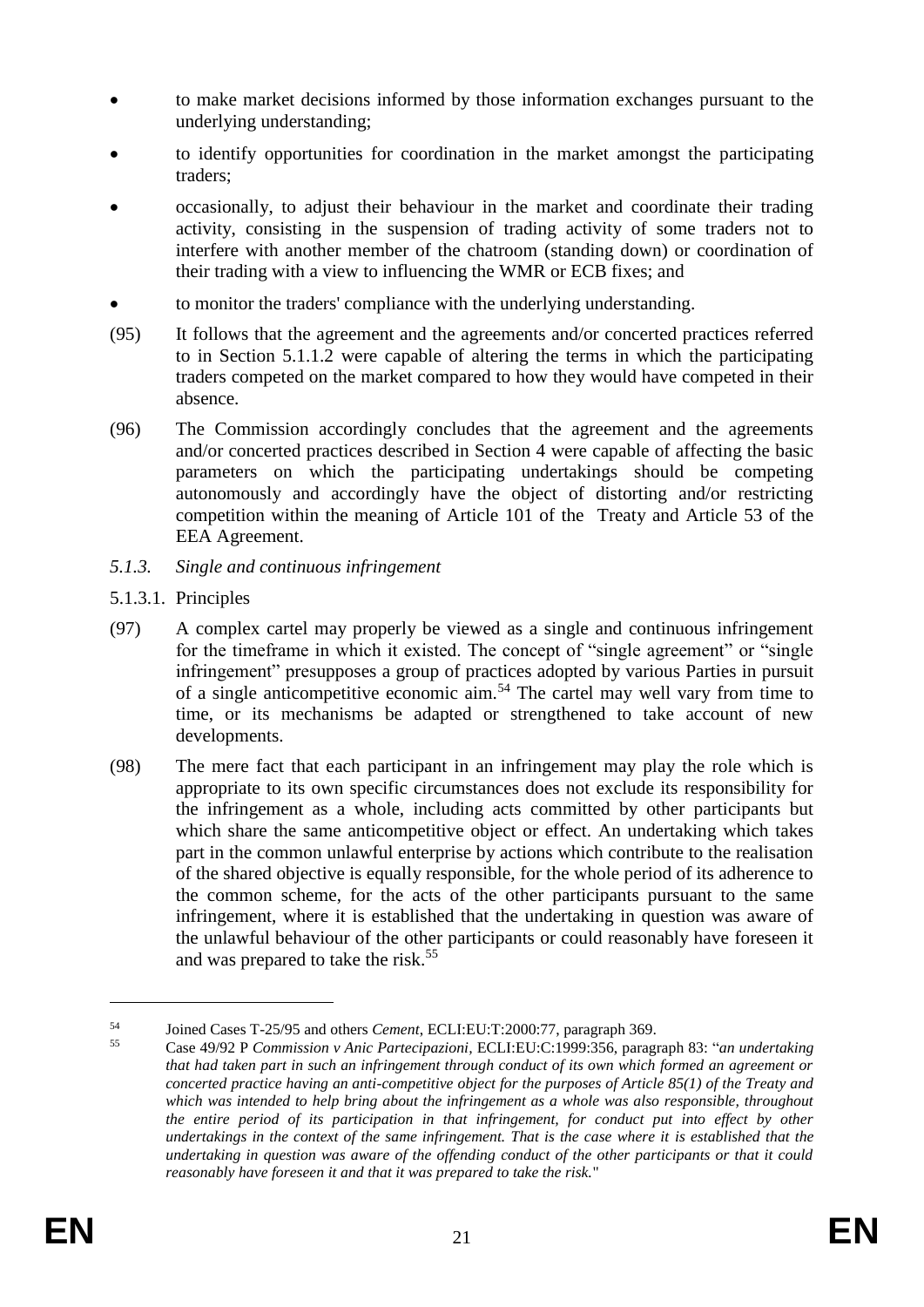- to make market decisions informed by those information exchanges pursuant to the underlying understanding;
- to identify opportunities for coordination in the market amongst the participating traders;
- occasionally, to adjust their behaviour in the market and coordinate their trading activity, consisting in the suspension of trading activity of some traders not to interfere with another member of the chatroom (standing down) or coordination of their trading with a view to influencing the WMR or ECB fixes; and
- to monitor the traders' compliance with the underlying understanding.

(95) It follows that the agreement and the agreements and/or concerted practices referred to in Section 5.1.1.2 were capable of altering the terms in which the participating traders competed on the market compared to how they would have competed in their absence.

(96) The Commission accordingly concludes that the agreement and the agreements and/or concerted practices described in Section 4 were capable of affecting the basic parameters on which the participating undertakings should be competing autonomously and accordingly have the object of distorting and/or restricting competition within the meaning of Article 101 of the Treaty and Article 53 of the EEA Agreement.

*5.1.3. Single and continuous infringement*

5.1.3.1. Principles

(97) A complex cartel may properly be viewed as a single and continuous infringement for the timeframe in which it existed. The concept of "single agreement" or "single infringement" presupposes a group of practices adopted by various Parties in pursuit of a single anticompetitive economic aim.[54] The cartel may well vary from time to time, or its mechanisms be adapted or strengthened to take account of new developments.

(98) The mere fact that each participant in an infringement may play the role which is appropriate to its own specific circumstances does not exclude its responsibility for the infringement as a whole, including acts committed by other participants but which share the same anticompetitive object or effect. An undertaking which takes part in the common unlawful enterprise by actions which contribute to the realisation of the shared objective is equally responsible, for the whole period of its adherence to the common scheme, for the acts of the other participants pursuant to the same infringement, where it is established that the undertaking in question was aware of the unlawful behaviour of the other participants or could reasonably have foreseen it and was prepared to take the risk.[55]

---

[54] Joined Cases T-25/95 and others *Cement*, ECLI:EU:T:2000:77, paragraph 369.

[55] Case 49/92 P *Commission v Anic Partecipazioni*, ECLI:EU:C:1999:356, paragraph 83: "*an undertaking that had taken part in such an infringement through conduct of its own which formed an agreement or concerted practice having an anti-competitive object for the purposes of Article 85(1) of the Treaty and which was intended to help bring about the infringement as a whole was also responsible, throughout the entire period of its participation in that infringement, for conduct put into effect by other undertakings in the context of the same infringement. That is the case where it is established that the undertaking in question was aware of the offending conduct of the other participants or that it could reasonably have foreseen it and that it was prepared to take the risk.*"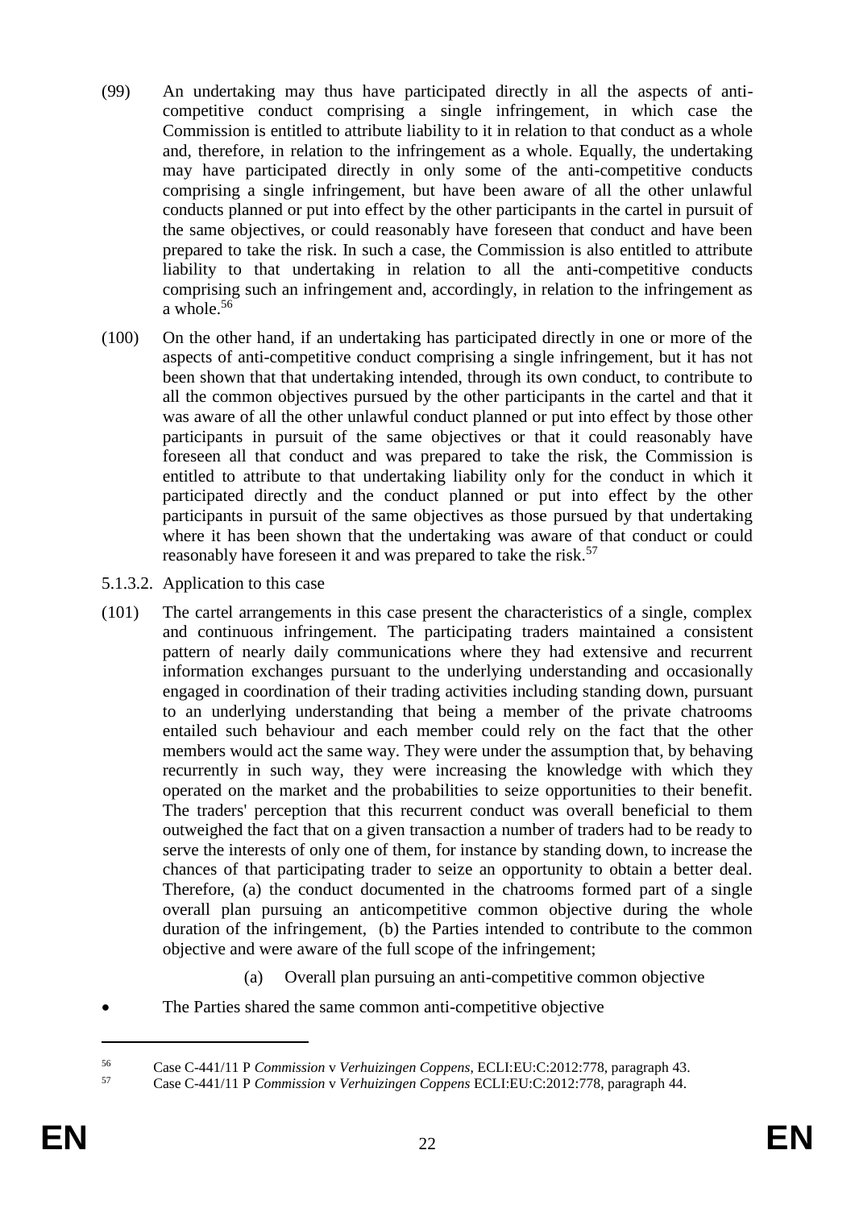(99) An undertaking may thus have participated directly in all the aspects of anti-competitive conduct comprising a single infringement, in which case the Commission is entitled to attribute liability to it in relation to that conduct as a whole and, therefore, in relation to the infringement as a whole. Equally, the undertaking may have participated directly in only some of the anti-competitive conducts comprising a single infringement, but have been aware of all the other unlawful conducts planned or put into effect by the other participants in the cartel in pursuit of the same objectives, or could reasonably have foreseen that conduct and have been prepared to take the risk. In such a case, the Commission is also entitled to attribute liability to that undertaking in relation to all the anti-competitive conducts comprising such an infringement and, accordingly, in relation to the infringement as a whole.[56]

(100) On the other hand, if an undertaking has participated directly in one or more of the aspects of anti-competitive conduct comprising a single infringement, but it has not been shown that that undertaking intended, through its own conduct, to contribute to all the common objectives pursued by the other participants in the cartel and that it was aware of all the other unlawful conduct planned or put into effect by those other participants in pursuit of the same objectives or that it could reasonably have foreseen all that conduct and was prepared to take the risk, the Commission is entitled to attribute to that undertaking liability only for the conduct in which it participated directly and the conduct planned or put into effect by the other participants in pursuit of the same objectives as those pursued by that undertaking where it has been shown that the undertaking was aware of that conduct or could reasonably have foreseen it and was prepared to take the risk.[57]

5.1.3.2. Application to this case

(101) The cartel arrangements in this case present the characteristics of a single, complex and continuous infringement. The participating traders maintained a consistent pattern of nearly daily communications where they had extensive and recurrent information exchanges pursuant to the underlying understanding and occasionally engaged in coordination of their trading activities including standing down, pursuant to an underlying understanding that being a member of the private chatrooms entailed such behaviour and each member could rely on the fact that the other members would act the same way. They were under the assumption that, by behaving recurrently in such way, they were increasing the knowledge with which they operated on the market and the probabilities to seize opportunities to their benefit. The traders' perception that this recurrent conduct was overall beneficial to them outweighed the fact that on a given transaction a number of traders had to be ready to serve the interests of only one of them, for instance by standing down, to increase the chances of that participating trader to seize an opportunity to obtain a better deal. Therefore, (a) the conduct documented in the chatrooms formed part of a single overall plan pursuing an anticompetitive common objective during the whole duration of the infringement, (b) the Parties intended to contribute to the common objective and were aware of the full scope of the infringement;

(a) Overall plan pursuing an anti-competitive common objective

- The Parties shared the same common anti-competitive objective

[56] Case C-441/11 P *Commission* v *Verhuizingen Coppens*, ECLI:EU:C:2012:778, paragraph 43.

[57] Case C-441/11 P *Commission* v *Verhuizingen Coppens* ECLI:EU:C:2012:778, paragraph 44.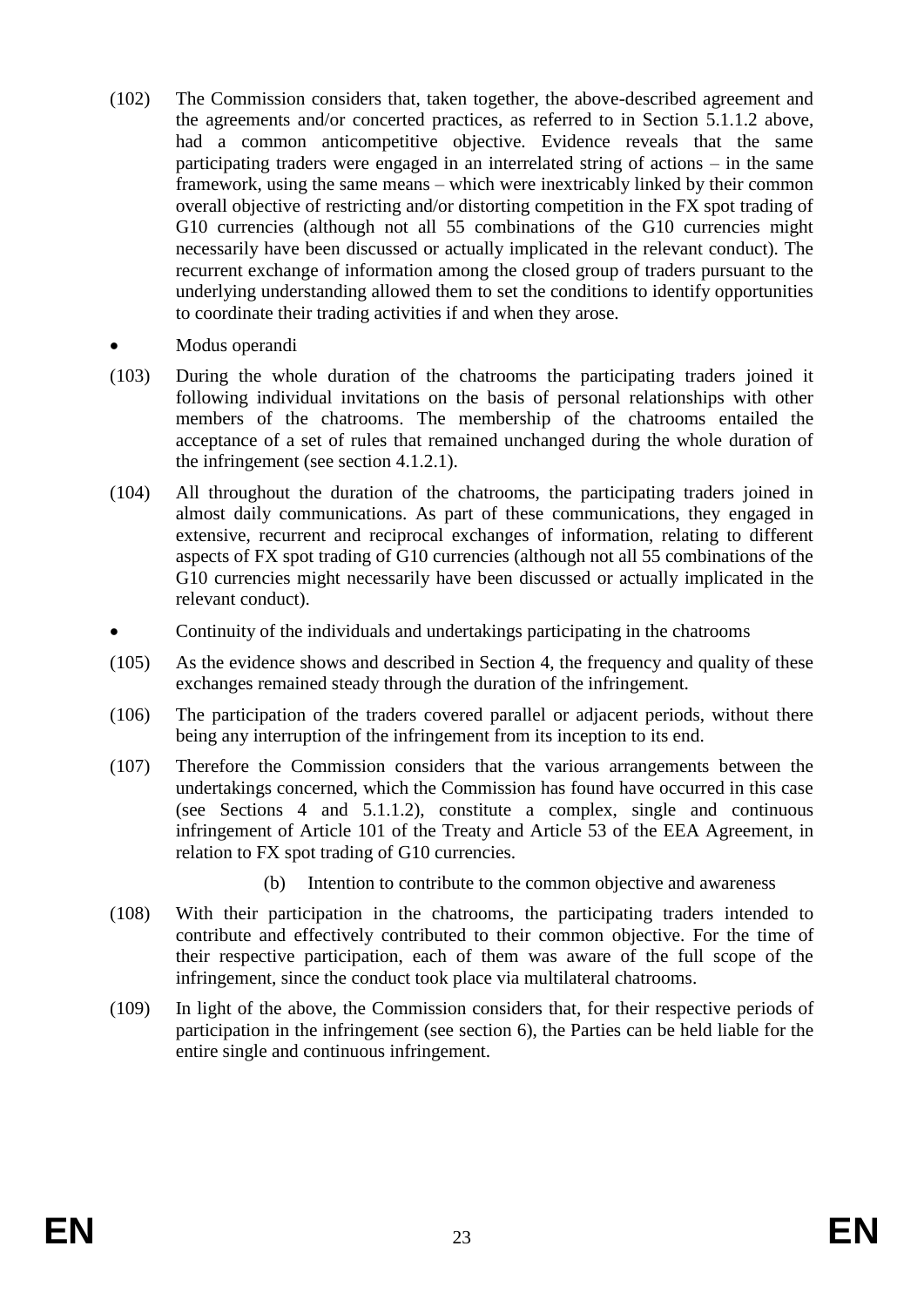(102) The Commission considers that, taken together, the above-described agreement and the agreements and/or concerted practices, as referred to in Section 5.1.1.2 above, had a common anticompetitive objective. Evidence reveals that the same participating traders were engaged in an interrelated string of actions – in the same framework, using the same means – which were inextricably linked by their common overall objective of restricting and/or distorting competition in the FX spot trading of G10 currencies (although not all 55 combinations of the G10 currencies might necessarily have been discussed or actually implicated in the relevant conduct). The recurrent exchange of information among the closed group of traders pursuant to the underlying understanding allowed them to set the conditions to identify opportunities to coordinate their trading activities if and when they arose.

- Modus operandi

(103) During the whole duration of the chatrooms the participating traders joined it following individual invitations on the basis of personal relationships with other members of the chatrooms. The membership of the chatrooms entailed the acceptance of a set of rules that remained unchanged during the whole duration of the infringement (see section 4.1.2.1).

(104) All throughout the duration of the chatrooms, the participating traders joined in almost daily communications. As part of these communications, they engaged in extensive, recurrent and reciprocal exchanges of information, relating to different aspects of FX spot trading of G10 currencies (although not all 55 combinations of the G10 currencies might necessarily have been discussed or actually implicated in the relevant conduct).

- Continuity of the individuals and undertakings participating in the chatrooms

(105) As the evidence shows and described in Section 4, the frequency and quality of these exchanges remained steady through the duration of the infringement.

(106) The participation of the traders covered parallel or adjacent periods, without there being any interruption of the infringement from its inception to its end.

(107) Therefore the Commission considers that the various arrangements between the undertakings concerned, which the Commission has found have occurred in this case (see Sections 4 and 5.1.1.2), constitute a complex, single and continuous infringement of Article 101 of the Treaty and Article 53 of the EEA Agreement, in relation to FX spot trading of G10 currencies.

(b) Intention to contribute to the common objective and awareness

(108) With their participation in the chatrooms, the participating traders intended to contribute and effectively contributed to their common objective. For the time of their respective participation, each of them was aware of the full scope of the infringement, since the conduct took place via multilateral chatrooms.

(109) In light of the above, the Commission considers that, for their respective periods of participation in the infringement (see section 6), the Parties can be held liable for the entire single and continuous infringement.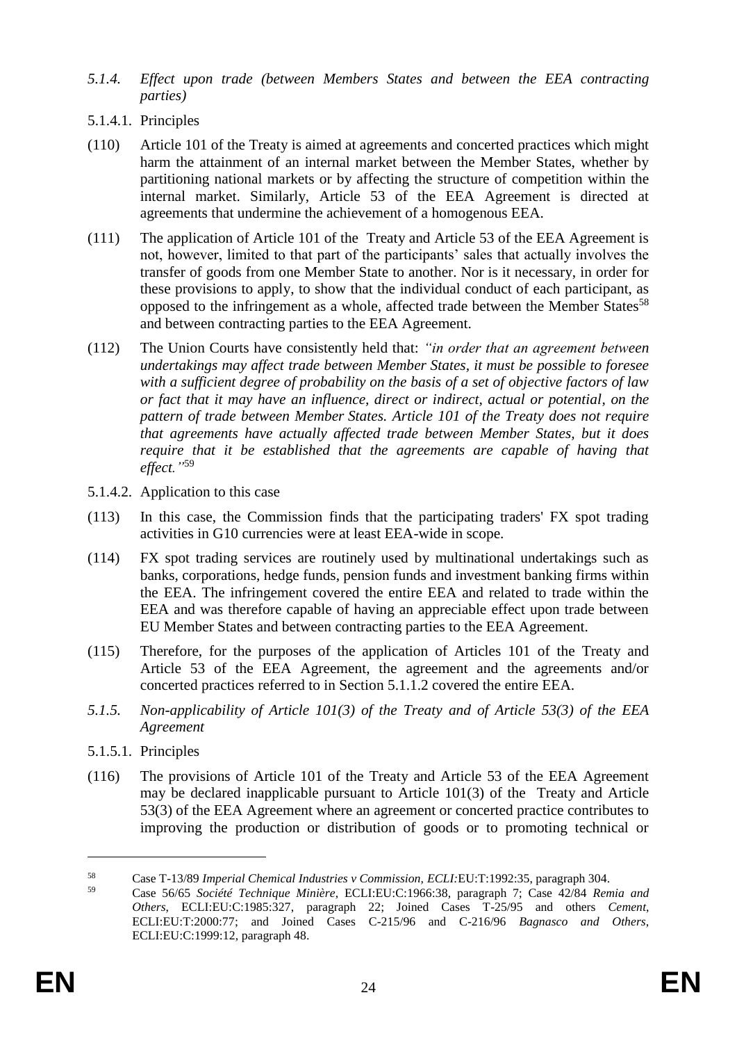#### *5.1.4. Effect upon trade (between Members States and between the EEA contracting parties)*

5.1.4.1. Principles

(110) Article 101 of the Treaty is aimed at agreements and concerted practices which might harm the attainment of an internal market between the Member States, whether by partitioning national markets or by affecting the structure of competition within the internal market. Similarly, Article 53 of the EEA Agreement is directed at agreements that undermine the achievement of a homogenous EEA.

(111) The application of Article 101 of the Treaty and Article 53 of the EEA Agreement is not, however, limited to that part of the participants' sales that actually involves the transfer of goods from one Member State to another. Nor is it necessary, in order for these provisions to apply, to show that the individual conduct of each participant, as opposed to the infringement as a whole, affected trade between the Member States[58] and between contracting parties to the EEA Agreement.

(112) The Union Courts have consistently held that: *"in order that an agreement between undertakings may affect trade between Member States, it must be possible to foresee with a sufficient degree of probability on the basis of a set of objective factors of law or fact that it may have an influence, direct or indirect, actual or potential, on the pattern of trade between Member States. Article 101 of the Treaty does not require that agreements have actually affected trade between Member States, but it does require that it be established that the agreements are capable of having that effect."*[59]

5.1.4.2. Application to this case

(113) In this case, the Commission finds that the participating traders' FX spot trading activities in G10 currencies were at least EEA-wide in scope.

(114) FX spot trading services are routinely used by multinational undertakings such as banks, corporations, hedge funds, pension funds and investment banking firms within the EEA. The infringement covered the entire EEA and related to trade within the EEA and was therefore capable of having an appreciable effect upon trade between EU Member States and between contracting parties to the EEA Agreement.

(115) Therefore, for the purposes of the application of Articles 101 of the Treaty and Article 53 of the EEA Agreement, the agreement and the agreements and/or concerted practices referred to in Section 5.1.1.2 covered the entire EEA.

#### *5.1.5. Non-applicability of Article 101(3) of the Treaty and of Article 53(3) of the EEA Agreement*

5.1.5.1. Principles

(116) The provisions of Article 101 of the Treaty and Article 53 of the EEA Agreement may be declared inapplicable pursuant to Article 101(3) of the Treaty and Article 53(3) of the EEA Agreement where an agreement or concerted practice contributes to improving the production or distribution of goods or to promoting technical or

---

[58] Case T-13/89 *Imperial Chemical Industries v Commission, ECLI:*EU:T:1992:35, paragraph 304.

[59] Case 56/65 *Société Technique Minière*, ECLI:EU:C:1966:38, paragraph 7; Case 42/84 *Remia and Others*, ECLI:EU:C:1985:327, paragraph 22; Joined Cases T-25/95 and others *Cement*, ECLI:EU:T:2000:77; and Joined Cases C-215/96 and C-216/96 *Bagnasco and Others*, ECLI:EU:C:1999:12, paragraph 48.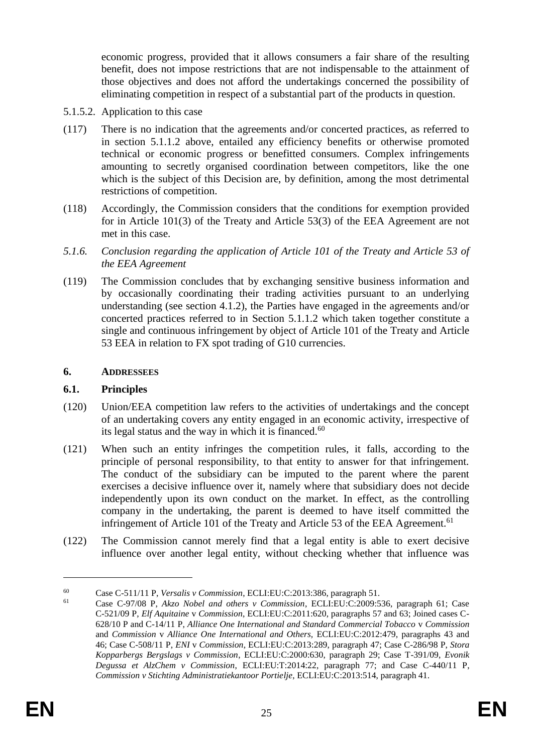economic progress, provided that it allows consumers a fair share of the resulting benefit, does not impose restrictions that are not indispensable to the attainment of those objectives and does not afford the undertakings concerned the possibility of eliminating competition in respect of a substantial part of the products in question.

5.1.5.2. Application to this case

(117) There is no indication that the agreements and/or concerted practices, as referred to in section 5.1.1.2 above, entailed any efficiency benefits or otherwise promoted technical or economic progress or benefitted consumers. Complex infringements amounting to secretly organised coordination between competitors, like the one which is the subject of this Decision are, by definition, among the most detrimental restrictions of competition.

(118) Accordingly, the Commission considers that the conditions for exemption provided for in Article 101(3) of the Treaty and Article 53(3) of the EEA Agreement are not met in this case.

*5.1.6. Conclusion regarding the application of Article 101 of the Treaty and Article 53 of the EEA Agreement*

(119) The Commission concludes that by exchanging sensitive business information and by occasionally coordinating their trading activities pursuant to an underlying understanding (see section 4.1.2), the Parties have engaged in the agreements and/or concerted practices referred to in Section 5.1.1.2 which taken together constitute a single and continuous infringement by object of Article 101 of the Treaty and Article 53 EEA in relation to FX spot trading of G10 currencies.

## 6. ADDRESSEES

### 6.1. Principles

(120) Union/EEA competition law refers to the activities of undertakings and the concept of an undertaking covers any entity engaged in an economic activity, irrespective of its legal status and the way in which it is financed.[60]

(121) When such an entity infringes the competition rules, it falls, according to the principle of personal responsibility, to that entity to answer for that infringement. The conduct of the subsidiary can be imputed to the parent where the parent exercises a decisive influence over it, namely where that subsidiary does not decide independently upon its own conduct on the market. In effect, as the controlling company in the undertaking, the parent is deemed to have itself committed the infringement of Article 101 of the Treaty and Article 53 of the EEA Agreement.[61]

(122) The Commission cannot merely find that a legal entity is able to exert decisive influence over another legal entity, without checking whether that influence was

---

[60] Case C-511/11 P, *Versalis v Commission*, ECLI:EU:C:2013:386, paragraph 51.

[61] Case C-97/08 P, *Akzo Nobel and others v Commission*, ECLI:EU:C:2009:536, paragraph 61; Case C-521/09 P, *Elf Aquitaine* v *Commission*, ECLI:EU:C:2011:620, paragraphs 57 and 63; Joined cases C-628/10 P and C-14/11 P, *Alliance One International and Standard Commercial Tobacco* v *Commission* and *Commission* v *Alliance One International and Others,* ECLI:EU:C:2012:479, paragraphs 43 and 46; Case C-508/11 P, *ENI* v *Commission*, ECLI:EU:C:2013:289, paragraph 47; Case C-286/98 P, *Stora Kopparbergs Bergslags v Commission*, ECLI:EU:C:2000:630, paragraph 29; Case T-391/09, *Evonik Degussa et AlzChem v Commission*, ECLI:EU:T:2014:22, paragraph 77; and Case C-440/11 P, *Commission v Stichting Administratiekantoor Portielje*, ECLI:EU:C:2013:514, paragraph 41.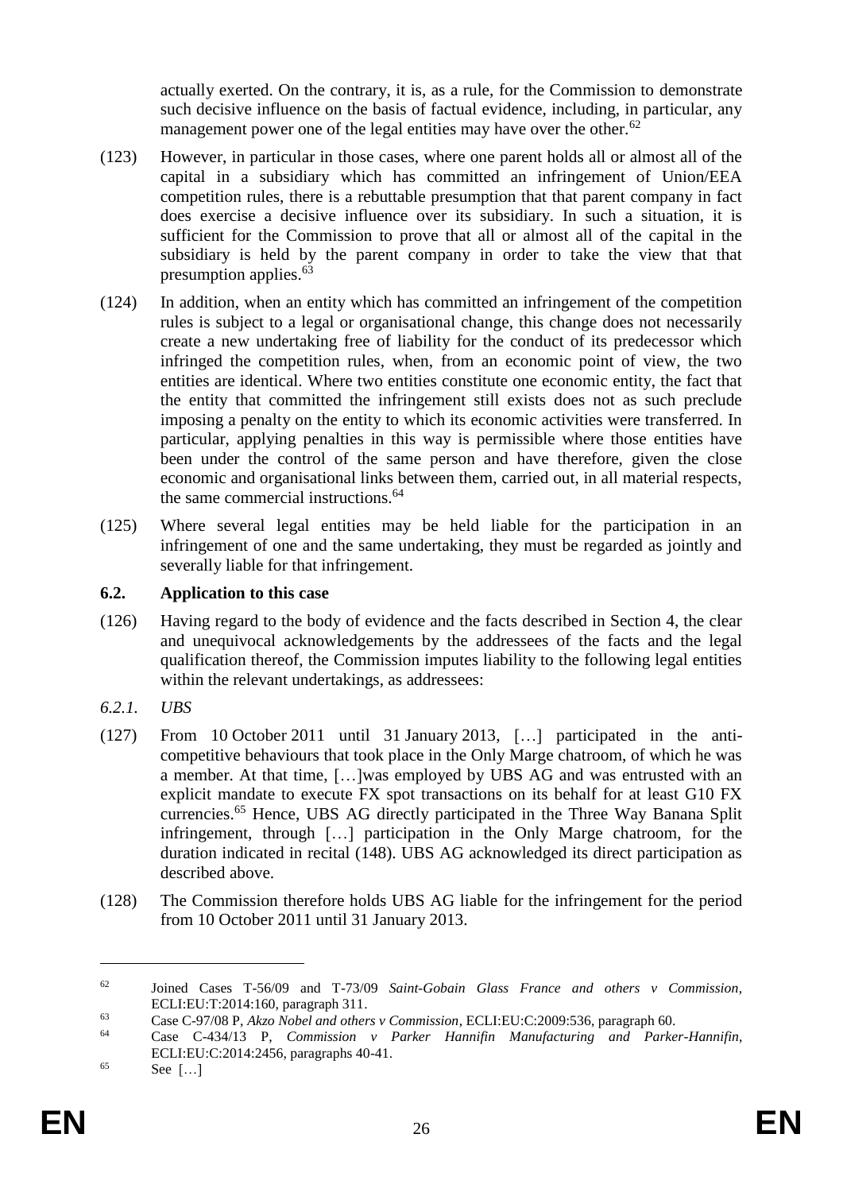actually exerted. On the contrary, it is, as a rule, for the Commission to demonstrate such decisive influence on the basis of factual evidence, including, in particular, any management power one of the legal entities may have over the other.[62]

(123) However, in particular in those cases, where one parent holds all or almost all of the capital in a subsidiary which has committed an infringement of Union/EEA competition rules, there is a rebuttable presumption that that parent company in fact does exercise a decisive influence over its subsidiary. In such a situation, it is sufficient for the Commission to prove that all or almost all of the capital in the subsidiary is held by the parent company in order to take the view that that presumption applies.[63]

(124) In addition, when an entity which has committed an infringement of the competition rules is subject to a legal or organisational change, this change does not necessarily create a new undertaking free of liability for the conduct of its predecessor which infringed the competition rules, when, from an economic point of view, the two entities are identical. Where two entities constitute one economic entity, the fact that the entity that committed the infringement still exists does not as such preclude imposing a penalty on the entity to which its economic activities were transferred. In particular, applying penalties in this way is permissible where those entities have been under the control of the same person and have therefore, given the close economic and organisational links between them, carried out, in all material respects, the same commercial instructions.[64]

(125) Where several legal entities may be held liable for the participation in an infringement of one and the same undertaking, they must be regarded as jointly and severally liable for that infringement.

### 6.2. Application to this case

(126) Having regard to the body of evidence and the facts described in Section 4, the clear and unequivocal acknowledgements by the addressees of the facts and the legal qualification thereof, the Commission imputes liability to the following legal entities within the relevant undertakings, as addressees:

#### *6.2.1. UBS*

(127) From 10 October 2011 until 31 January 2013, […] participated in the anti-competitive behaviours that took place in the Only Marge chatroom, of which he was a member. At that time, […]was employed by UBS AG and was entrusted with an explicit mandate to execute FX spot transactions on its behalf for at least G10 FX currencies.[65] Hence, UBS AG directly participated in the Three Way Banana Split infringement, through […] participation in the Only Marge chatroom, for the duration indicated in recital (148). UBS AG acknowledged its direct participation as described above.

(128) The Commission therefore holds UBS AG liable for the infringement for the period from 10 October 2011 until 31 January 2013.

---

[62] Joined Cases T-56/09 and T-73/09 *Saint-Gobain Glass France and others v Commission*, ECLI:EU:T:2014:160, paragraph 311.

[63] Case C-97/08 P, *Akzo Nobel and others v Commission*, ECLI:EU:C:2009:536, paragraph 60.

[64] Case C-434/13 P, *Commission v Parker Hannifin Manufacturing and Parker-Hannifin*, ECLI:EU:C:2014:2456, paragraphs 40-41.

[65] See […]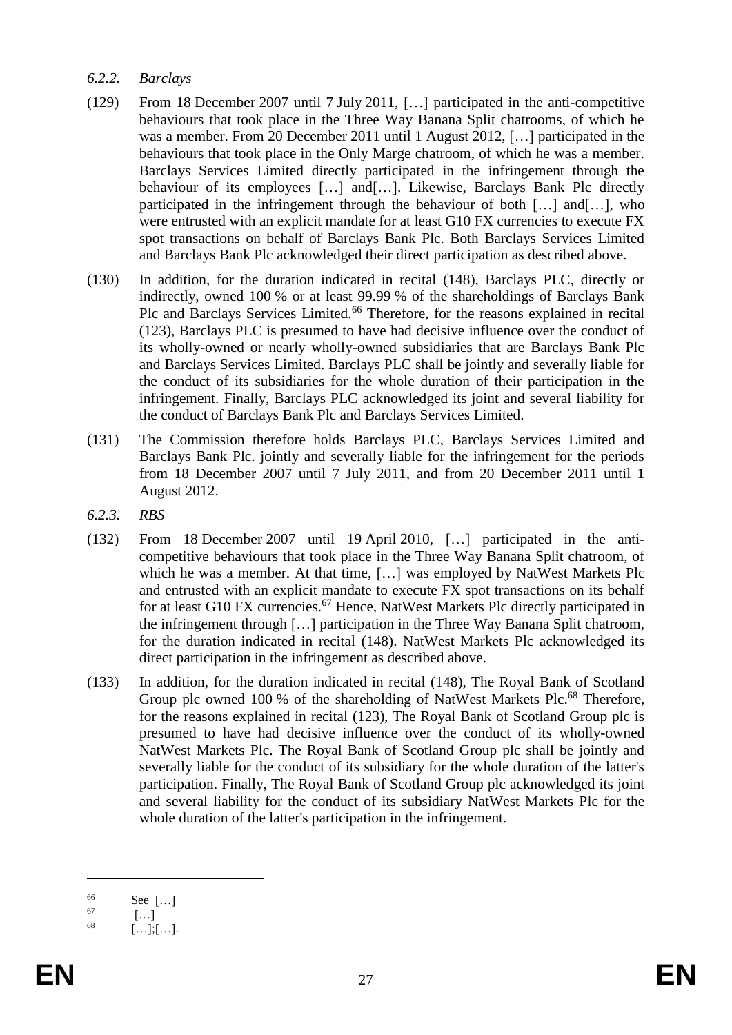### *6.2.2. Barclays*

(129) From 18 December 2007 until 7 July 2011, […] participated in the anti-competitive behaviours that took place in the Three Way Banana Split chatrooms, of which he was a member. From 20 December 2011 until 1 August 2012, […] participated in the behaviours that took place in the Only Marge chatroom, of which he was a member. Barclays Services Limited directly participated in the infringement through the behaviour of its employees […] and[…]. Likewise, Barclays Bank Plc directly participated in the infringement through the behaviour of both […] and[…], who were entrusted with an explicit mandate for at least G10 FX currencies to execute FX spot transactions on behalf of Barclays Bank Plc. Both Barclays Services Limited and Barclays Bank Plc acknowledged their direct participation as described above.

(130) In addition, for the duration indicated in recital (148), Barclays PLC, directly or indirectly, owned 100 % or at least 99.99 % of the shareholdings of Barclays Bank Plc and Barclays Services Limited.[66] Therefore, for the reasons explained in recital (123), Barclays PLC is presumed to have had decisive influence over the conduct of its wholly-owned or nearly wholly-owned subsidiaries that are Barclays Bank Plc and Barclays Services Limited. Barclays PLC shall be jointly and severally liable for the conduct of its subsidiaries for the whole duration of their participation in the infringement. Finally, Barclays PLC acknowledged its joint and several liability for the conduct of Barclays Bank Plc and Barclays Services Limited.

(131) The Commission therefore holds Barclays PLC, Barclays Services Limited and Barclays Bank Plc. jointly and severally liable for the infringement for the periods from 18 December 2007 until 7 July 2011, and from 20 December 2011 until 1 August 2012.

### *6.2.3. RBS*

(132) From 18 December 2007 until 19 April 2010, […] participated in the anti-competitive behaviours that took place in the Three Way Banana Split chatroom, of which he was a member. At that time, […] was employed by NatWest Markets Plc and entrusted with an explicit mandate to execute FX spot transactions on its behalf for at least G10 FX currencies.[67] Hence, NatWest Markets Plc directly participated in the infringement through […] participation in the Three Way Banana Split chatroom, for the duration indicated in recital (148). NatWest Markets Plc acknowledged its direct participation in the infringement as described above.

(133) In addition, for the duration indicated in recital (148), The Royal Bank of Scotland Group plc owned 100 % of the shareholding of NatWest Markets Plc.[68] Therefore, for the reasons explained in recital (123), The Royal Bank of Scotland Group plc is presumed to have had decisive influence over the conduct of its wholly-owned NatWest Markets Plc. The Royal Bank of Scotland Group plc shall be jointly and severally liable for the conduct of its subsidiary for the whole duration of the latter's participation. Finally, The Royal Bank of Scotland Group plc acknowledged its joint and several liability for the conduct of its subsidiary NatWest Markets Plc for the whole duration of the latter's participation in the infringement.

---

[66] See […]

[67] […]

[68] […];[…].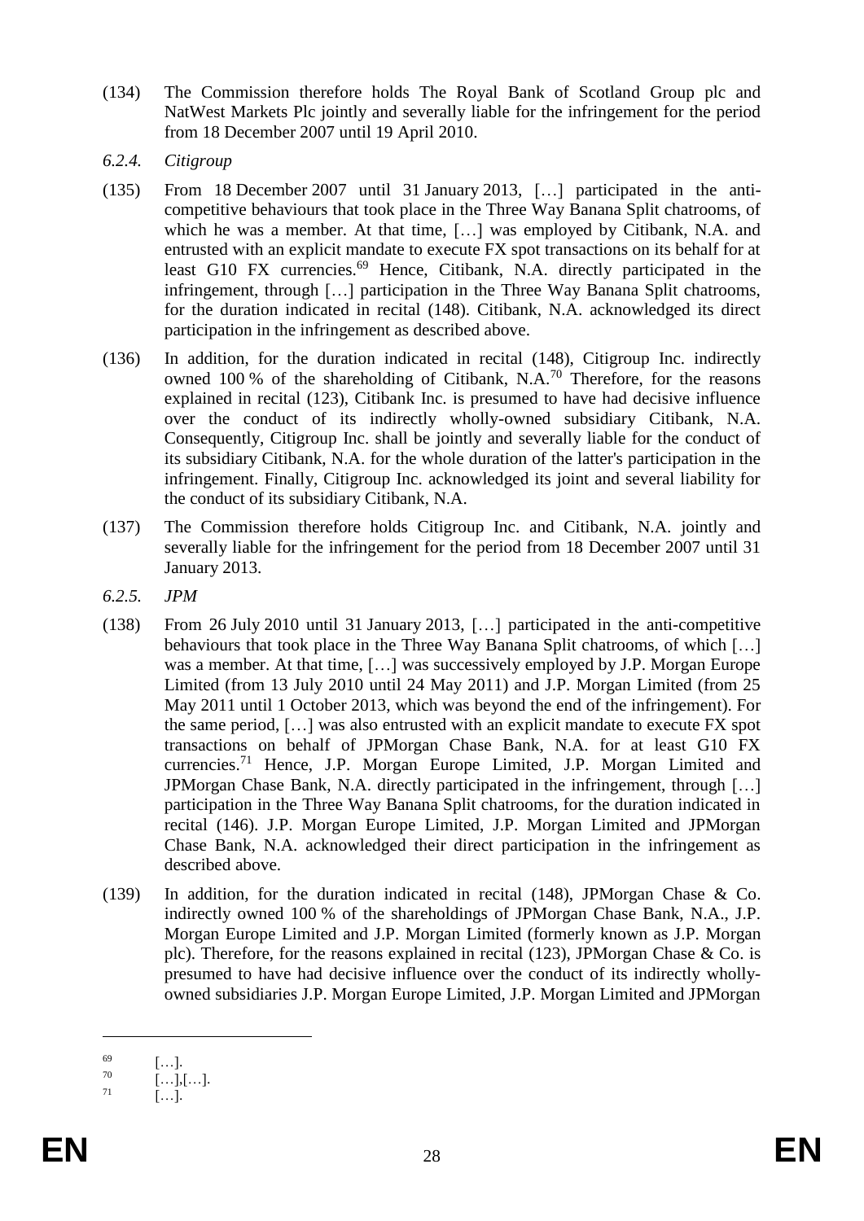(134) The Commission therefore holds The Royal Bank of Scotland Group plc and NatWest Markets Plc jointly and severally liable for the infringement for the period from 18 December 2007 until 19 April 2010.

### *6.2.4. Citigroup*

(135) From 18 December 2007 until 31 January 2013, […] participated in the anti-competitive behaviours that took place in the Three Way Banana Split chatrooms, of which he was a member. At that time, […] was employed by Citibank, N.A. and entrusted with an explicit mandate to execute FX spot transactions on its behalf for at least G10 FX currencies.[69] Hence, Citibank, N.A. directly participated in the infringement, through […] participation in the Three Way Banana Split chatrooms, for the duration indicated in recital (148). Citibank, N.A. acknowledged its direct participation in the infringement as described above.

(136) In addition, for the duration indicated in recital (148), Citigroup Inc. indirectly owned 100 % of the shareholding of Citibank, N.A.[70] Therefore, for the reasons explained in recital (123), Citibank Inc. is presumed to have had decisive influence over the conduct of its indirectly wholly-owned subsidiary Citibank, N.A. Consequently, Citigroup Inc. shall be jointly and severally liable for the conduct of its subsidiary Citibank, N.A. for the whole duration of the latter's participation in the infringement. Finally, Citigroup Inc. acknowledged its joint and several liability for the conduct of its subsidiary Citibank, N.A.

(137) The Commission therefore holds Citigroup Inc. and Citibank, N.A. jointly and severally liable for the infringement for the period from 18 December 2007 until 31 January 2013.

### *6.2.5. JPM*

(138) From 26 July 2010 until 31 January 2013, […] participated in the anti-competitive behaviours that took place in the Three Way Banana Split chatrooms, of which […] was a member. At that time, […] was successively employed by J.P. Morgan Europe Limited (from 13 July 2010 until 24 May 2011) and J.P. Morgan Limited (from 25 May 2011 until 1 October 2013, which was beyond the end of the infringement). For the same period, […] was also entrusted with an explicit mandate to execute FX spot transactions on behalf of JPMorgan Chase Bank, N.A. for at least G10 FX currencies.[71] Hence, J.P. Morgan Europe Limited, J.P. Morgan Limited and JPMorgan Chase Bank, N.A. directly participated in the infringement, through […] participation in the Three Way Banana Split chatrooms, for the duration indicated in recital (146). J.P. Morgan Europe Limited, J.P. Morgan Limited and JPMorgan Chase Bank, N.A. acknowledged their direct participation in the infringement as described above.

(139) In addition, for the duration indicated in recital (148), JPMorgan Chase & Co. indirectly owned 100 % of the shareholdings of JPMorgan Chase Bank, N.A., J.P. Morgan Europe Limited and J.P. Morgan Limited (formerly known as J.P. Morgan plc). Therefore, for the reasons explained in recital (123), JPMorgan Chase & Co. is presumed to have had decisive influence over the conduct of its indirectly wholly-owned subsidiaries J.P. Morgan Europe Limited, J.P. Morgan Limited and JPMorgan

---

[69] […].

[70] […],[…].

[71] […].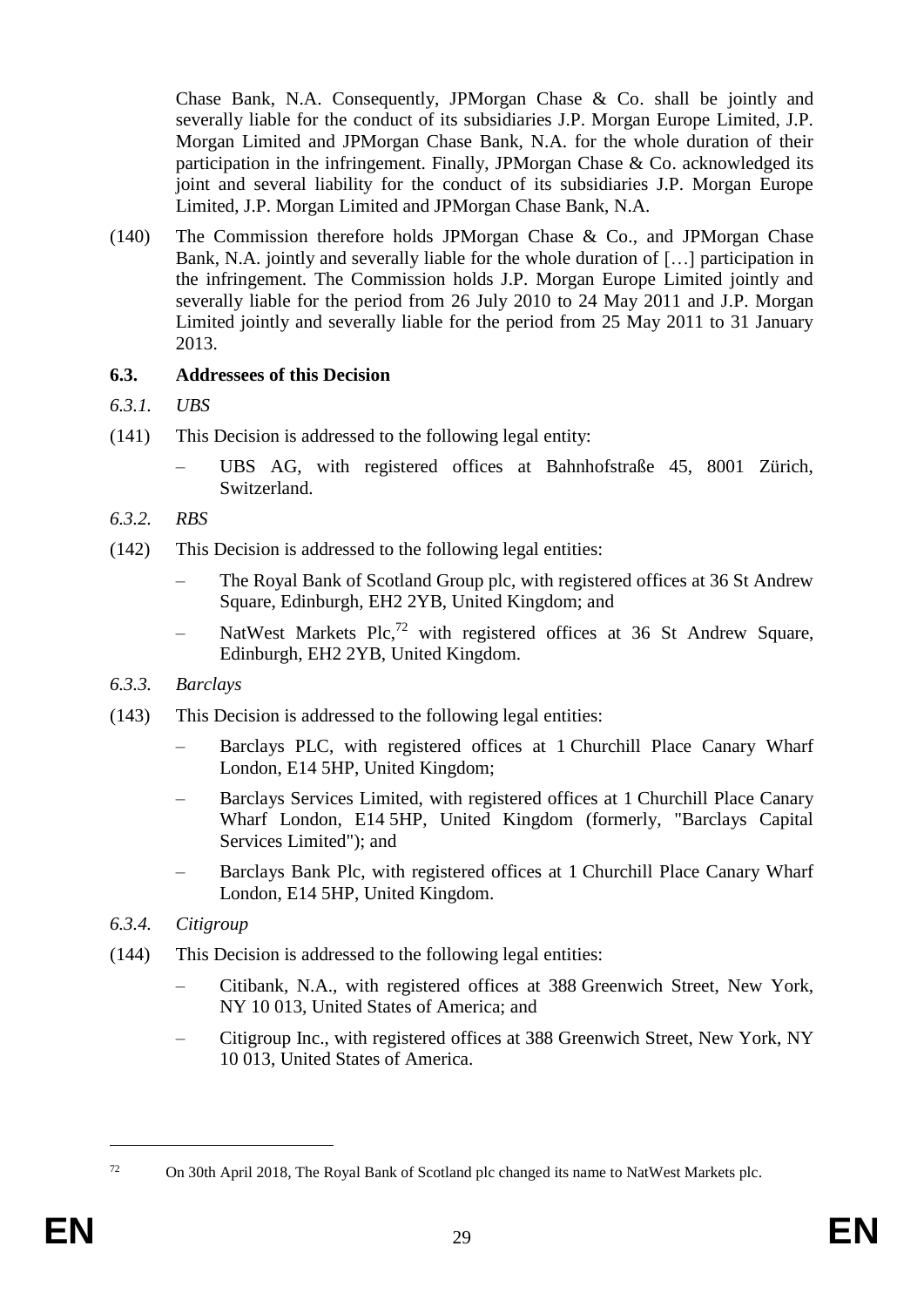Chase Bank, N.A. Consequently, JPMorgan Chase & Co. shall be jointly and severally liable for the conduct of its subsidiaries J.P. Morgan Europe Limited, J.P. Morgan Limited and JPMorgan Chase Bank, N.A. for the whole duration of their participation in the infringement. Finally, JPMorgan Chase & Co. acknowledged its joint and several liability for the conduct of its subsidiaries J.P. Morgan Europe Limited, J.P. Morgan Limited and JPMorgan Chase Bank, N.A.

(140) The Commission therefore holds JPMorgan Chase & Co., and JPMorgan Chase Bank, N.A. jointly and severally liable for the whole duration of […] participation in the infringement. The Commission holds J.P. Morgan Europe Limited jointly and severally liable for the period from 26 July 2010 to 24 May 2011 and J.P. Morgan Limited jointly and severally liable for the period from 25 May 2011 to 31 January 2013.

### 6.3. Addressees of this Decision

*6.3.1. UBS*

(141) This Decision is addressed to the following legal entity:

– UBS AG, with registered offices at Bahnhofstraße 45, 8001 Zürich, Switzerland.

*6.3.2. RBS*

(142) This Decision is addressed to the following legal entities:

– The Royal Bank of Scotland Group plc, with registered offices at 36 St Andrew Square, Edinburgh, EH2 2YB, United Kingdom; and

– NatWest Markets Plc,[72] with registered offices at 36 St Andrew Square, Edinburgh, EH2 2YB, United Kingdom.

*6.3.3. Barclays*

(143) This Decision is addressed to the following legal entities:

– Barclays PLC, with registered offices at 1 Churchill Place Canary Wharf London, E14 5HP, United Kingdom;

– Barclays Services Limited, with registered offices at 1 Churchill Place Canary Wharf London, E14 5HP, United Kingdom (formerly, "Barclays Capital Services Limited"); and

– Barclays Bank Plc, with registered offices at 1 Churchill Place Canary Wharf London, E14 5HP, United Kingdom.

*6.3.4. Citigroup*

(144) This Decision is addressed to the following legal entities:

– Citibank, N.A., with registered offices at 388 Greenwich Street, New York, NY 10 013, United States of America; and

– Citigroup Inc., with registered offices at 388 Greenwich Street, New York, NY 10 013, United States of America.

---

[72] On 30th April 2018, The Royal Bank of Scotland plc changed its name to NatWest Markets plc.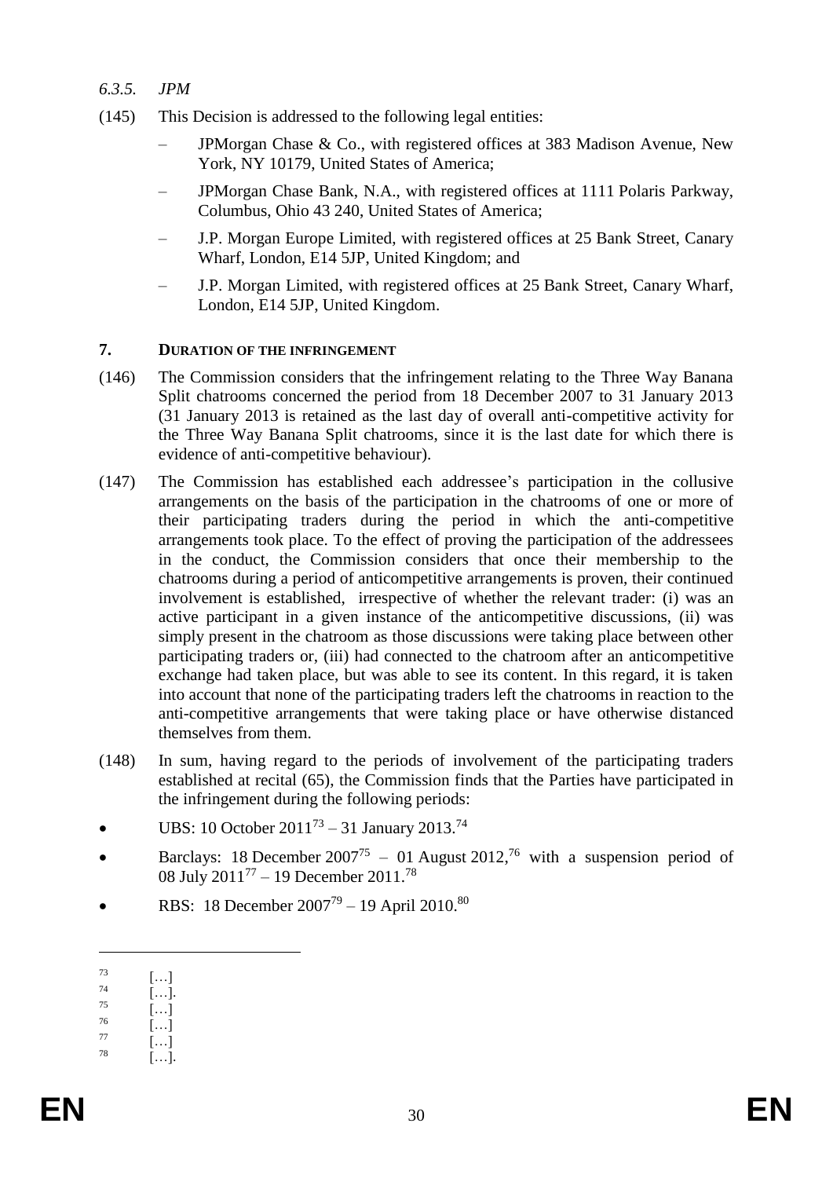### *6.3.5. JPM*

(145) This Decision is addressed to the following legal entities:

- JPMorgan Chase & Co., with registered offices at 383 Madison Avenue, New York, NY 10179, United States of America;
- JPMorgan Chase Bank, N.A., with registered offices at 1111 Polaris Parkway, Columbus, Ohio 43 240, United States of America;
- J.P. Morgan Europe Limited, with registered offices at 25 Bank Street, Canary Wharf, London, E14 5JP, United Kingdom; and
- J.P. Morgan Limited, with registered offices at 25 Bank Street, Canary Wharf, London, E14 5JP, United Kingdom.

## 7. DURATION OF THE INFRINGEMENT

(146) The Commission considers that the infringement relating to the Three Way Banana Split chatrooms concerned the period from 18 December 2007 to 31 January 2013 (31 January 2013 is retained as the last day of overall anti-competitive activity for the Three Way Banana Split chatrooms, since it is the last date for which there is evidence of anti-competitive behaviour).

(147) The Commission has established each addressee's participation in the collusive arrangements on the basis of the participation in the chatrooms of one or more of their participating traders during the period in which the anti-competitive arrangements took place. To the effect of proving the participation of the addressees in the conduct, the Commission considers that once their membership to the chatrooms during a period of anticompetitive arrangements is proven, their continued involvement is established, irrespective of whether the relevant trader: (i) was an active participant in a given instance of the anticompetitive discussions, (ii) was simply present in the chatroom as those discussions were taking place between other participating traders or, (iii) had connected to the chatroom after an anticompetitive exchange had taken place, but was able to see its content. In this regard, it is taken into account that none of the participating traders left the chatrooms in reaction to the anti-competitive arrangements that were taking place or have otherwise distanced themselves from them.

(148) In sum, having regard to the periods of involvement of the participating traders established at recital (65), the Commission finds that the Parties have participated in the infringement during the following periods:

- UBS: 10 October 2011[73] – 31 January 2013.[74]
- Barclays: 18 December 2007[75] – 01 August 2012,[76] with a suspension period of 08 July 2011[77] – 19 December 2011.[78]
- RBS: 18 December 2007[79] – 19 April 2010.[80]

---

[73] […]

[74] […].

[75] […]

[76] […]

[77] […]

[78] […].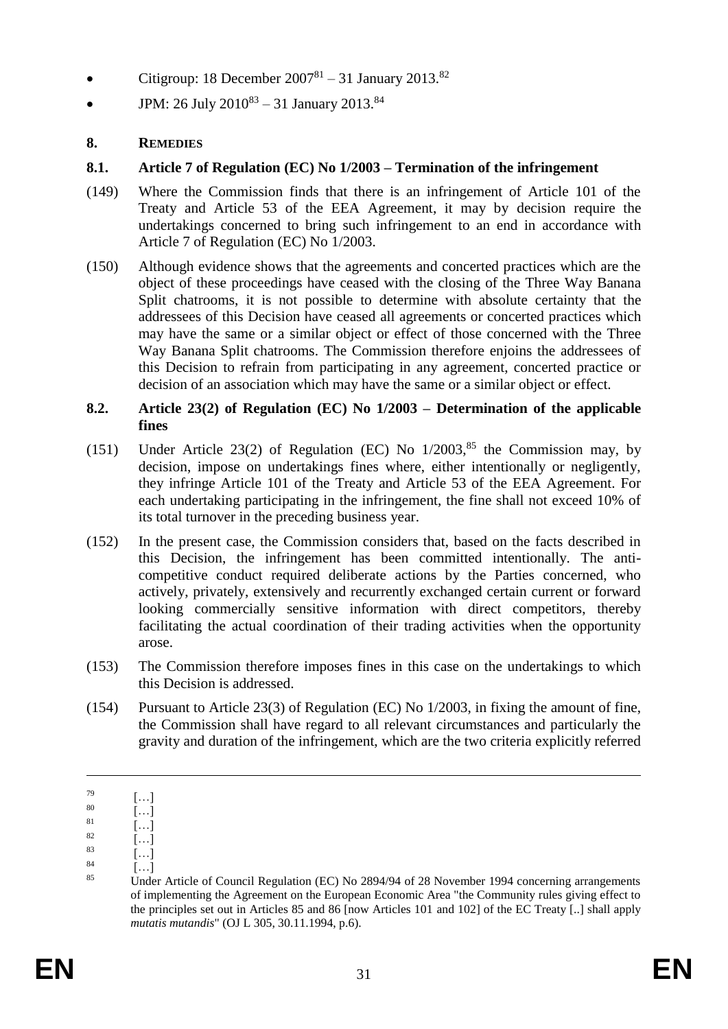- Citigroup: 18 December 2007[81] – 31 January 2013.[82]
- JPM: 26 July 2010[83] – 31 January 2013.[84]

## 8. REMEDIES

### 8.1. Article 7 of Regulation (EC) No 1/2003 – Termination of the infringement

(149) Where the Commission finds that there is an infringement of Article 101 of the Treaty and Article 53 of the EEA Agreement, it may by decision require the undertakings concerned to bring such infringement to an end in accordance with Article 7 of Regulation (EC) No 1/2003.

(150) Although evidence shows that the agreements and concerted practices which are the object of these proceedings have ceased with the closing of the Three Way Banana Split chatrooms, it is not possible to determine with absolute certainty that the addressees of this Decision have ceased all agreements or concerted practices which may have the same or a similar object or effect of those concerned with the Three Way Banana Split chatrooms. The Commission therefore enjoins the addressees of this Decision to refrain from participating in any agreement, concerted practice or decision of an association which may have the same or a similar object or effect.

### 8.2. Article 23(2) of Regulation (EC) No 1/2003 – Determination of the applicable fines

(151) Under Article 23(2) of Regulation (EC) No 1/2003,[85] the Commission may, by decision, impose on undertakings fines where, either intentionally or negligently, they infringe Article 101 of the Treaty and Article 53 of the EEA Agreement. For each undertaking participating in the infringement, the fine shall not exceed 10% of its total turnover in the preceding business year.

(152) In the present case, the Commission considers that, based on the facts described in this Decision, the infringement has been committed intentionally. The anti-competitive conduct required deliberate actions by the Parties concerned, who actively, privately, extensively and recurrently exchanged certain current or forward looking commercially sensitive information with direct competitors, thereby facilitating the actual coordination of their trading activities when the opportunity arose.

(153) The Commission therefore imposes fines in this case on the undertakings to which this Decision is addressed.

(154) Pursuant to Article 23(3) of Regulation (EC) No 1/2003, in fixing the amount of fine, the Commission shall have regard to all relevant circumstances and particularly the gravity and duration of the infringement, which are the two criteria explicitly referred

---

[79] […]

[80] […]

[81] […]

[82] […]

[83] […]

[84] […]

[85] Under Article of Council Regulation (EC) No 2894/94 of 28 November 1994 concerning arrangements of implementing the Agreement on the European Economic Area "the Community rules giving effect to the principles set out in Articles 85 and 86 [now Articles 101 and 102] of the EC Treaty [..] shall apply *mutatis mutandis*" (OJ L 305, 30.11.1994, p.6).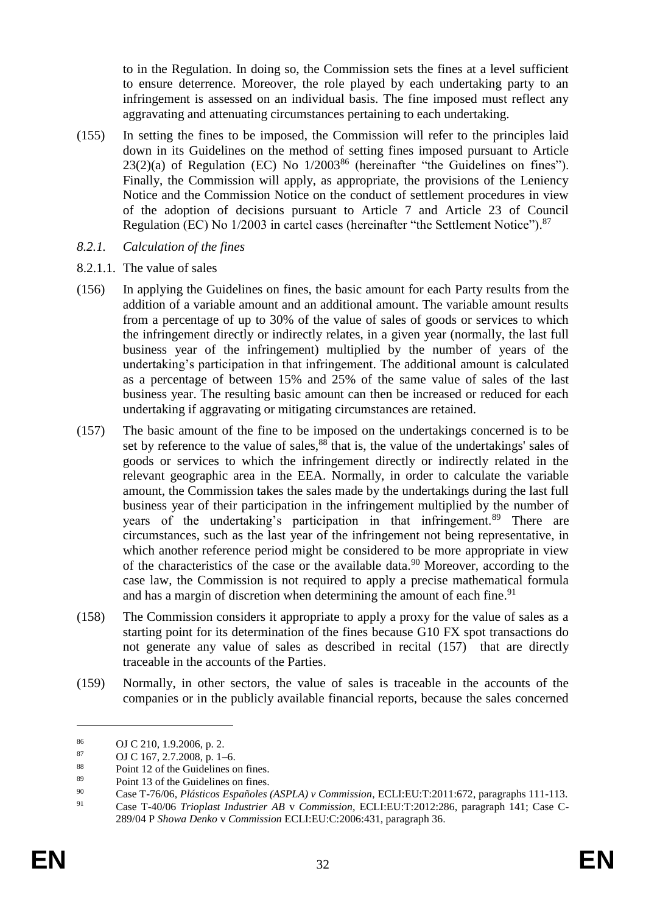to in the Regulation. In doing so, the Commission sets the fines at a level sufficient to ensure deterrence. Moreover, the role played by each undertaking party to an infringement is assessed on an individual basis. The fine imposed must reflect any aggravating and attenuating circumstances pertaining to each undertaking.

(155) In setting the fines to be imposed, the Commission will refer to the principles laid down in its Guidelines on the method of setting fines imposed pursuant to Article 23(2)(a) of Regulation (EC) No 1/2003[86] (hereinafter "the Guidelines on fines"). Finally, the Commission will apply, as appropriate, the provisions of the Leniency Notice and the Commission Notice on the conduct of settlement procedures in view of the adoption of decisions pursuant to Article 7 and Article 23 of Council Regulation (EC) No 1/2003 in cartel cases (hereinafter "the Settlement Notice").[87]

### *8.2.1. Calculation of the fines*

#### 8.2.1.1. The value of sales

(156) In applying the Guidelines on fines, the basic amount for each Party results from the addition of a variable amount and an additional amount. The variable amount results from a percentage of up to 30% of the value of sales of goods or services to which the infringement directly or indirectly relates, in a given year (normally, the last full business year of the infringement) multiplied by the number of years of the undertaking's participation in that infringement. The additional amount is calculated as a percentage of between 15% and 25% of the same value of sales of the last business year. The resulting basic amount can then be increased or reduced for each undertaking if aggravating or mitigating circumstances are retained.

(157) The basic amount of the fine to be imposed on the undertakings concerned is to be set by reference to the value of sales,[88] that is, the value of the undertakings' sales of goods or services to which the infringement directly or indirectly related in the relevant geographic area in the EEA. Normally, in order to calculate the variable amount, the Commission takes the sales made by the undertakings during the last full business year of their participation in the infringement multiplied by the number of years of the undertaking's participation in that infringement.[89] There are circumstances, such as the last year of the infringement not being representative, in which another reference period might be considered to be more appropriate in view of the characteristics of the case or the available data.[90] Moreover, according to the case law, the Commission is not required to apply a precise mathematical formula and has a margin of discretion when determining the amount of each fine.[91]

(158) The Commission considers it appropriate to apply a proxy for the value of sales as a starting point for its determination of the fines because G10 FX spot transactions do not generate any value of sales as described in recital (157) that are directly traceable in the accounts of the Parties.

(159) Normally, in other sectors, the value of sales is traceable in the accounts of the companies or in the publicly available financial reports, because the sales concerned

---

[86] OJ C 210, 1.9.2006, p. 2.

[87] OJ C 167, 2.7.2008, p. 1–6.

[88] Point 12 of the Guidelines on fines.

[89] Point 13 of the Guidelines on fines.

[90] Case T-76/06, *Plásticos Españoles (ASPLA) v Commission*, ECLI:EU:T:2011:672, paragraphs 111-113.

[91] Case T-40/06 *Trioplast Industrier AB* v *Commission*, ECLI:EU:T:2012:286, paragraph 141; Case C-289/04 P *Showa Denko* v *Commission* ECLI:EU:C:2006:431, paragraph 36.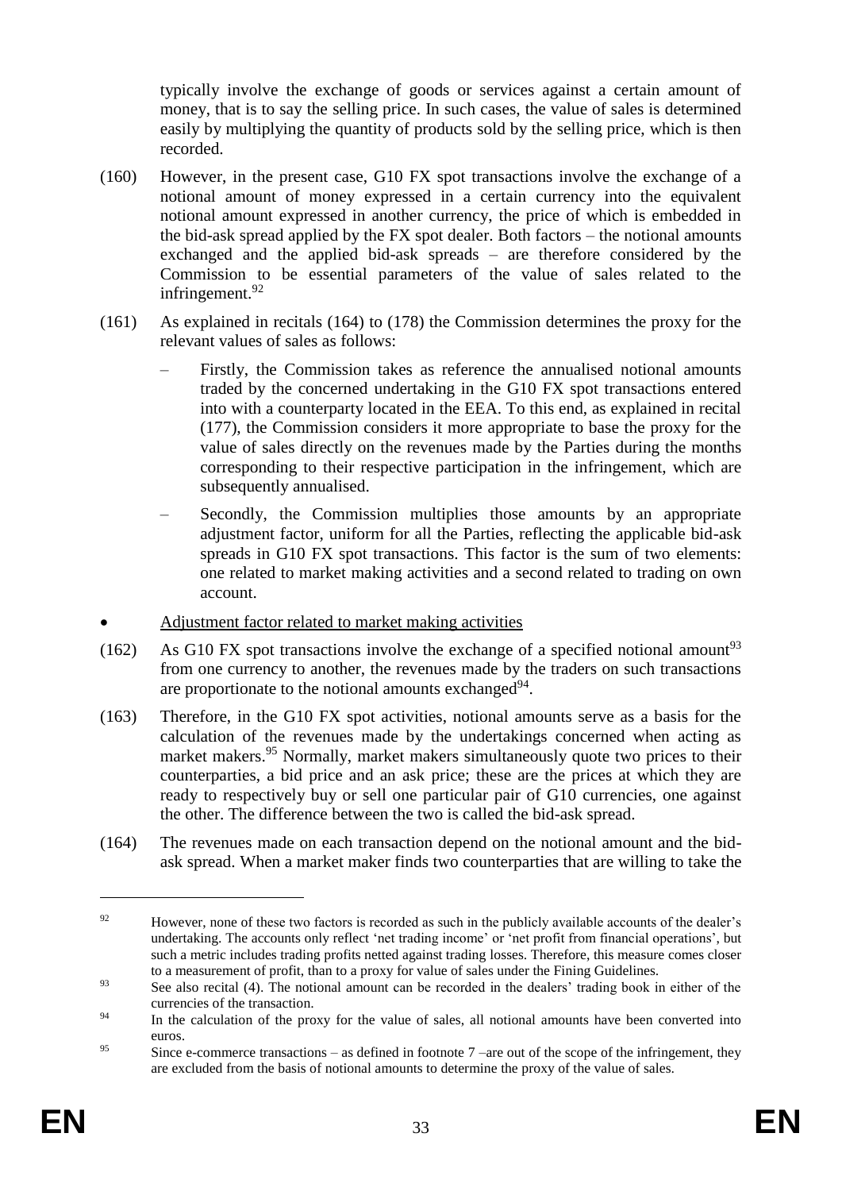typically involve the exchange of goods or services against a certain amount of money, that is to say the selling price. In such cases, the value of sales is determined easily by multiplying the quantity of products sold by the selling price, which is then recorded.

(160) However, in the present case, G10 FX spot transactions involve the exchange of a notional amount of money expressed in a certain currency into the equivalent notional amount expressed in another currency, the price of which is embedded in the bid-ask spread applied by the FX spot dealer. Both factors – the notional amounts exchanged and the applied bid-ask spreads – are therefore considered by the Commission to be essential parameters of the value of sales related to the infringement.[92]

(161) As explained in recitals (164) to (178) the Commission determines the proxy for the relevant values of sales as follows:

– Firstly, the Commission takes as reference the annualised notional amounts traded by the concerned undertaking in the G10 FX spot transactions entered into with a counterparty located in the EEA. To this end, as explained in recital (177), the Commission considers it more appropriate to base the proxy for the value of sales directly on the revenues made by the Parties during the months corresponding to their respective participation in the infringement, which are subsequently annualised.

– Secondly, the Commission multiplies those amounts by an appropriate adjustment factor, uniform for all the Parties, reflecting the applicable bid-ask spreads in G10 FX spot transactions. This factor is the sum of two elements: one related to market making activities and a second related to trading on own account.

- Adjustment factor related to market making activities

(162) As G10 FX spot transactions involve the exchange of a specified notional amount[93] from one currency to another, the revenues made by the traders on such transactions are proportionate to the notional amounts exchanged[94].

(163) Therefore, in the G10 FX spot activities, notional amounts serve as a basis for the calculation of the revenues made by the undertakings concerned when acting as market makers.[95] Normally, market makers simultaneously quote two prices to their counterparties, a bid price and an ask price; these are the prices at which they are ready to respectively buy or sell one particular pair of G10 currencies, one against the other. The difference between the two is called the bid-ask spread.

(164) The revenues made on each transaction depend on the notional amount and the bid-ask spread. When a market maker finds two counterparties that are willing to take the

---

[92] However, none of these two factors is recorded as such in the publicly available accounts of the dealer's undertaking. The accounts only reflect 'net trading income' or 'net profit from financial operations', but such a metric includes trading profits netted against trading losses. Therefore, this measure comes closer to a measurement of profit, than to a proxy for value of sales under the Fining Guidelines.

[93] See also recital (4). The notional amount can be recorded in the dealers' trading book in either of the currencies of the transaction.

[94] In the calculation of the proxy for the value of sales, all notional amounts have been converted into euros.

[95] Since e-commerce transactions – as defined in footnote 7 –are out of the scope of the infringement, they are excluded from the basis of notional amounts to determine the proxy of the value of sales.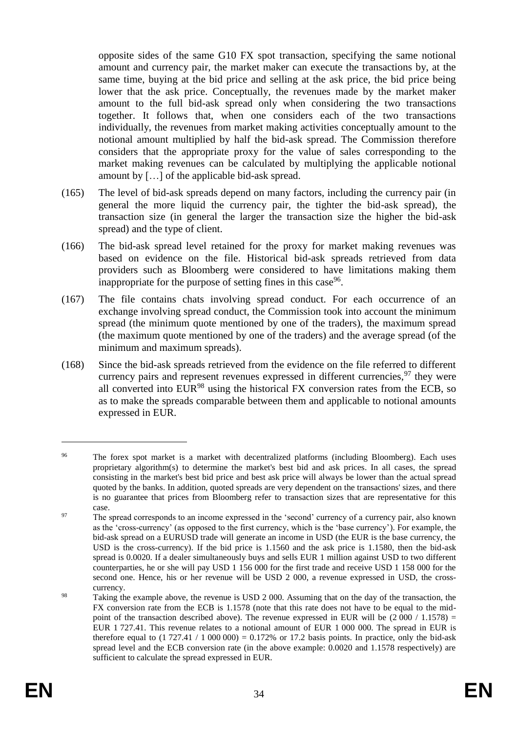opposite sides of the same G10 FX spot transaction, specifying the same notional amount and currency pair, the market maker can execute the transactions by, at the same time, buying at the bid price and selling at the ask price, the bid price being lower that the ask price. Conceptually, the revenues made by the market maker amount to the full bid-ask spread only when considering the two transactions together. It follows that, when one considers each of the two transactions individually, the revenues from market making activities conceptually amount to the notional amount multiplied by half the bid-ask spread. The Commission therefore considers that the appropriate proxy for the value of sales corresponding to the market making revenues can be calculated by multiplying the applicable notional amount by […] of the applicable bid-ask spread.

(165) The level of bid-ask spreads depend on many factors, including the currency pair (in general the more liquid the currency pair, the tighter the bid-ask spread), the transaction size (in general the larger the transaction size the higher the bid-ask spread) and the type of client.

(166) The bid-ask spread level retained for the proxy for market making revenues was based on evidence on the file. Historical bid-ask spreads retrieved from data providers such as Bloomberg were considered to have limitations making them inappropriate for the purpose of setting fines in this case[96].

(167) The file contains chats involving spread conduct. For each occurrence of an exchange involving spread conduct, the Commission took into account the minimum spread (the minimum quote mentioned by one of the traders), the maximum spread (the maximum quote mentioned by one of the traders) and the average spread (of the minimum and maximum spreads).

(168) Since the bid-ask spreads retrieved from the evidence on the file referred to different currency pairs and represent revenues expressed in different currencies,[97] they were all converted into EUR[98] using the historical FX conversion rates from the ECB, so as to make the spreads comparable between them and applicable to notional amounts expressed in EUR.

---

[96] The forex spot market is a market with decentralized platforms (including Bloomberg). Each uses proprietary algorithm(s) to determine the market's best bid and ask prices. In all cases, the spread consisting in the market's best bid price and best ask price will always be lower than the actual spread quoted by the banks. In addition, quoted spreads are very dependent on the transactions' sizes, and there is no guarantee that prices from Bloomberg refer to transaction sizes that are representative for this case.

[97] The spread corresponds to an income expressed in the 'second' currency of a currency pair, also known as the 'cross-currency' (as opposed to the first currency, which is the 'base currency'). For example, the bid-ask spread on a EURUSD trade will generate an income in USD (the EUR is the base currency, the USD is the cross-currency). If the bid price is 1.1560 and the ask price is 1.1580, then the bid-ask spread is 0.0020. If a dealer simultaneously buys and sells EUR 1 million against USD to two different counterparties, he or she will pay USD 1 156 000 for the first trade and receive USD 1 158 000 for the second one. Hence, his or her revenue will be USD 2 000, a revenue expressed in USD, the cross-currency.

[98] Taking the example above, the revenue is USD 2 000. Assuming that on the day of the transaction, the FX conversion rate from the ECB is 1.1578 (note that this rate does not have to be equal to the mid-point of the transaction described above). The revenue expressed in EUR will be (2 000 / 1.1578) = EUR 1 727.41. This revenue relates to a notional amount of EUR 1 000 000. The spread in EUR is therefore equal to (1 727.41 / 1 000 000) = 0.172% or 17.2 basis points. In practice, only the bid-ask spread level and the ECB conversion rate (in the above example: 0.0020 and 1.1578 respectively) are sufficient to calculate the spread expressed in EUR.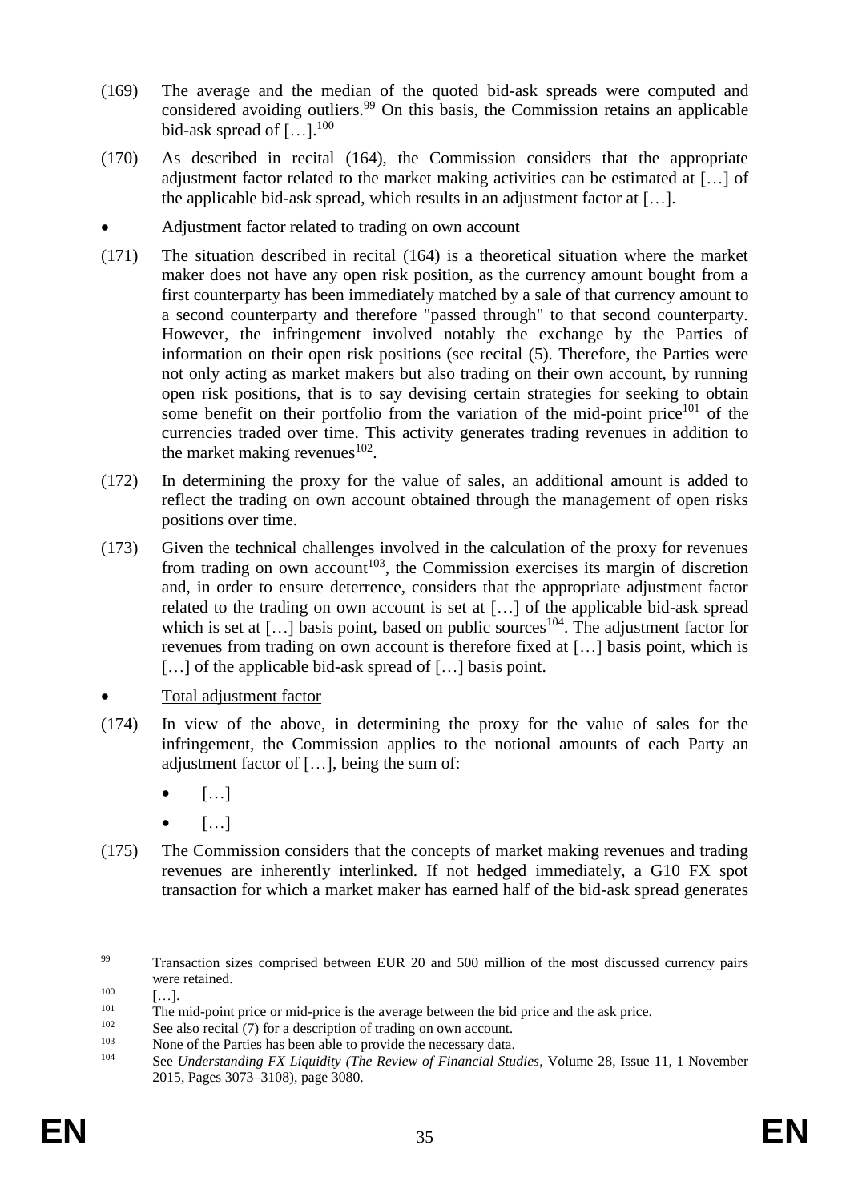(169) The average and the median of the quoted bid-ask spreads were computed and considered avoiding outliers.[99] On this basis, the Commission retains an applicable bid-ask spread of […].[100]

(170) As described in recital (164), the Commission considers that the appropriate adjustment factor related to the market making activities can be estimated at […] of the applicable bid-ask spread, which results in an adjustment factor at […].

- Adjustment factor related to trading on own account

(171) The situation described in recital (164) is a theoretical situation where the market maker does not have any open risk position, as the currency amount bought from a first counterparty has been immediately matched by a sale of that currency amount to a second counterparty and therefore "passed through" to that second counterparty. However, the infringement involved notably the exchange by the Parties of information on their open risk positions (see recital (5). Therefore, the Parties were not only acting as market makers but also trading on their own account, by running open risk positions, that is to say devising certain strategies for seeking to obtain some benefit on their portfolio from the variation of the mid-point price[101] of the currencies traded over time. This activity generates trading revenues in addition to the market making revenues[102].

(172) In determining the proxy for the value of sales, an additional amount is added to reflect the trading on own account obtained through the management of open risks positions over time.

(173) Given the technical challenges involved in the calculation of the proxy for revenues from trading on own account[103], the Commission exercises its margin of discretion and, in order to ensure deterrence, considers that the appropriate adjustment factor related to the trading on own account is set at […] of the applicable bid-ask spread which is set at […] basis point, based on public sources[104]. The adjustment factor for revenues from trading on own account is therefore fixed at […] basis point, which is […] of the applicable bid-ask spread of […] basis point.

- Total adjustment factor

(174) In view of the above, in determining the proxy for the value of sales for the infringement, the Commission applies to the notional amounts of each Party an adjustment factor of […], being the sum of:

  - […]
  - […]

(175) The Commission considers that the concepts of market making revenues and trading revenues are inherently interlinked. If not hedged immediately, a G10 FX spot transaction for which a market maker has earned half of the bid-ask spread generates

---

[99] Transaction sizes comprised between EUR 20 and 500 million of the most discussed currency pairs were retained.

[100] […].

[101] The mid-point price or mid-price is the average between the bid price and the ask price.

[102] See also recital (7) for a description of trading on own account.

[103] None of the Parties has been able to provide the necessary data.

[104] See *Understanding FX Liquidity (The Review of Financial Studies*, Volume 28, Issue 11, 1 November 2015, Pages 3073–3108), page 3080.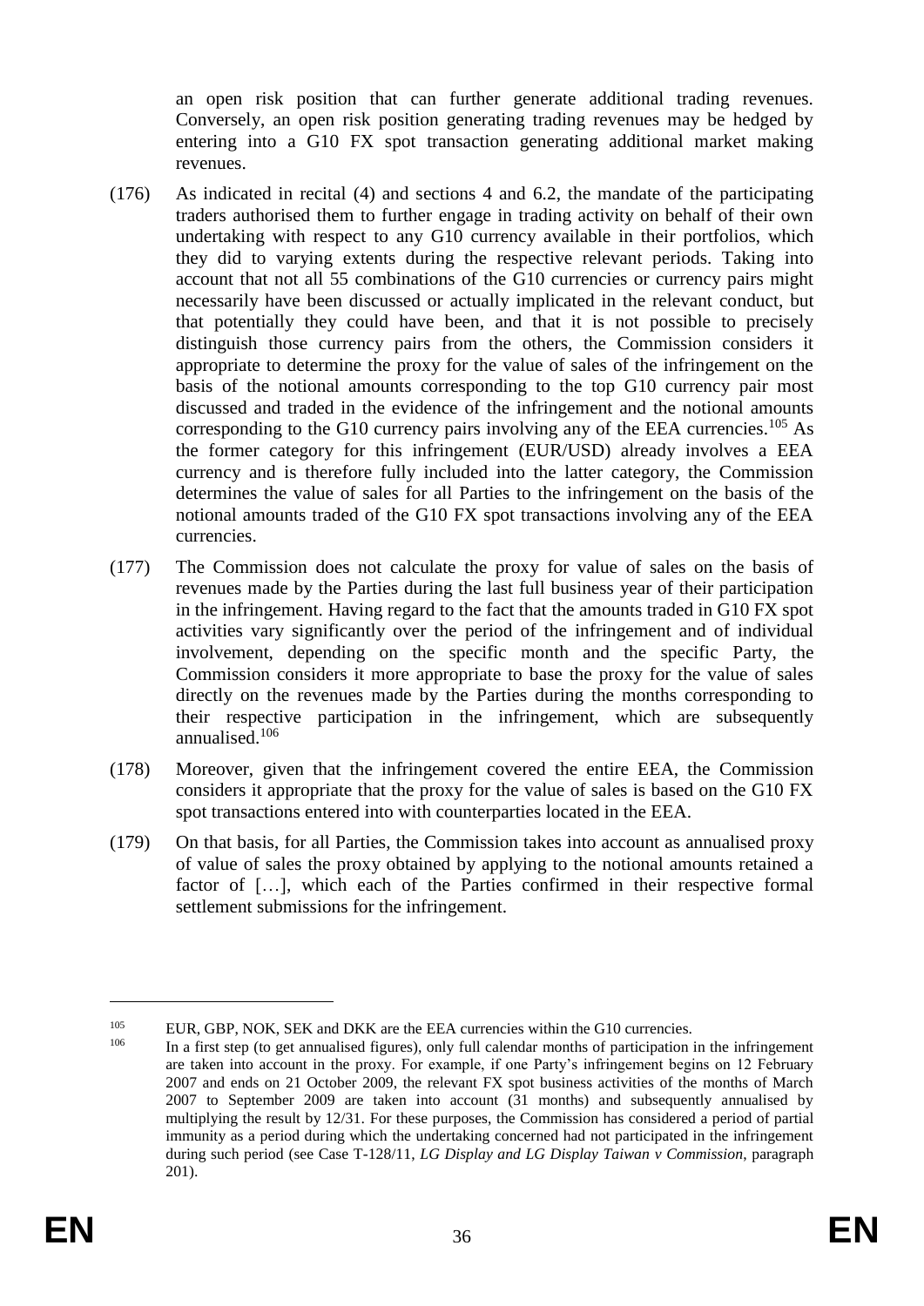an open risk position that can further generate additional trading revenues. Conversely, an open risk position generating trading revenues may be hedged by entering into a G10 FX spot transaction generating additional market making revenues.

(176) As indicated in recital (4) and sections 4 and 6.2, the mandate of the participating traders authorised them to further engage in trading activity on behalf of their own undertaking with respect to any G10 currency available in their portfolios, which they did to varying extents during the respective relevant periods. Taking into account that not all 55 combinations of the G10 currencies or currency pairs might necessarily have been discussed or actually implicated in the relevant conduct, but that potentially they could have been, and that it is not possible to precisely distinguish those currency pairs from the others, the Commission considers it appropriate to determine the proxy for the value of sales of the infringement on the basis of the notional amounts corresponding to the top G10 currency pair most discussed and traded in the evidence of the infringement and the notional amounts corresponding to the G10 currency pairs involving any of the EEA currencies.[105] As the former category for this infringement (EUR/USD) already involves a EEA currency and is therefore fully included into the latter category, the Commission determines the value of sales for all Parties to the infringement on the basis of the notional amounts traded of the G10 FX spot transactions involving any of the EEA currencies.

(177) The Commission does not calculate the proxy for value of sales on the basis of revenues made by the Parties during the last full business year of their participation in the infringement. Having regard to the fact that the amounts traded in G10 FX spot activities vary significantly over the period of the infringement and of individual involvement, depending on the specific month and the specific Party, the Commission considers it more appropriate to base the proxy for the value of sales directly on the revenues made by the Parties during the months corresponding to their respective participation in the infringement, which are subsequently annualised.[106]

(178) Moreover, given that the infringement covered the entire EEA, the Commission considers it appropriate that the proxy for the value of sales is based on the G10 FX spot transactions entered into with counterparties located in the EEA.

(179) On that basis, for all Parties, the Commission takes into account as annualised proxy of value of sales the proxy obtained by applying to the notional amounts retained a factor of […], which each of the Parties confirmed in their respective formal settlement submissions for the infringement.

---

[105] EUR, GBP, NOK, SEK and DKK are the EEA currencies within the G10 currencies.

[106] In a first step (to get annualised figures), only full calendar months of participation in the infringement are taken into account in the proxy. For example, if one Party's infringement begins on 12 February 2007 and ends on 21 October 2009, the relevant FX spot business activities of the months of March 2007 to September 2009 are taken into account (31 months) and subsequently annualised by multiplying the result by 12/31. For these purposes, the Commission has considered a period of partial immunity as a period during which the undertaking concerned had not participated in the infringement during such period (see Case T-128/11, *LG Display and LG Display Taiwan v Commission*, paragraph 201).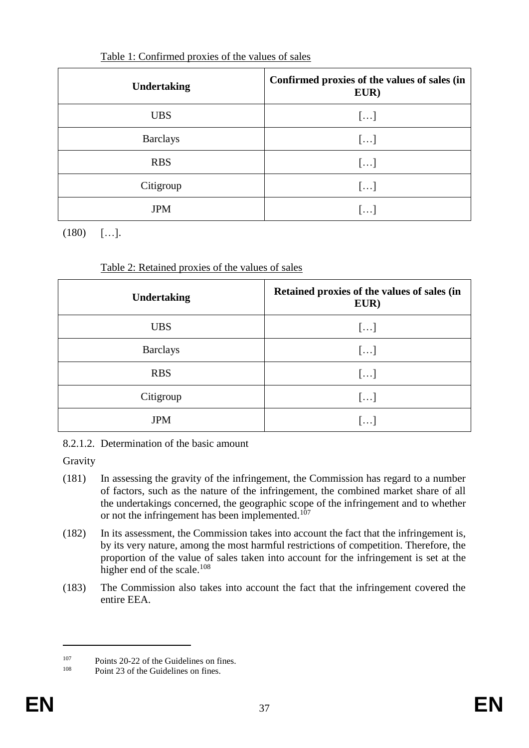Table 1: Confirmed proxies of the values of sales

| Undertaking | Confirmed proxies of the values of sales (in EUR) |
|---|---|
| UBS | […] |
| Barclays | […] |
| RBS | […] |
| Citigroup | […] |
| JPM | […] |

(180) […].

Table 2: Retained proxies of the values of sales

| Undertaking | Retained proxies of the values of sales (in EUR) |
|---|---|
| UBS | […] |
| Barclays | […] |
| RBS | […] |
| Citigroup | […] |
| JPM | […] |

8.2.1.2. Determination of the basic amount

Gravity

(181) In assessing the gravity of the infringement, the Commission has regard to a number of factors, such as the nature of the infringement, the combined market share of all the undertakings concerned, the geographic scope of the infringement and to whether or not the infringement has been implemented.[107]

(182) In its assessment, the Commission takes into account the fact that the infringement is, by its very nature, among the most harmful restrictions of competition. Therefore, the proportion of the value of sales taken into account for the infringement is set at the higher end of the scale.[108]

(183) The Commission also takes into account the fact that the infringement covered the entire EEA.

---

[107] Points 20-22 of the Guidelines on fines.

[108] Point 23 of the Guidelines on fines.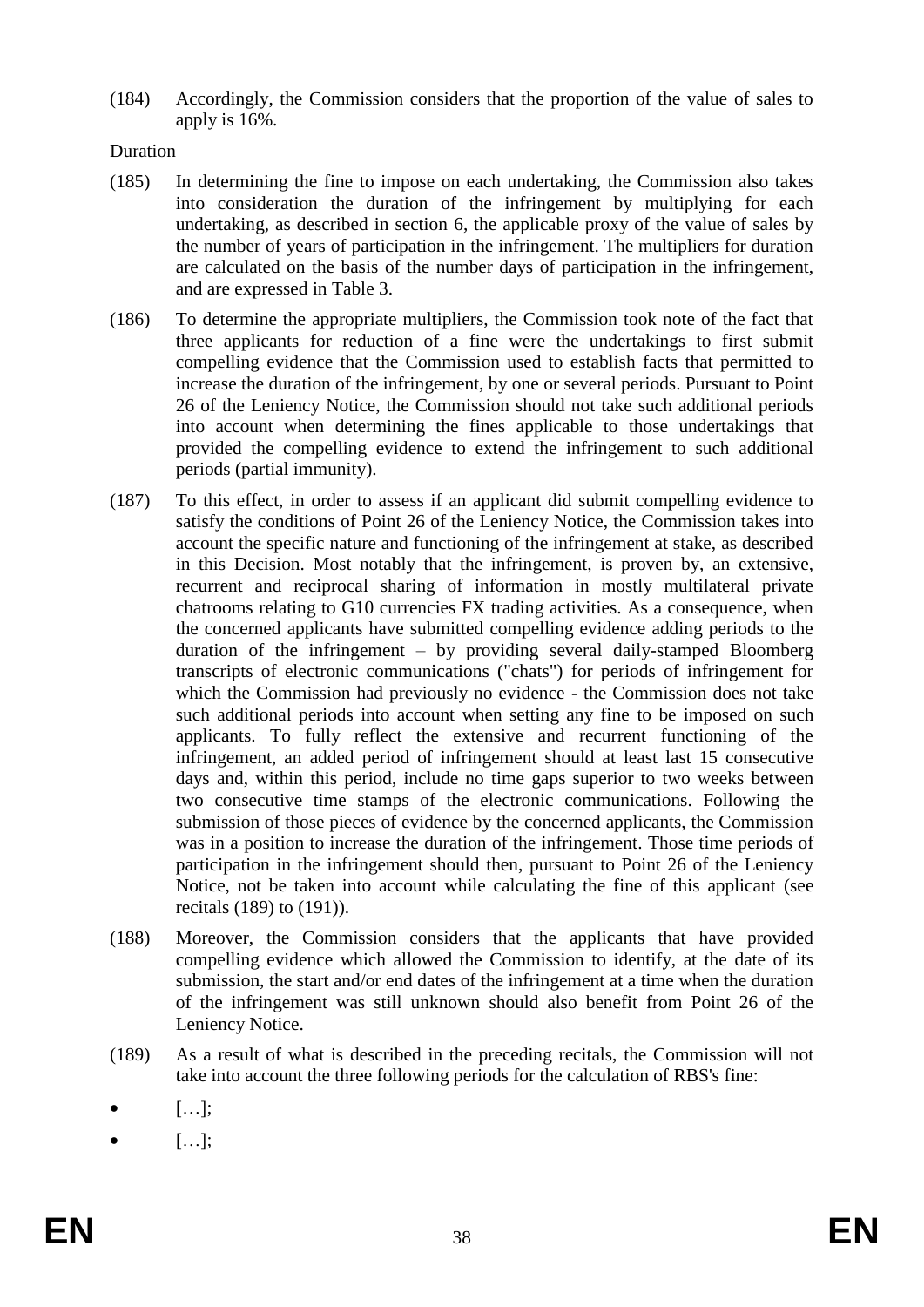(184) Accordingly, the Commission considers that the proportion of the value of sales to apply is 16%.

Duration

(185) In determining the fine to impose on each undertaking, the Commission also takes into consideration the duration of the infringement by multiplying for each undertaking, as described in section 6, the applicable proxy of the value of sales by the number of years of participation in the infringement. The multipliers for duration are calculated on the basis of the number days of participation in the infringement, and are expressed in Table 3.

(186) To determine the appropriate multipliers, the Commission took note of the fact that three applicants for reduction of a fine were the undertakings to first submit compelling evidence that the Commission used to establish facts that permitted to increase the duration of the infringement, by one or several periods. Pursuant to Point 26 of the Leniency Notice, the Commission should not take such additional periods into account when determining the fines applicable to those undertakings that provided the compelling evidence to extend the infringement to such additional periods (partial immunity).

(187) To this effect, in order to assess if an applicant did submit compelling evidence to satisfy the conditions of Point 26 of the Leniency Notice, the Commission takes into account the specific nature and functioning of the infringement at stake, as described in this Decision. Most notably that the infringement, is proven by, an extensive, recurrent and reciprocal sharing of information in mostly multilateral private chatrooms relating to G10 currencies FX trading activities. As a consequence, when the concerned applicants have submitted compelling evidence adding periods to the duration of the infringement – by providing several daily-stamped Bloomberg transcripts of electronic communications ("chats") for periods of infringement for which the Commission had previously no evidence - the Commission does not take such additional periods into account when setting any fine to be imposed on such applicants. To fully reflect the extensive and recurrent functioning of the infringement, an added period of infringement should at least last 15 consecutive days and, within this period, include no time gaps superior to two weeks between two consecutive time stamps of the electronic communications. Following the submission of those pieces of evidence by the concerned applicants, the Commission was in a position to increase the duration of the infringement. Those time periods of participation in the infringement should then, pursuant to Point 26 of the Leniency Notice, not be taken into account while calculating the fine of this applicant (see recitals (189) to (191)).

(188) Moreover, the Commission considers that the applicants that have provided compelling evidence which allowed the Commission to identify, at the date of its submission, the start and/or end dates of the infringement at a time when the duration of the infringement was still unknown should also benefit from Point 26 of the Leniency Notice.

(189) As a result of what is described in the preceding recitals, the Commission will not take into account the three following periods for the calculation of RBS's fine:

- […];
- […];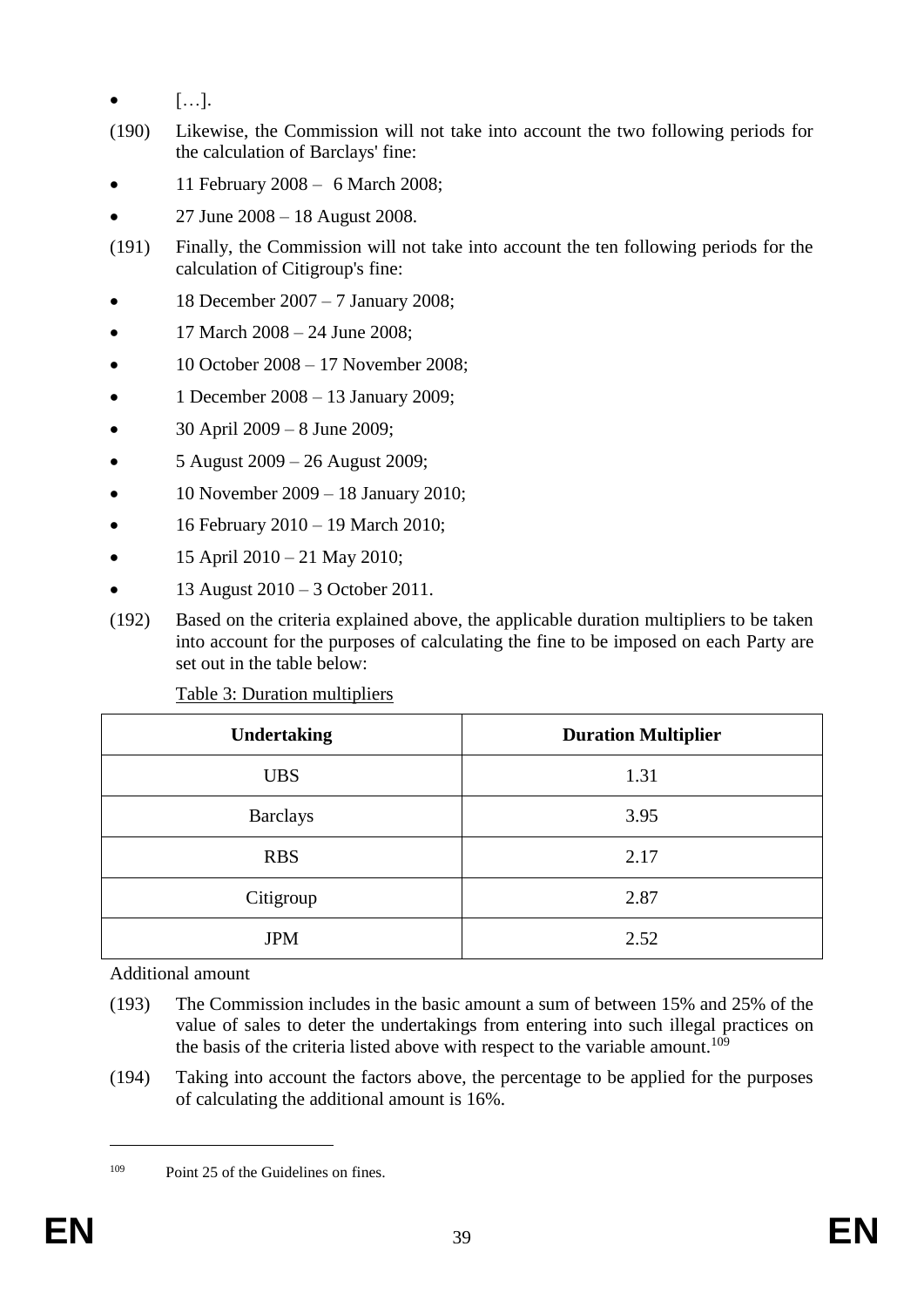- […].

(190) Likewise, the Commission will not take into account the two following periods for the calculation of Barclays' fine:

- 11 February 2008 – 6 March 2008;
- 27 June 2008 – 18 August 2008.

(191) Finally, the Commission will not take into account the ten following periods for the calculation of Citigroup's fine:

- 18 December 2007 – 7 January 2008;
- 17 March 2008 – 24 June 2008;
- 10 October 2008 – 17 November 2008;
- 1 December 2008 – 13 January 2009;
- 30 April 2009 – 8 June 2009;
- 5 August 2009 – 26 August 2009;
- 10 November 2009 – 18 January 2010;
- 16 February 2010 – 19 March 2010;
- 15 April 2010 – 21 May 2010;
- 13 August 2010 – 3 October 2011.

(192) Based on the criteria explained above, the applicable duration multipliers to be taken into account for the purposes of calculating the fine to be imposed on each Party are set out in the table below:

Table 3: Duration multipliers

| Undertaking | Duration Multiplier |
|---|---|
| UBS | 1.31 |
| Barclays | 3.95 |
| RBS | 2.17 |
| Citigroup | 2.87 |
| JPM | 2.52 |

Additional amount

(193) The Commission includes in the basic amount a sum of between 15% and 25% of the value of sales to deter the undertakings from entering into such illegal practices on the basis of the criteria listed above with respect to the variable amount.[109]

(194) Taking into account the factors above, the percentage to be applied for the purposes of calculating the additional amount is 16%.

[109] Point 25 of the Guidelines on fines.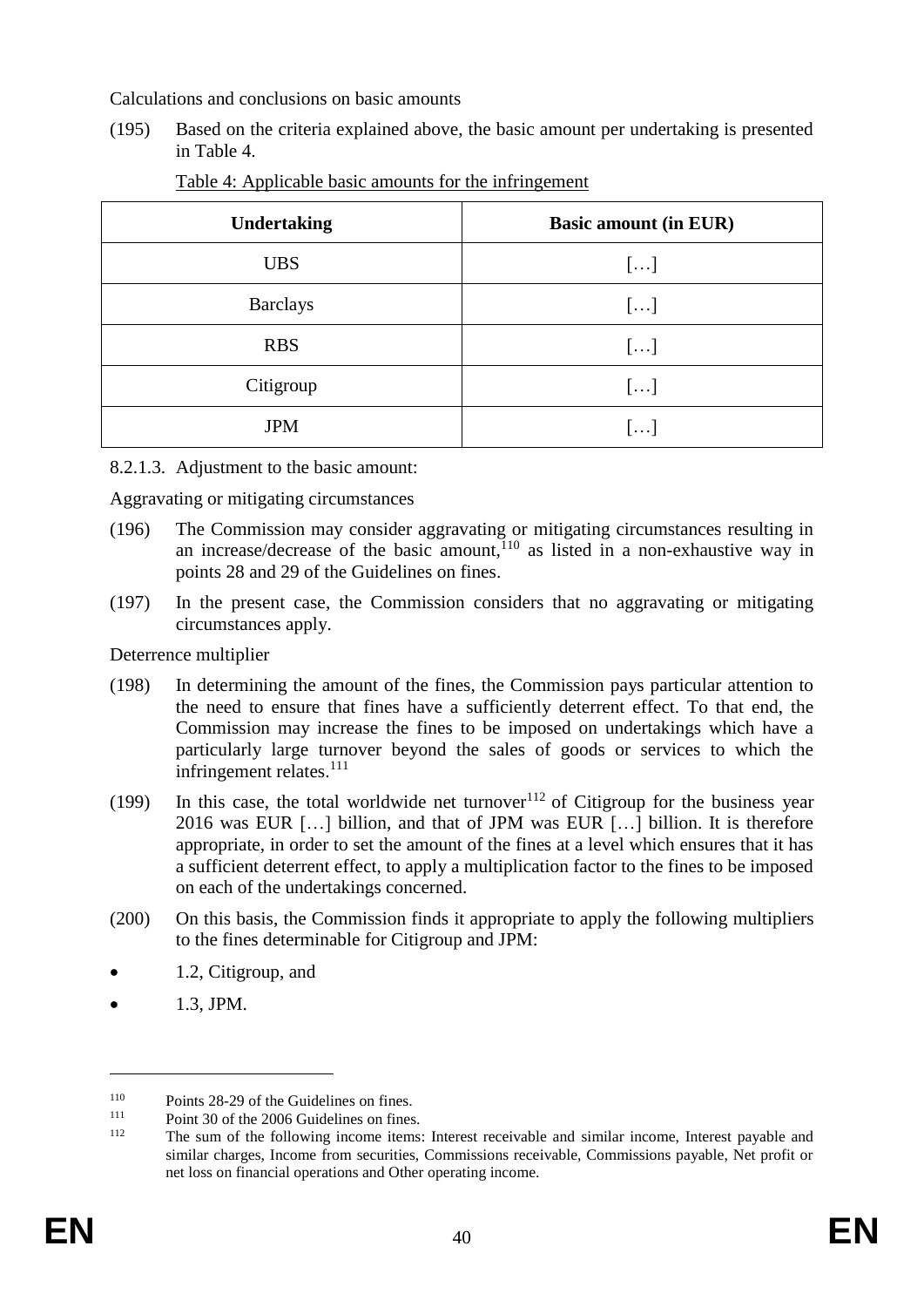Calculations and conclusions on basic amounts

(195) Based on the criteria explained above, the basic amount per undertaking is presented in Table 4.

Table 4: Applicable basic amounts for the infringement

| Undertaking | Basic amount (in EUR) |
|---|---|
| UBS | […] |
| Barclays | […] |
| RBS | […] |
| Citigroup | […] |
| JPM | […] |

8.2.1.3. Adjustment to the basic amount:

Aggravating or mitigating circumstances

(196) The Commission may consider aggravating or mitigating circumstances resulting in an increase/decrease of the basic amount,[110] as listed in a non-exhaustive way in points 28 and 29 of the Guidelines on fines.

(197) In the present case, the Commission considers that no aggravating or mitigating circumstances apply.

Deterrence multiplier

(198) In determining the amount of the fines, the Commission pays particular attention to the need to ensure that fines have a sufficiently deterrent effect. To that end, the Commission may increase the fines to be imposed on undertakings which have a particularly large turnover beyond the sales of goods or services to which the infringement relates.[111]

(199) In this case, the total worldwide net turnover[112] of Citigroup for the business year 2016 was EUR […] billion, and that of JPM was EUR […] billion. It is therefore appropriate, in order to set the amount of the fines at a level which ensures that it has a sufficient deterrent effect, to apply a multiplication factor to the fines to be imposed on each of the undertakings concerned.

(200) On this basis, the Commission finds it appropriate to apply the following multipliers to the fines determinable for Citigroup and JPM:

- 1.2, Citigroup, and
- 1.3, JPM.

---

[110] Points 28-29 of the Guidelines on fines.

[111] Point 30 of the 2006 Guidelines on fines.

[112] The sum of the following income items: Interest receivable and similar income, Interest payable and similar charges, Income from securities, Commissions receivable, Commissions payable, Net profit or net loss on financial operations and Other operating income.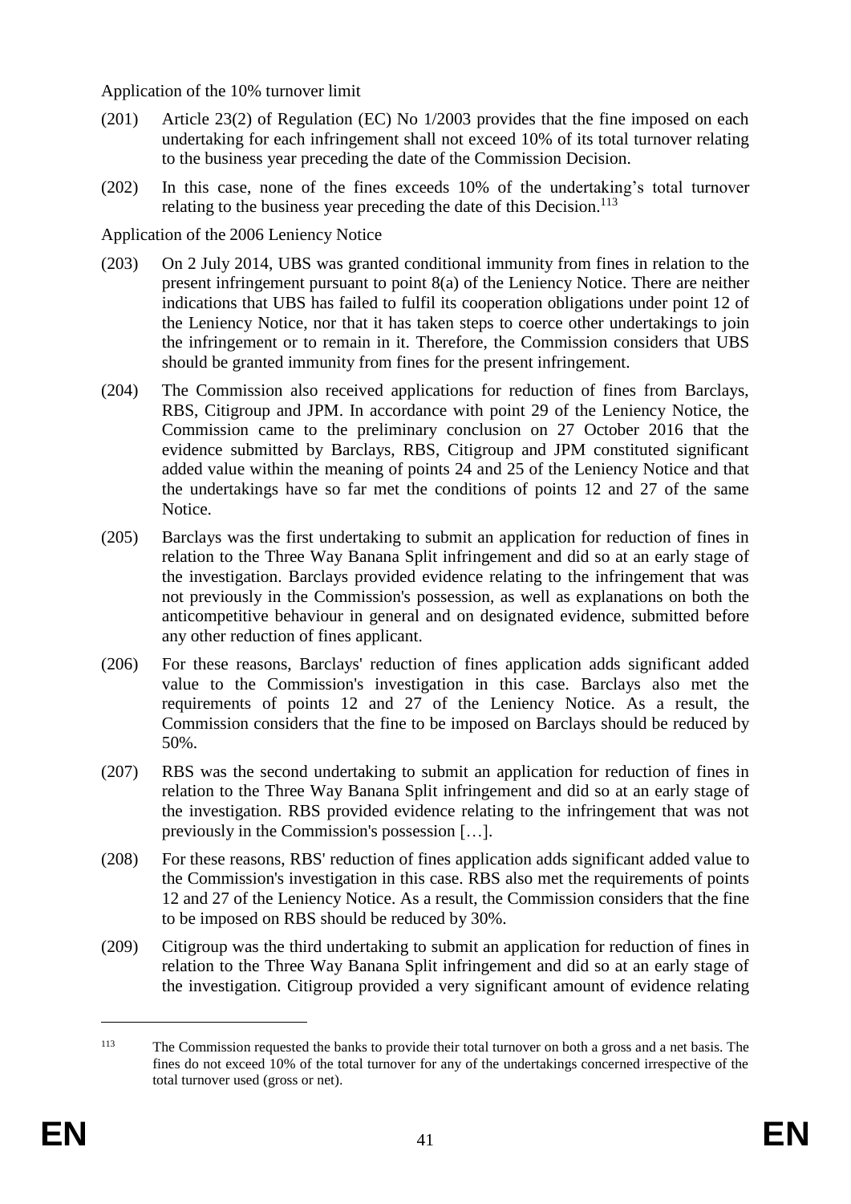Application of the 10% turnover limit

(201) Article 23(2) of Regulation (EC) No 1/2003 provides that the fine imposed on each undertaking for each infringement shall not exceed 10% of its total turnover relating to the business year preceding the date of the Commission Decision.

(202) In this case, none of the fines exceeds 10% of the undertaking's total turnover relating to the business year preceding the date of this Decision.[113]

Application of the 2006 Leniency Notice

(203) On 2 July 2014, UBS was granted conditional immunity from fines in relation to the present infringement pursuant to point 8(a) of the Leniency Notice. There are neither indications that UBS has failed to fulfil its cooperation obligations under point 12 of the Leniency Notice, nor that it has taken steps to coerce other undertakings to join the infringement or to remain in it. Therefore, the Commission considers that UBS should be granted immunity from fines for the present infringement.

(204) The Commission also received applications for reduction of fines from Barclays, RBS, Citigroup and JPM. In accordance with point 29 of the Leniency Notice, the Commission came to the preliminary conclusion on 27 October 2016 that the evidence submitted by Barclays, RBS, Citigroup and JPM constituted significant added value within the meaning of points 24 and 25 of the Leniency Notice and that the undertakings have so far met the conditions of points 12 and 27 of the same Notice.

(205) Barclays was the first undertaking to submit an application for reduction of fines in relation to the Three Way Banana Split infringement and did so at an early stage of the investigation. Barclays provided evidence relating to the infringement that was not previously in the Commission's possession, as well as explanations on both the anticompetitive behaviour in general and on designated evidence, submitted before any other reduction of fines applicant.

(206) For these reasons, Barclays' reduction of fines application adds significant added value to the Commission's investigation in this case. Barclays also met the requirements of points 12 and 27 of the Leniency Notice. As a result, the Commission considers that the fine to be imposed on Barclays should be reduced by 50%.

(207) RBS was the second undertaking to submit an application for reduction of fines in relation to the Three Way Banana Split infringement and did so at an early stage of the investigation. RBS provided evidence relating to the infringement that was not previously in the Commission's possession […].

(208) For these reasons, RBS' reduction of fines application adds significant added value to the Commission's investigation in this case. RBS also met the requirements of points 12 and 27 of the Leniency Notice. As a result, the Commission considers that the fine to be imposed on RBS should be reduced by 30%.

(209) Citigroup was the third undertaking to submit an application for reduction of fines in relation to the Three Way Banana Split infringement and did so at an early stage of the investigation. Citigroup provided a very significant amount of evidence relating

[113] The Commission requested the banks to provide their total turnover on both a gross and a net basis. The fines do not exceed 10% of the total turnover for any of the undertakings concerned irrespective of the total turnover used (gross or net).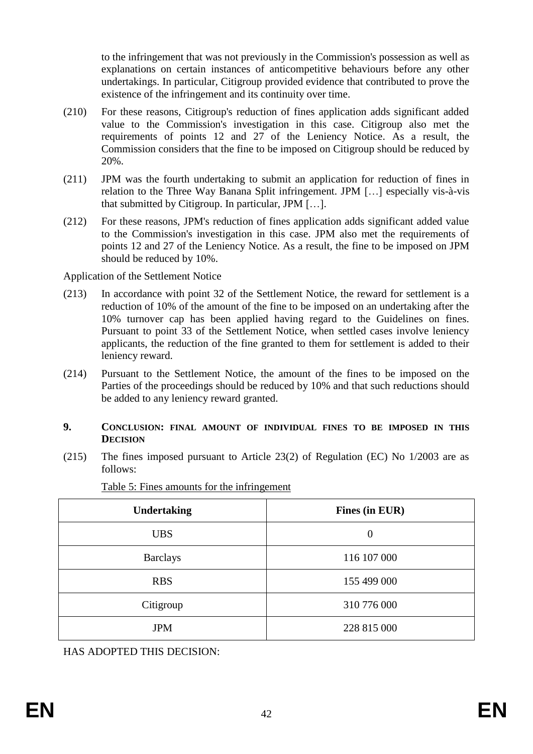to the infringement that was not previously in the Commission's possession as well as explanations on certain instances of anticompetitive behaviours before any other undertakings. In particular, Citigroup provided evidence that contributed to prove the existence of the infringement and its continuity over time.

(210) For these reasons, Citigroup's reduction of fines application adds significant added value to the Commission's investigation in this case. Citigroup also met the requirements of points 12 and 27 of the Leniency Notice. As a result, the Commission considers that the fine to be imposed on Citigroup should be reduced by 20%.

(211) JPM was the fourth undertaking to submit an application for reduction of fines in relation to the Three Way Banana Split infringement. JPM […] especially vis-à-vis that submitted by Citigroup. In particular, JPM […].

(212) For these reasons, JPM's reduction of fines application adds significant added value to the Commission's investigation in this case. JPM also met the requirements of points 12 and 27 of the Leniency Notice. As a result, the fine to be imposed on JPM should be reduced by 10%.

Application of the Settlement Notice

(213) In accordance with point 32 of the Settlement Notice, the reward for settlement is a reduction of 10% of the amount of the fine to be imposed on an undertaking after the 10% turnover cap has been applied having regard to the Guidelines on fines. Pursuant to point 33 of the Settlement Notice, when settled cases involve leniency applicants, the reduction of the fine granted to them for settlement is added to their leniency reward.

(214) Pursuant to the Settlement Notice, the amount of the fines to be imposed on the Parties of the proceedings should be reduced by 10% and that such reductions should be added to any leniency reward granted.

## 9. CONCLUSION: FINAL AMOUNT OF INDIVIDUAL FINES TO BE IMPOSED IN THIS DECISION

(215) The fines imposed pursuant to Article 23(2) of Regulation (EC) No 1/2003 are as follows:

Table 5: Fines amounts for the infringement

| Undertaking | Fines (in EUR) |
|---|---|
| UBS | 0 |
| Barclays | 116 107 000 |
| RBS | 155 499 000 |
| Citigroup | 310 776 000 |
| JPM | 228 815 000 |

HAS ADOPTED THIS DECISION: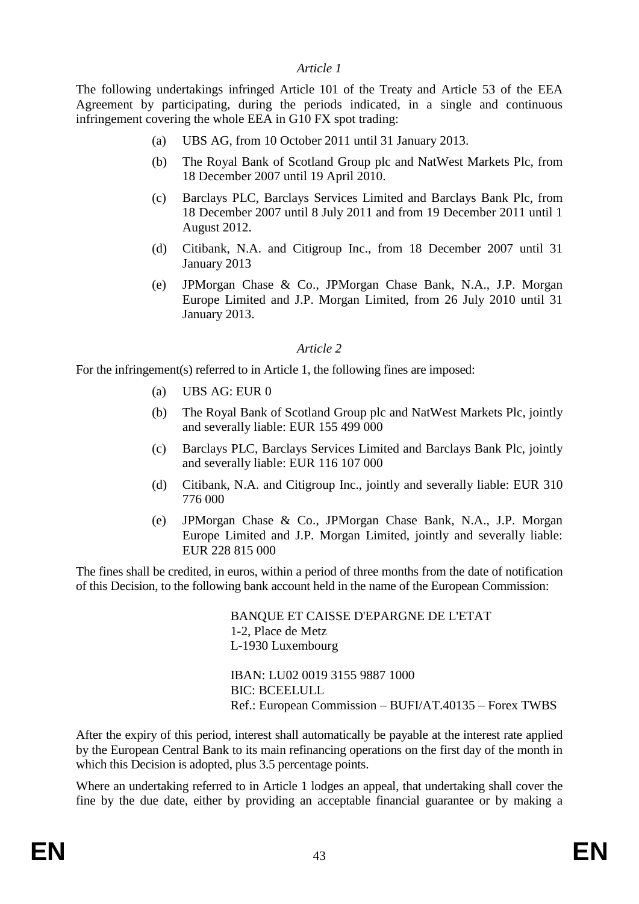*Article 1*

The following undertakings infringed Article 101 of the Treaty and Article 53 of the EEA Agreement by participating, during the periods indicated, in a single and continuous infringement covering the whole EEA in G10 FX spot trading:

(a) UBS AG, from 10 October 2011 until 31 January 2013.

(b) The Royal Bank of Scotland Group plc and NatWest Markets Plc, from 18 December 2007 until 19 April 2010.

(c) Barclays PLC, Barclays Services Limited and Barclays Bank Plc, from 18 December 2007 until 8 July 2011 and from 19 December 2011 until 1 August 2012.

(d) Citibank, N.A. and Citigroup Inc., from 18 December 2007 until 31 January 2013

(e) JPMorgan Chase & Co., JPMorgan Chase Bank, N.A., J.P. Morgan Europe Limited and J.P. Morgan Limited, from 26 July 2010 until 31 January 2013.

*Article 2*

For the infringement(s) referred to in Article 1, the following fines are imposed:

(a) UBS AG: EUR 0

(b) The Royal Bank of Scotland Group plc and NatWest Markets Plc, jointly and severally liable: EUR 155 499 000

(c) Barclays PLC, Barclays Services Limited and Barclays Bank Plc, jointly and severally liable: EUR 116 107 000

(d) Citibank, N.A. and Citigroup Inc., jointly and severally liable: EUR 310 776 000

(e) JPMorgan Chase & Co., JPMorgan Chase Bank, N.A., J.P. Morgan Europe Limited and J.P. Morgan Limited, jointly and severally liable: EUR 228 815 000

The fines shall be credited, in euros, within a period of three months from the date of notification of this Decision, to the following bank account held in the name of the European Commission:

BANQUE ET CAISSE D'EPARGNE DE L'ETAT
1-2, Place de Metz
L-1930 Luxembourg

IBAN: LU02 0019 3155 9887 1000
BIC: BCEELULL
Ref.: European Commission – BUFI/AT.40135 – Forex TWBS

After the expiry of this period, interest shall automatically be payable at the interest rate applied by the European Central Bank to its main refinancing operations on the first day of the month in which this Decision is adopted, plus 3.5 percentage points.

Where an undertaking referred to in Article 1 lodges an appeal, that undertaking shall cover the fine by the due date, either by providing an acceptable financial guarantee or by making a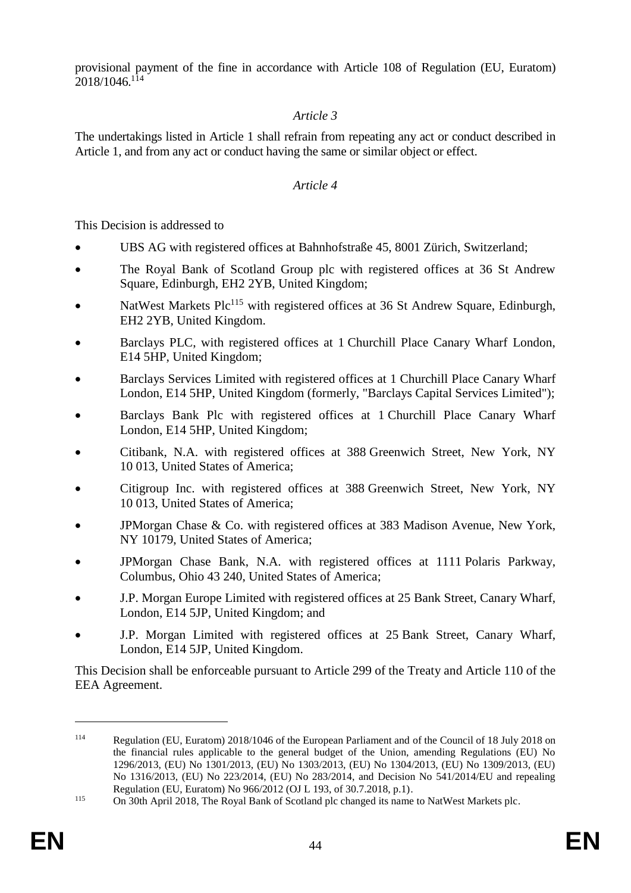provisional payment of the fine in accordance with Article 108 of Regulation (EU, Euratom) 2018/1046.[114]

*Article 3*

The undertakings listed in Article 1 shall refrain from repeating any act or conduct described in Article 1, and from any act or conduct having the same or similar object or effect.

*Article 4*

This Decision is addressed to

- UBS AG with registered offices at Bahnhofstraße 45, 8001 Zürich, Switzerland;
- The Royal Bank of Scotland Group plc with registered offices at 36 St Andrew Square, Edinburgh, EH2 2YB, United Kingdom;
- NatWest Markets Plc[115] with registered offices at 36 St Andrew Square, Edinburgh, EH2 2YB, United Kingdom.
- Barclays PLC, with registered offices at 1 Churchill Place Canary Wharf London, E14 5HP, United Kingdom;
- Barclays Services Limited with registered offices at 1 Churchill Place Canary Wharf London, E14 5HP, United Kingdom (formerly, "Barclays Capital Services Limited");
- Barclays Bank Plc with registered offices at 1 Churchill Place Canary Wharf London, E14 5HP, United Kingdom;
- Citibank, N.A. with registered offices at 388 Greenwich Street, New York, NY 10 013, United States of America;
- Citigroup Inc. with registered offices at 388 Greenwich Street, New York, NY 10 013, United States of America;
- JPMorgan Chase & Co. with registered offices at 383 Madison Avenue, New York, NY 10179, United States of America;
- JPMorgan Chase Bank, N.A. with registered offices at 1111 Polaris Parkway, Columbus, Ohio 43 240, United States of America;
- J.P. Morgan Europe Limited with registered offices at 25 Bank Street, Canary Wharf, London, E14 5JP, United Kingdom; and
- J.P. Morgan Limited with registered offices at 25 Bank Street, Canary Wharf, London, E14 5JP, United Kingdom.

This Decision shall be enforceable pursuant to Article 299 of the Treaty and Article 110 of the EEA Agreement.

---

[114] Regulation (EU, Euratom) 2018/1046 of the European Parliament and of the Council of 18 July 2018 on the financial rules applicable to the general budget of the Union, amending Regulations (EU) No 1296/2013, (EU) No 1301/2013, (EU) No 1303/2013, (EU) No 1304/2013, (EU) No 1309/2013, (EU) No 1316/2013, (EU) No 223/2014, (EU) No 283/2014, and Decision No 541/2014/EU and repealing Regulation (EU, Euratom) No 966/2012 (OJ L 193, of 30.7.2018, p.1).

[115] On 30th April 2018, The Royal Bank of Scotland plc changed its name to NatWest Markets plc.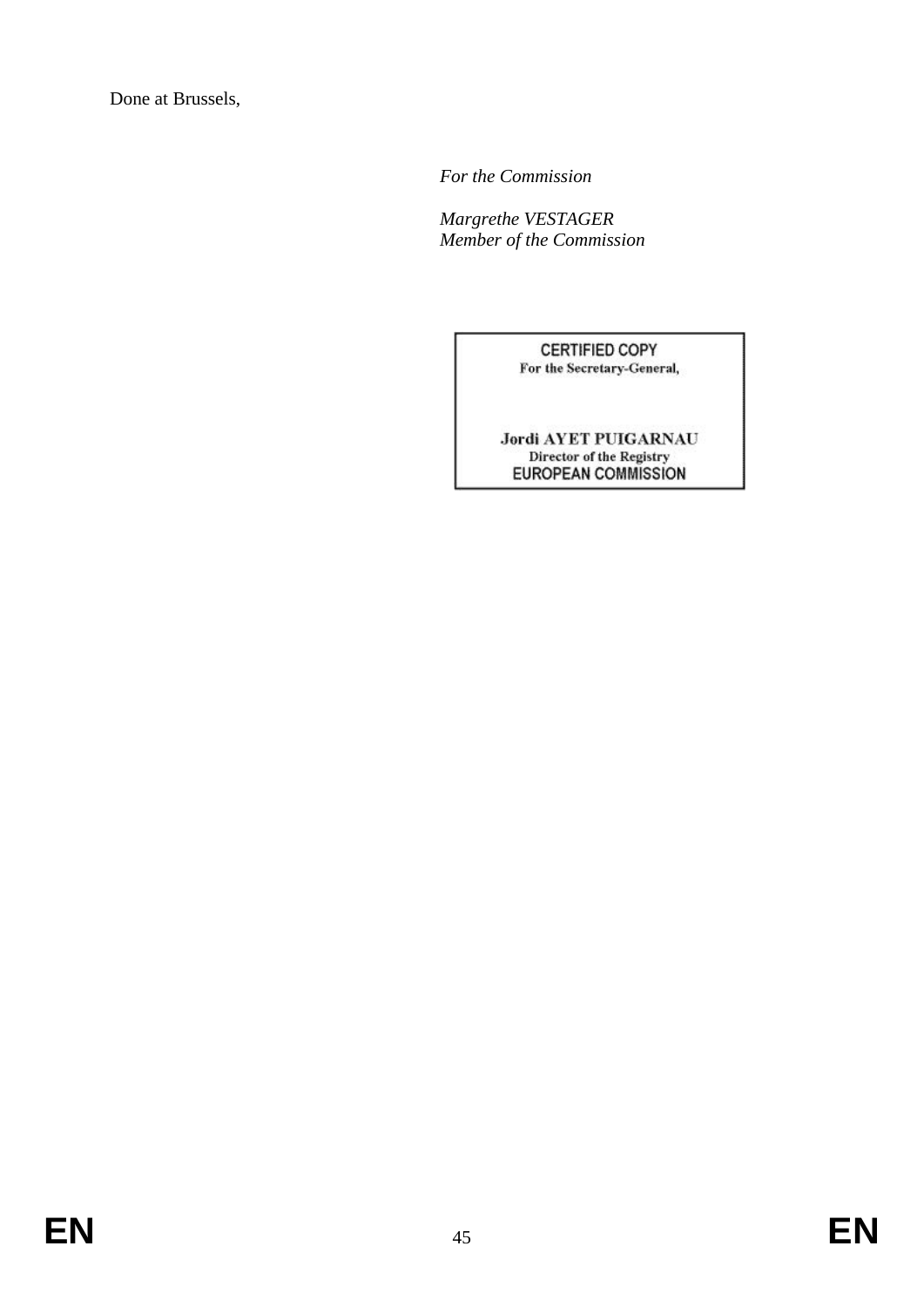Done at Brussels,

*For the Commission*

*Margrethe VESTAGER*
*Member of the Commission*

CERTIFIED COPY
For the Secretary-General,

**Jordi AYET PUIGARNAU**
Director of the Registry
EUROPEAN COMMISSION